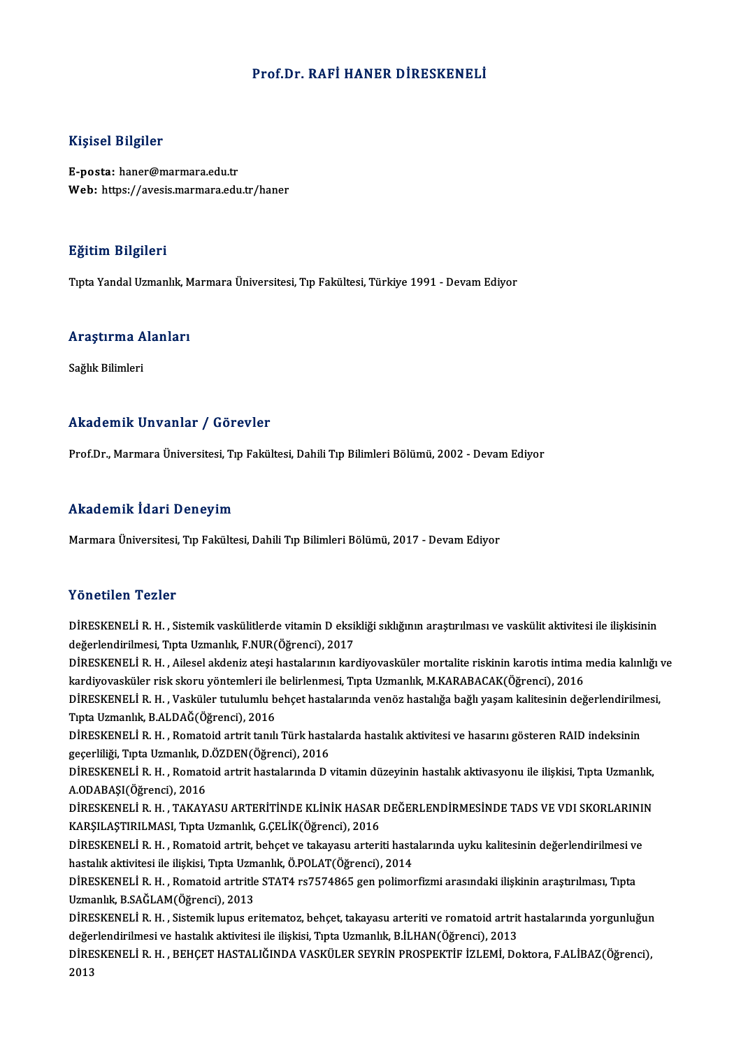# Prof.Dr. RAFİ HANER DİRESKENELİ

## Kişisel Bilgiler

**E-posta:** haner@marmara.edu.tr
**Web:** https://avesis.marmara.edu.tr/haner

## Eğitim Bilgileri

Tıpta Yandal Uzmanlık, Marmara Üniversitesi, Tıp Fakültesi, Türkiye 1991 - Devam Ediyor

## Araştırma Alanları

Sağlık Bilimleri

## Akademik Unvanlar / Görevler

Prof.Dr., Marmara Üniversitesi, Tıp Fakültesi, Dahili Tıp Bilimleri Bölümü, 2002 - Devam Ediyor

## Akademik İdari Deneyim

Marmara Üniversitesi, Tıp Fakültesi, Dahili Tıp Bilimleri Bölümü, 2017 - Devam Ediyor

## Yönetilen Tezler

DİRESKENELİ R. H. , Sistemik vaskülitlerde vitamin D eksikliği sıklığının araştırılması ve vaskülit aktivitesi ile ilişkisinin değerlendirilmesi, Tıpta Uzmanlık, F.NUR(Öğrenci), 2017

DİRESKENELİ R. H. , Ailesel akdeniz ateşi hastalarının kardiyovasküler mortalite riskinin karotis intima media kalınlığı ve kardiyovasküler risk skoru yöntemleri ile belirlenmesi, Tıpta Uzmanlık, M.KARABACAK(Öğrenci), 2016

DİRESKENELİ R. H. , Vasküler tutulumlu behçet hastalarında venöz hastalığa bağlı yaşam kalitesinin değerlendirilmesi, Tıpta Uzmanlık, B.ALDAĞ(Öğrenci), 2016

DİRESKENELİ R. H. , Romatoid artrit tanılı Türk hastalarda hastalık aktivitesi ve hasarını gösteren RAID indeksinin geçerliliği, Tıpta Uzmanlık, D.ÖZDEN(Öğrenci), 2016

DİRESKENELİ R. H. , Romatoid artrit hastalarında D vitamin düzeyinin hastalık aktivasyonu ile ilişkisi, Tıpta Uzmanlık, A.ODABAŞI(Öğrenci), 2016

DİRESKENELİ R. H. , TAKAYASU ARTERİTİNDE KLİNİK HASAR DEĞERLENDİRMESİNDE TADS VE VDI SKORLARININ KARŞILAŞTIRILMASI, Tıpta Uzmanlık, G.ÇELİK(Öğrenci), 2016

DİRESKENELİ R. H. , Romatoid artrit, behçet ve takayasu arteriti hastalarında uyku kalitesinin değerlendirilmesi ve hastalık aktivitesi ile ilişkisi, Tıpta Uzmanlık, Ö.POLAT(Öğrenci), 2014

DİRESKENELİ R. H. , Romatoid artritle STAT4 rs7574865 gen polimorfizmi arasındaki ilişkinin araştırılması, Tıpta Uzmanlık, B.SAĞLAM(Öğrenci), 2013

DİRESKENELİ R. H. , Sistemik lupus eritematoz, behçet, takayasu arteriti ve romatoid artrit hastalarında yorgunluğun değerlendirilmesi ve hastalık aktivitesi ile ilişkisi, Tıpta Uzmanlık, B.İLHAN(Öğrenci), 2013

DİRESKENELİ R. H. , BEHÇET HASTALIĞINDA VASKÜLER SEYRİN PROSPEKTİF İZLEMİ, Doktora, F.ALİBAZ(Öğrenci), 2013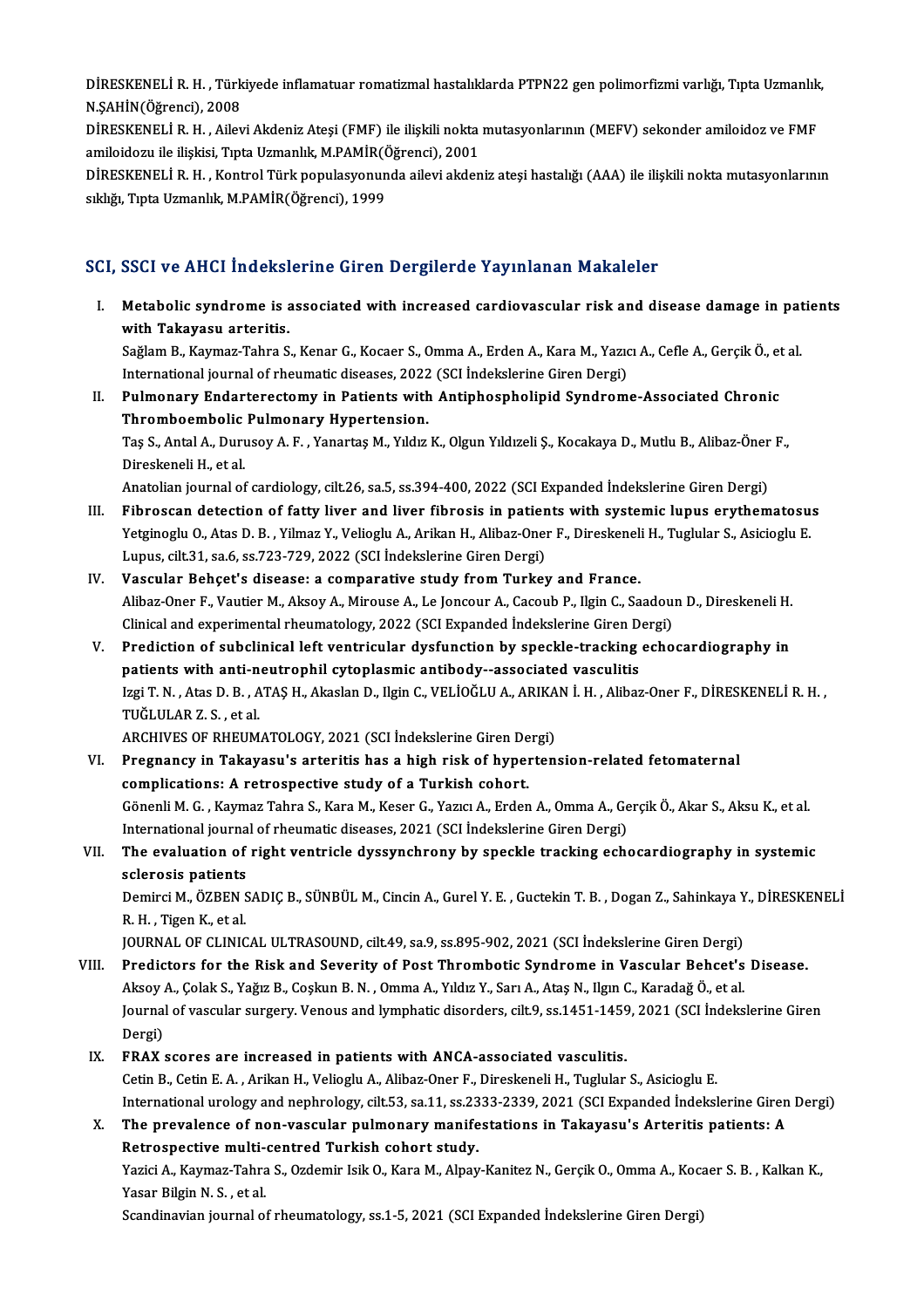DİRESKENELİ R. H. , Türkiyede inflamatuar romatizmal hastalıklarda PTPN22 gen polimorfizmi varlığı, Tıpta Uzmanlık, N.ŞAHİN(Öğrenci), 2008

DİRESKENELİ R. H. , Ailevi Akdeniz Ateşi (FMF) ile ilişkili nokta mutasyonlarının (MEFV) sekonder amiloidoz ve FMF amiloidozu ile ilişkisi, Tıpta Uzmanlık, M.PAMİR(Öğrenci), 2001

DİRESKENELİ R. H. , Kontrol Türk populasyonunda ailevi akdeniz ateşi hastalığı (AAA) ile ilişkili nokta mutasyonlarının sıklığı, Tıpta Uzmanlık, M.PAMİR(Öğrenci), 1999

## SCI, SSCI ve AHCI İndekslerine Giren Dergilerde Yayınlanan Makaleler

I. **Metabolic syndrome is associated with increased cardiovascular risk and disease damage in patients with Takayasu arteritis.**
Sağlam B., Kaymaz-Tahra S., Kenar G., Kocaer S., Omma A., Erden A., Kara M., Yazıcı A., Cefle A., Gerçik Ö., et al.
International journal of rheumatic diseases, 2022 (SCI İndekslerine Giren Dergi)

II. **Pulmonary Endarterectomy in Patients with Antiphospholipid Syndrome-Associated Chronic Thromboembolic Pulmonary Hypertension.**
Taş S., Antal A., Durusoy A. F. , Yanartaş M., Yıldız K., Olgun Yıldızeli Ş., Kocakaya D., Mutlu B., Alibaz-Öner F., Direskeneli H., et al.
Anatolian journal of cardiology, cilt.26, sa.5, ss.394-400, 2022 (SCI Expanded İndekslerine Giren Dergi)

III. **Fibroscan detection of fatty liver and liver fibrosis in patients with systemic lupus erythematosus**
Yetginoglu O., Atas D. B. , Yilmaz Y., Velioglu A., Arikan H., Alibaz-Oner F., Direskeneli H., Tuglular S., Asicioglu E.
Lupus, cilt.31, sa.6, ss.723-729, 2022 (SCI İndekslerine Giren Dergi)

IV. **Vascular Behçet's disease: a comparative study from Turkey and France.**
Alibaz-Oner F., Vautier M., Aksoy A., Mirouse A., Le Joncour A., Cacoub P., Ilgin C., Saadoun D., Direskeneli H.
Clinical and experimental rheumatology, 2022 (SCI Expanded İndekslerine Giren Dergi)

V. **Prediction of subclinical left ventricular dysfunction by speckle-tracking echocardiography in patients with anti-neutrophil cytoplasmic antibody--associated vasculitis**
Izgi T. N. , Atas D. B. , ATAŞ H., Akaslan D., Ilgin C., VELİOĞLU A., ARIKAN İ. H. , Alibaz-Oner F., DİRESKENELİ R. H. , TUĞLULAR Z. S. , et al.
ARCHIVES OF RHEUMATOLOGY, 2021 (SCI İndekslerine Giren Dergi)

VI. **Pregnancy in Takayasu's arteritis has a high risk of hypertension-related fetomaternal complications: A retrospective study of a Turkish cohort.**
Gönenli M. G. , Kaymaz Tahra S., Kara M., Keser G., Yazıcı A., Erden A., Omma A., Gerçik Ö., Akar S., Aksu K., et al.
International journal of rheumatic diseases, 2021 (SCI İndekslerine Giren Dergi)

VII. **The evaluation of right ventricle dyssynchrony by speckle tracking echocardiography in systemic sclerosis patients**
Demirci M., ÖZBEN SADIÇ B., SÜNBÜL M., Cincin A., Gurel Y. E. , Guctekin T. B. , Dogan Z., Sahinkaya Y., DİRESKENELİ R. H. , Tigen K., et al.
JOURNAL OF CLINICAL ULTRASOUND, cilt.49, sa.9, ss.895-902, 2021 (SCI İndekslerine Giren Dergi)

VIII. **Predictors for the Risk and Severity of Post Thrombotic Syndrome in Vascular Behcet's Disease.**
Aksoy A., Çolak S., Yağız B., Coşkun B. N. , Omma A., Yıldız Y., Sarı A., Ataş N., Ilgın C., Karadağ Ö., et al.
Journal of vascular surgery. Venous and lymphatic disorders, cilt.9, ss.1451-1459, 2021 (SCI İndekslerine Giren Dergi)

IX. **FRAX scores are increased in patients with ANCA-associated vasculitis.**
Cetin B., Cetin E. A. , Arikan H., Velioglu A., Alibaz-Oner F., Direskeneli H., Tuglular S., Asicioglu E.
International urology and nephrology, cilt.53, sa.11, ss.2333-2339, 2021 (SCI Expanded İndekslerine Giren Dergi)

X. **The prevalence of non-vascular pulmonary manifestations in Takayasu's Arteritis patients: A Retrospective multi-centred Turkish cohort study.**
Yazici A., Kaymaz-Tahra S., Ozdemir Isik O., Kara M., Alpay-Kanitez N., Gerçik O., Omma A., Kocaer S. B. , Kalkan K., Yasar Bilgin N. S. , et al.
Scandinavian journal of rheumatology, ss.1-5, 2021 (SCI Expanded İndekslerine Giren Dergi)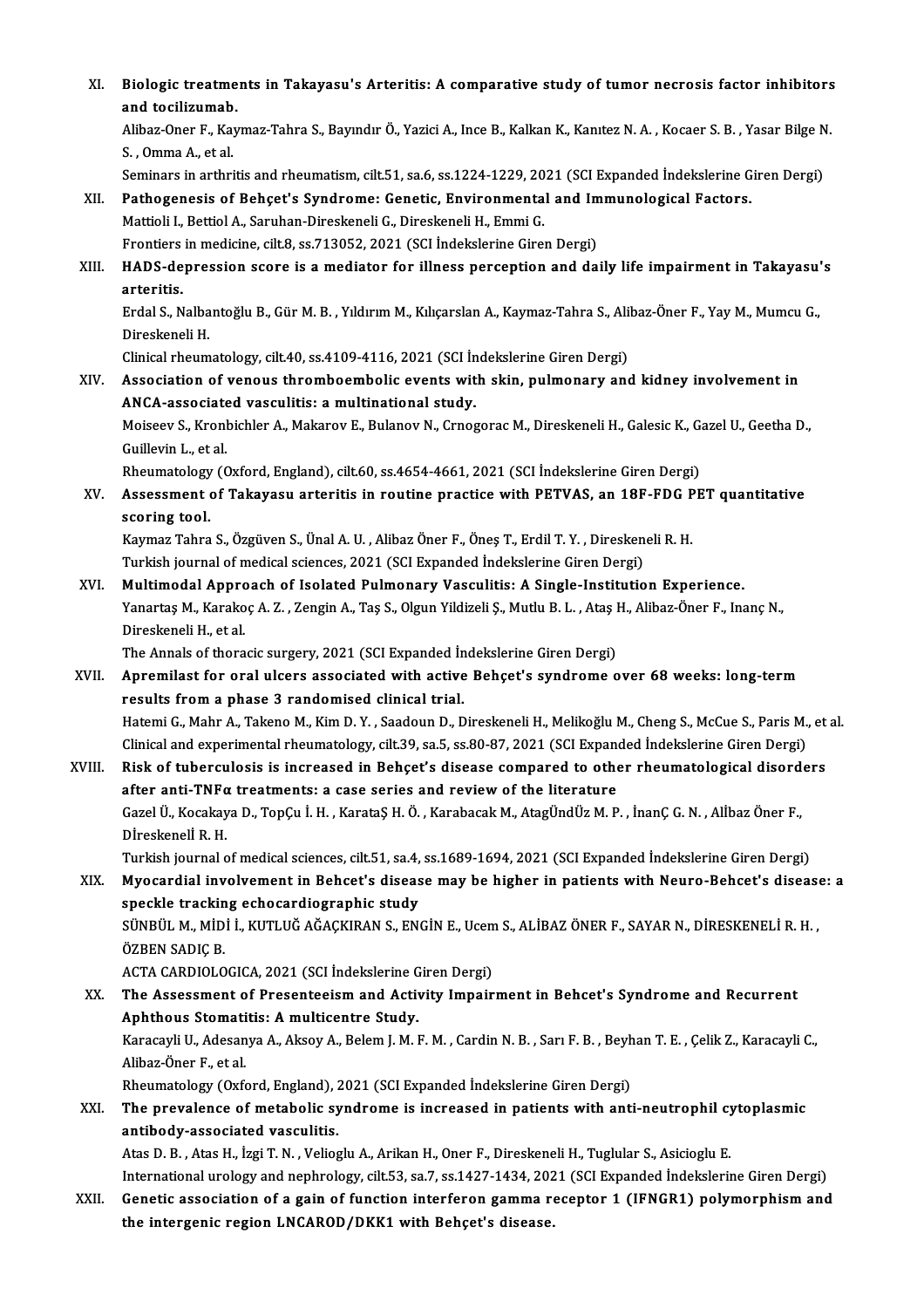XI. **Biologic treatments in Takayasu's Arteritis: A comparative study of tumor necrosis factor inhibitors and tocilizumab.**
Alibaz-Oner F., Kaymaz-Tahra S., Bayındır Ö., Yazici A., Ince B., Kalkan K., Kanıtez N. A. , Kocaer S. B. , Yasar Bilge N. S. , Omma A., et al.
Seminars in arthritis and rheumatism, cilt.51, sa.6, ss.1224-1229, 2021 (SCI Expanded İndekslerine Giren Dergi)

XII. **Pathogenesis of Behçet's Syndrome: Genetic, Environmental and Immunological Factors.**
Mattioli I., Bettiol A., Saruhan-Direskeneli G., Direskeneli H., Emmi G.
Frontiers in medicine, cilt.8, ss.713052, 2021 (SCI İndekslerine Giren Dergi)

XIII. **HADS-depression score is a mediator for illness perception and daily life impairment in Takayasu's arteritis.**
Erdal S., Nalbantoğlu B., Gür M. B. , Yıldırım M., Kılıçarslan A., Kaymaz-Tahra S., Alibaz-Öner F., Yay M., Mumcu G., Direskeneli H.
Clinical rheumatology, cilt.40, ss.4109-4116, 2021 (SCI İndekslerine Giren Dergi)

XIV. **Association of venous thromboembolic events with skin, pulmonary and kidney involvement in ANCA-associated vasculitis: a multinational study.**
Moiseev S., Kronbichler A., Makarov E., Bulanov N., Crnogorac M., Direskeneli H., Galesic K., Gazel U., Geetha D., Guillevin L., et al.
Rheumatology (Oxford, England), cilt.60, ss.4654-4661, 2021 (SCI İndekslerine Giren Dergi)

XV. **Assessment of Takayasu arteritis in routine practice with PETVAS, an 18F-FDG PET quantitative scoring tool.**
Kaymaz Tahra S., Özgüven S., Ünal A. U. , Alibaz Öner F., Öneş T., Erdil T. Y. , Direskeneli R. H.
Turkish journal of medical sciences, 2021 (SCI Expanded İndekslerine Giren Dergi)

XVI. **Multimodal Approach of Isolated Pulmonary Vasculitis: A Single-Institution Experience.**
Yanartaş M., Karakoç A. Z. , Zengin A., Taş S., Olgun Yildizeli Ş., Mutlu B. L. , Ataş H., Alibaz-Öner F., Inanç N., Direskeneli H., et al.
The Annals of thoracic surgery, 2021 (SCI Expanded İndekslerine Giren Dergi)

XVII. **Apremilast for oral ulcers associated with active Behçet's syndrome over 68 weeks: long-term results from a phase 3 randomised clinical trial.**
Hatemi G., Mahr A., Takeno M., Kim D. Y. , Saadoun D., Direskeneli H., Melikoğlu M., Cheng S., McCue S., Paris M., et al.
Clinical and experimental rheumatology, cilt.39, sa.5, ss.80-87, 2021 (SCI Expanded İndekslerine Giren Dergi)

XVIII. **Risk of tuberculosis is increased in Behçet's disease compared to other rheumatological disorders after anti-TNFα treatments: a case series and review of the literature**
Gazel Ü., Kocakaya D., TopÇu İ. H. , KarataŞ H. Ö. , Karabacak M., AtagÜndÜz M. P. , İnanÇ G. N. , Alİbaz Öner F., Dİreskenelİ R. H.
Turkish journal of medical sciences, cilt.51, sa.4, ss.1689-1694, 2021 (SCI Expanded İndekslerine Giren Dergi)

XIX. **Myocardial involvement in Behcet's disease may be higher in patients with Neuro-Behcet's disease: a speckle tracking echocardiographic study**
SÜNBÜL M., MİDİ İ., KUTLUĞ AĞAÇKIRAN S., ENGİN E., Ucem S., ALİBAZ ÖNER F., SAYAR N., DİRESKENELİ R. H. , ÖZBEN SADIÇ B.
ACTA CARDIOLOGICA, 2021 (SCI İndekslerine Giren Dergi)

XX. **The Assessment of Presenteeism and Activity Impairment in Behcet's Syndrome and Recurrent Aphthous Stomatitis: A multicentre Study.**
Karacayli U., Adesanya A., Aksoy A., Belem J. M. F. M. , Cardin N. B. , Sarı F. B. , Beyhan T. E. , Çelik Z., Karacayli C., Alibaz-Öner F., et al.
Rheumatology (Oxford, England), 2021 (SCI Expanded İndekslerine Giren Dergi)

XXI. **The prevalence of metabolic syndrome is increased in patients with anti-neutrophil cytoplasmic antibody-associated vasculitis.**
Atas D. B. , Atas H., İzgi T. N. , Velioglu A., Arikan H., Oner F., Direskeneli H., Tuglular S., Asicioglu E.
International urology and nephrology, cilt.53, sa.7, ss.1427-1434, 2021 (SCI Expanded İndekslerine Giren Dergi)

XXII. **Genetic association of a gain of function interferon gamma receptor 1 (IFNGR1) polymorphism and the intergenic region LNCAROD/DKK1 with Behçet's disease.**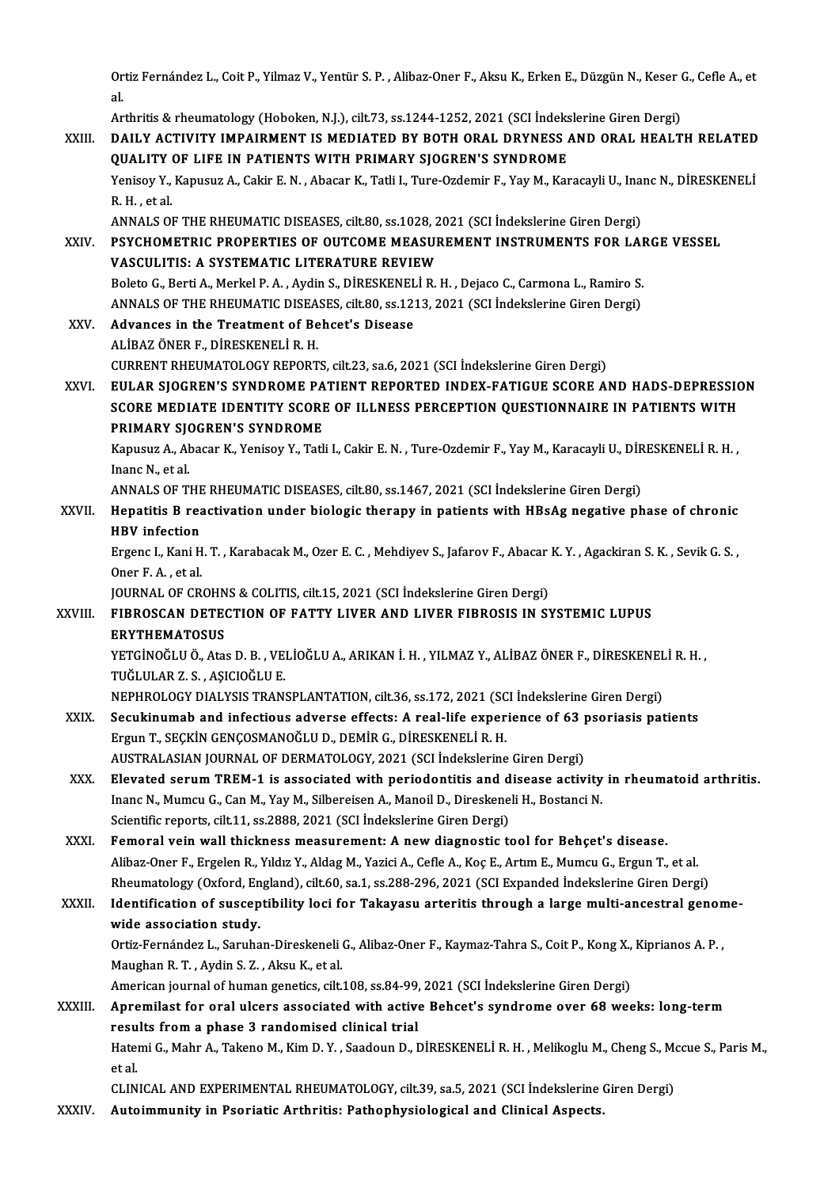Ortiz Fernández L., Coit P., Yilmaz V., Yentür S. P. , Alibaz-Oner F., Aksu K., Erken E., Düzgün N., Keser G., Cefle A., et al.
Arthritis & rheumatology (Hoboken, N.J.), cilt.73, ss.1244-1252, 2021 (SCI İndekslerine Giren Dergi)

XXIII. **DAILY ACTIVITY IMPAIRMENT IS MEDIATED BY BOTH ORAL DRYNESS AND ORAL HEALTH RELATED QUALITY OF LIFE IN PATIENTS WITH PRIMARY SJOGREN'S SYNDROME**
Yenisoy Y., Kapusuz A., Cakir E. N. , Abacar K., Tatli I., Ture-Ozdemir F., Yay M., Karacayli U., Inanc N., DİRESKENELİ R. H. , et al.
ANNALS OF THE RHEUMATIC DISEASES, cilt.80, ss.1028, 2021 (SCI İndekslerine Giren Dergi)

XXIV. **PSYCHOMETRIC PROPERTIES OF OUTCOME MEASUREMENT INSTRUMENTS FOR LARGE VESSEL VASCULITIS: A SYSTEMATIC LITERATURE REVIEW**
Boleto G., Berti A., Merkel P. A. , Aydin S., DİRESKENELİ R. H. , Dejaco C., Carmona L., Ramiro S.
ANNALS OF THE RHEUMATIC DISEASES, cilt.80, ss.1213, 2021 (SCI İndekslerine Giren Dergi)

XXV. **Advances in the Treatment of Behcet's Disease**
ALİBAZ ÖNER F., DİRESKENELİ R. H.
CURRENT RHEUMATOLOGY REPORTS, cilt.23, sa.6, 2021 (SCI İndekslerine Giren Dergi)

XXVI. **EULAR SJOGREN'S SYNDROME PATIENT REPORTED INDEX-FATIGUE SCORE AND HADS-DEPRESSION SCORE MEDIATE IDENTITY SCORE OF ILLNESS PERCEPTION QUESTIONNAIRE IN PATIENTS WITH PRIMARY SJOGREN'S SYNDROME**
Kapusuz A., Abacar K., Yenisoy Y., Tatli I., Cakir E. N. , Ture-Ozdemir F., Yay M., Karacayli U., DİRESKENELİ R. H. , Inanc N., et al.
ANNALS OF THE RHEUMATIC DISEASES, cilt.80, ss.1467, 2021 (SCI İndekslerine Giren Dergi)

XXVII. **Hepatitis B reactivation under biologic therapy in patients with HBsAg negative phase of chronic HBV infection**
Ergenc I., Kani H. T. , Karabacak M., Ozer E. C. , Mehdiyev S., Jafarov F., Abacar K. Y. , Agackiran S. K. , Sevik G. S. , Oner F. A. , et al.
JOURNAL OF CROHNS & COLITIS, cilt.15, 2021 (SCI İndekslerine Giren Dergi)

XXVIII. **FIBROSCAN DETECTION OF FATTY LIVER AND LIVER FIBROSIS IN SYSTEMIC LUPUS ERYTHEMATOSUS**
YETGİNOĞLU Ö., Atas D. B. , VELİOĞLU A., ARIKAN İ. H. , YILMAZ Y., ALİBAZ ÖNER F., DİRESKENELİ R. H. , TUĞLULAR Z. S. , AŞICIOĞLU E.
NEPHROLOGY DIALYSIS TRANSPLANTATION, cilt.36, ss.172, 2021 (SCI İndekslerine Giren Dergi)

XXIX. **Secukinumab and infectious adverse effects: A real-life experience of 63 psoriasis patients**
Ergun T., SEÇKİN GENÇOSMANOĞLU D., DEMİR G., DİRESKENELİ R. H.
AUSTRALASIAN JOURNAL OF DERMATOLOGY, 2021 (SCI İndekslerine Giren Dergi)

XXX. **Elevated serum TREM-1 is associated with periodontitis and disease activity in rheumatoid arthritis.**
Inanc N., Mumcu G., Can M., Yay M., Silbereisen A., Manoil D., Direskeneli H., Bostanci N.
Scientific reports, cilt.11, ss.2888, 2021 (SCI İndekslerine Giren Dergi)

XXXI. **Femoral vein wall thickness measurement: A new diagnostic tool for Behçet's disease.**
Alibaz-Oner F., Ergelen R., Yıldız Y., Aldag M., Yazici A., Cefle A., Koç E., Artım E., Mumcu G., Ergun T., et al.
Rheumatology (Oxford, England), cilt.60, sa.1, ss.288-296, 2021 (SCI Expanded İndekslerine Giren Dergi)

XXXII. **Identification of susceptibility loci for Takayasu arteritis through a large multi-ancestral genome-wide association study.**
Ortiz-Fernández L., Saruhan-Direskeneli G., Alibaz-Oner F., Kaymaz-Tahra S., Coit P., Kong X., Kiprianos A. P. , Maughan R. T. , Aydin S. Z. , Aksu K., et al.
American journal of human genetics, cilt.108, ss.84-99, 2021 (SCI İndekslerine Giren Dergi)

XXXIII. **Apremilast for oral ulcers associated with active Behcet's syndrome over 68 weeks: long-term results from a phase 3 randomised clinical trial**
Hatemi G., Mahr A., Takeno M., Kim D. Y. , Saadoun D., DİRESKENELİ R. H. , Melikoglu M., Cheng S., Mccue S., Paris M., et al.
CLINICAL AND EXPERIMENTAL RHEUMATOLOGY, cilt.39, sa.5, 2021 (SCI İndekslerine Giren Dergi)

XXXIV. **Autoimmunity in Psoriatic Arthritis: Pathophysiological and Clinical Aspects.**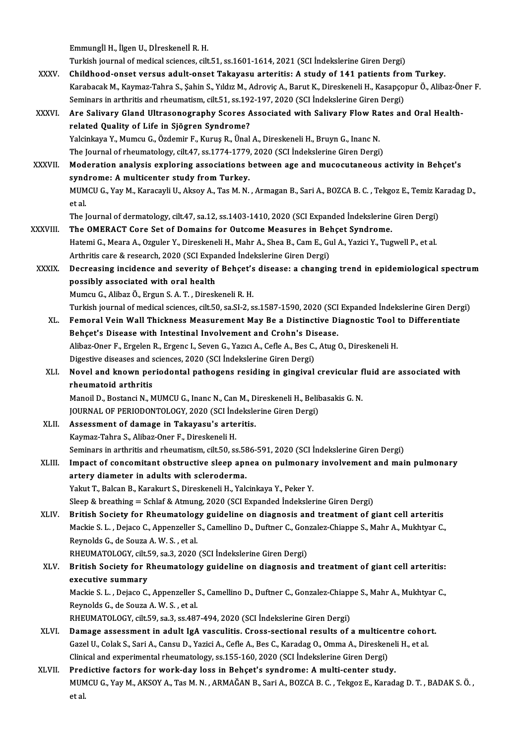Emmungİl H., İlgen U., Dİreskenelİ R. H.
Turkish journal of medical sciences, cilt.51, ss.1601-1614, 2021 (SCI İndekslerine Giren Dergi)

XXXV. **Childhood-onset versus adult-onset Takayasu arteritis: A study of 141 patients from Turkey.**
Karabacak M., Kaymaz-Tahra S., Şahin S., Yıldız M., Adroviç A., Barut K., Direskeneli H., Kasapçopur Ö., Alibaz-Öner F.
Seminars in arthritis and rheumatism, cilt.51, ss.192-197, 2020 (SCI İndekslerine Giren Dergi)

XXXVI. **Are Salivary Gland Ultrasonography Scores Associated with Salivary Flow Rates and Oral Health-related Quality of Life in Sjögren Syndrome?**
Yalcinkaya Y., Mumcu G., Özdemir F., Kuruş R., Ünal A., Direskeneli H., Bruyn G., Inanc N.
The Journal of rheumatology, cilt.47, ss.1774-1779, 2020 (SCI İndekslerine Giren Dergi)

XXXVII. **Moderation analysis exploring associations between age and mucocutaneous activity in Behçet's syndrome: A multicenter study from Turkey.**
MUMCU G., Yay M., Karacayli U., Aksoy A., Tas M. N. , Armagan B., Sari A., BOZCA B. C. , Tekgoz E., Temiz Karadag D., et al.
The Journal of dermatology, cilt.47, sa.12, ss.1403-1410, 2020 (SCI Expanded İndekslerine Giren Dergi)

XXXVIII. **The OMERACT Core Set of Domains for Outcome Measures in Behçet Syndrome.**
Hatemi G., Meara A., Ozguler Y., Direskeneli H., Mahr A., Shea B., Cam E., Gul A., Yazici Y., Tugwell P., et al.
Arthritis care & research, 2020 (SCI Expanded İndekslerine Giren Dergi)

XXXIX. **Decreasing incidence and severity of Behçet's disease: a changing trend in epidemiological spectrum possibly associated with oral health**
Mumcu G., Alibaz Ö., Ergun S. A. T. , Direskeneli R. H.
Turkish journal of medical sciences, cilt.50, sa.SI-2, ss.1587-1590, 2020 (SCI Expanded İndekslerine Giren Dergi)

XL. **Femoral Vein Wall Thickness Measurement May Be a Distinctive Diagnostic Tool to Differentiate Behçet's Disease with Intestinal Involvement and Crohn's Disease.**
Alibaz-Oner F., Ergelen R., Ergenc I., Seven G., Yazıcı A., Cefle A., Bes C., Atug O., Direskeneli H.
Digestive diseases and sciences, 2020 (SCI İndekslerine Giren Dergi)

XLI. **Novel and known periodontal pathogens residing in gingival crevicular fluid are associated with rheumatoid arthritis**
Manoil D., Bostanci N., MUMCU G., Inanc N., Can M., Direskeneli H., Belibasakis G. N.
JOURNAL OF PERIODONTOLOGY, 2020 (SCI İndekslerine Giren Dergi)

XLII. **Assessment of damage in Takayasu's arteritis.**
Kaymaz-Tahra S., Alibaz-Oner F., Direskeneli H.
Seminars in arthritis and rheumatism, cilt.50, ss.586-591, 2020 (SCI İndekslerine Giren Dergi)

XLIII. **Impact of concomitant obstructive sleep apnea on pulmonary involvement and main pulmonary artery diameter in adults with scleroderma.**
Yakut T., Balcan B., Karakurt S., Direskeneli H., Yalcinkaya Y., Peker Y.
Sleep & breathing = Schlaf & Atmung, 2020 (SCI Expanded İndekslerine Giren Dergi)

XLIV. **British Society for Rheumatology guideline on diagnosis and treatment of giant cell arteritis**
Mackie S. L. , Dejaco C., Appenzeller S., Camellino D., Duftner C., Gonzalez-Chiappe S., Mahr A., Mukhtyar C., Reynolds G., de Souza A. W. S. , et al.
RHEUMATOLOGY, cilt.59, sa.3, 2020 (SCI İndekslerine Giren Dergi)

XLV. **British Society for Rheumatology guideline on diagnosis and treatment of giant cell arteritis: executive summary**
Mackie S. L. , Dejaco C., Appenzeller S., Camellino D., Duftner C., Gonzalez-Chiappe S., Mahr A., Mukhtyar C., Reynolds G., de Souza A. W. S. , et al.
RHEUMATOLOGY, cilt.59, sa.3, ss.487-494, 2020 (SCI İndekslerine Giren Dergi)

XLVI. **Damage assessment in adult IgA vasculitis. Cross-sectional results of a multicentre cohort.**
Gazel U., Colak S., Sari A., Cansu D., Yazici A., Cefle A., Bes C., Karadag O., Omma A., Direskeneli H., et al.
Clinical and experimental rheumatology, ss.155-160, 2020 (SCI İndekslerine Giren Dergi)

XLVII. **Predictive factors for work-day loss in Behçet's syndrome: A multi-center study.**
MUMCU G., Yay M., AKSOY A., Tas M. N. , ARMAĞAN B., Sari A., BOZCA B. C. , Tekgoz E., Karadag D. T. , BADAK S. Ö. , et al.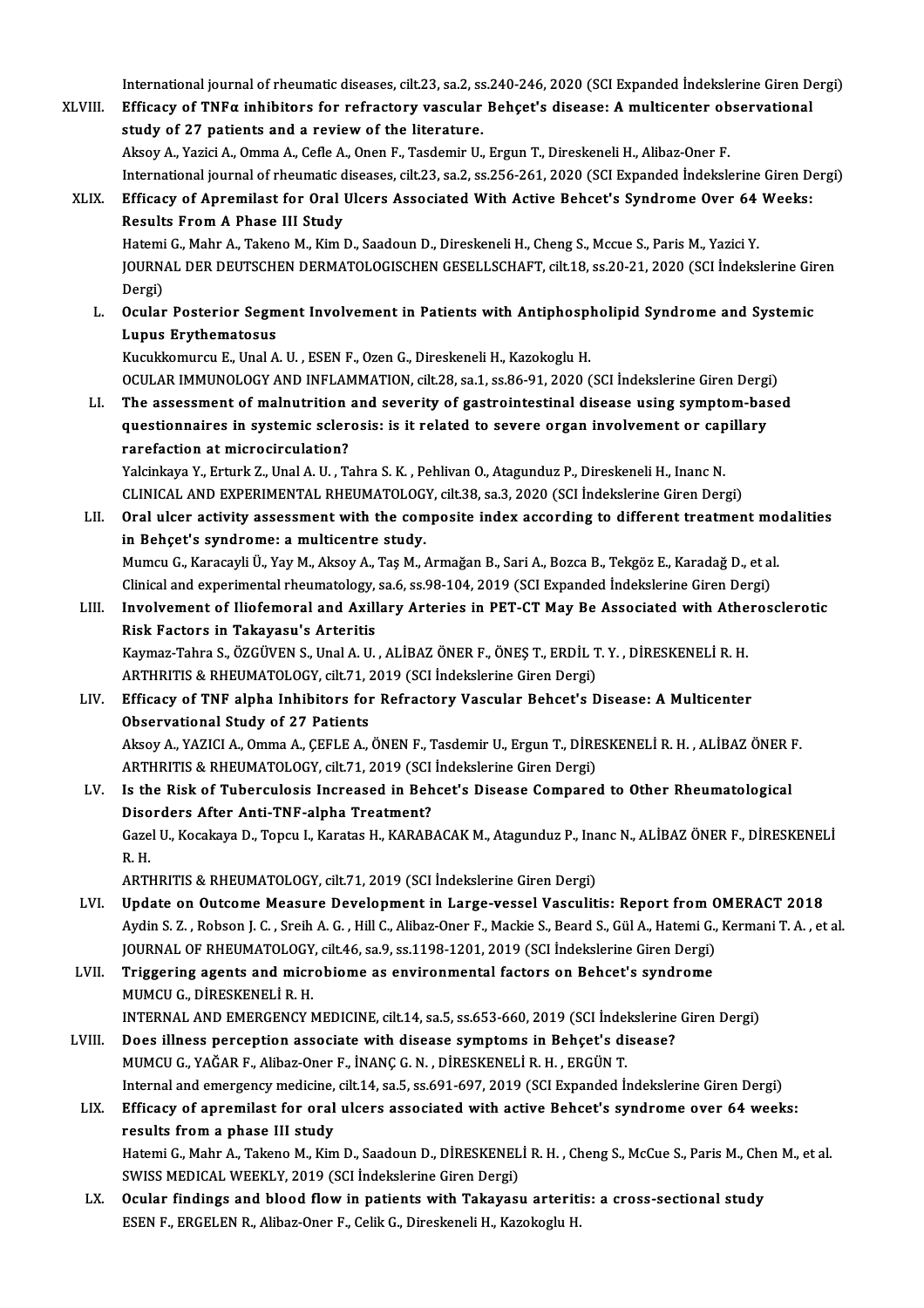International journal of rheumatic diseases, cilt.23, sa.2, ss.240-246, 2020 (SCI Expanded İndekslerine Giren Dergi)

XLVIII. **Efficacy of TNFα inhibitors for refractory vascular Behçet's disease: A multicenter observational study of 27 patients and a review of the literature.**
Aksoy A., Yazici A., Omma A., Cefle A., Onen F., Tasdemir U., Ergun T., Direskeneli H., Alibaz-Oner F.
International journal of rheumatic diseases, cilt.23, sa.2, ss.256-261, 2020 (SCI Expanded İndekslerine Giren Dergi)

XLIX. **Efficacy of Apremilast for Oral Ulcers Associated With Active Behcet's Syndrome Over 64 Weeks: Results From A Phase III Study**
Hatemi G., Mahr A., Takeno M., Kim D., Saadoun D., Direskeneli H., Cheng S., Mccue S., Paris M., Yazici Y.
JOURNAL DER DEUTSCHEN DERMATOLOGISCHEN GESELLSCHAFT, cilt.18, ss.20-21, 2020 (SCI İndekslerine Giren Dergi)

L. **Ocular Posterior Segment Involvement in Patients with Antiphospholipid Syndrome and Systemic Lupus Erythematosus**
Kucukkomurcu E., Unal A. U. , ESEN F., Ozen G., Direskeneli H., Kazokoglu H.
OCULAR IMMUNOLOGY AND INFLAMMATION, cilt.28, sa.1, ss.86-91, 2020 (SCI İndekslerine Giren Dergi)

LI. **The assessment of malnutrition and severity of gastrointestinal disease using symptom-based questionnaires in systemic sclerosis: is it related to severe organ involvement or capillary rarefaction at microcirculation?**
Yalcinkaya Y., Erturk Z., Unal A. U. , Tahra S. K. , Pehlivan O., Atagunduz P., Direskeneli H., Inanc N.
CLINICAL AND EXPERIMENTAL RHEUMATOLOGY, cilt.38, sa.3, 2020 (SCI İndekslerine Giren Dergi)

LII. **Oral ulcer activity assessment with the composite index according to different treatment modalities in Behçet's syndrome: a multicentre study.**
Mumcu G., Karacayli Ü., Yay M., Aksoy A., Taş M., Armağan B., Sari A., Bozca B., Tekgöz E., Karadağ D., et al.
Clinical and experimental rheumatology, sa.6, ss.98-104, 2019 (SCI Expanded İndekslerine Giren Dergi)

LIII. **Involvement of Iliofemoral and Axillary Arteries in PET-CT May Be Associated with Atherosclerotic Risk Factors in Takayasu's Arteritis**
Kaymaz-Tahra S., ÖZGÜVEN S., Unal A. U. , ALİBAZ ÖNER F., ÖNEŞ T., ERDİL T. Y. , DİRESKENELİ R. H.
ARTHRITIS & RHEUMATOLOGY, cilt.71, 2019 (SCI İndekslerine Giren Dergi)

LIV. **Efficacy of TNF alpha Inhibitors for Refractory Vascular Behcet's Disease: A Multicenter Observational Study of 27 Patients**
Aksoy A., YAZICI A., Omma A., ÇEFLE A., ÖNEN F., Tasdemir U., Ergun T., DİRESKENELİ R. H. , ALİBAZ ÖNER F.
ARTHRITIS & RHEUMATOLOGY, cilt.71, 2019 (SCI İndekslerine Giren Dergi)

LV. **Is the Risk of Tuberculosis Increased in Behcet's Disease Compared to Other Rheumatological Disorders After Anti-TNF-alpha Treatment?**
Gazel U., Kocakaya D., Topcu I., Karatas H., KARABACAK M., Atagunduz P., Inanc N., ALİBAZ ÖNER F., DİRESKENELİ R. H.
ARTHRITIS & RHEUMATOLOGY, cilt.71, 2019 (SCI İndekslerine Giren Dergi)

LVI. **Update on Outcome Measure Development in Large-vessel Vasculitis: Report from OMERACT 2018**
Aydin S. Z. , Robson J. C. , Sreih A. G. , Hill C., Alibaz-Oner F., Mackie S., Beard S., Gül A., Hatemi G., Kermani T. A. , et al.
JOURNAL OF RHEUMATOLOGY, cilt.46, sa.9, ss.1198-1201, 2019 (SCI İndekslerine Giren Dergi)

LVII. **Triggering agents and microbiome as environmental factors on Behcet's syndrome**
MUMCU G., DİRESKENELİ R. H.
INTERNAL AND EMERGENCY MEDICINE, cilt.14, sa.5, ss.653-660, 2019 (SCI İndekslerine Giren Dergi)

LVIII. **Does illness perception associate with disease symptoms in Behçet's disease?**
MUMCU G., YAĞAR F., Alibaz-Oner F., İNANÇ G. N. , DİRESKENELİ R. H. , ERGÜN T.
Internal and emergency medicine, cilt.14, sa.5, ss.691-697, 2019 (SCI Expanded İndekslerine Giren Dergi)

LIX. **Efficacy of apremilast for oral ulcers associated with active Behcet's syndrome over 64 weeks: results from a phase III study**
Hatemi G., Mahr A., Takeno M., Kim D., Saadoun D., DİRESKENELİ R. H. , Cheng S., McCue S., Paris M., Chen M., et al.
SWISS MEDICAL WEEKLY, 2019 (SCI İndekslerine Giren Dergi)

LX. **Ocular findings and blood flow in patients with Takayasu arteritis: a cross-sectional study**
ESEN F., ERGELEN R., Alibaz-Oner F., Celik G., Direskeneli H., Kazokoglu H.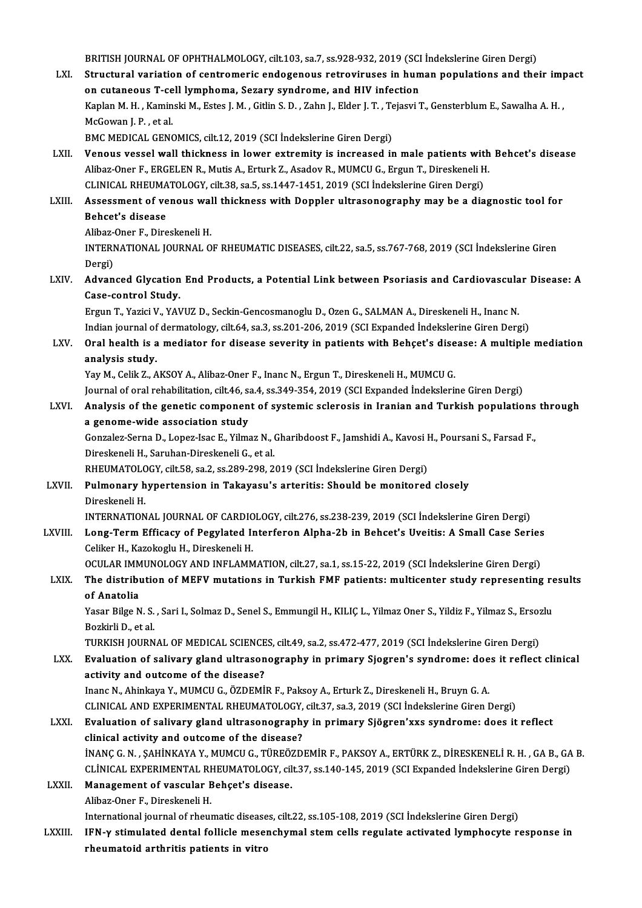BRITISH JOURNAL OF OPHTHALMOLOGY, cilt.103, sa.7, ss.928-932, 2019 (SCI İndekslerine Giren Dergi)

LXI. **Structural variation of centromeric endogenous retroviruses in human populations and their impact on cutaneous T-cell lymphoma, Sezary syndrome, and HIV infection**
Kaplan M. H. , Kaminski M., Estes J. M. , Gitlin S. D. , Zahn J., Elder J. T. , Tejasvi T., Gensterblum E., Sawalha A. H. , McGowan J. P. , et al.
BMC MEDICAL GENOMICS, cilt.12, 2019 (SCI İndekslerine Giren Dergi)

LXII. **Venous vessel wall thickness in lower extremity is increased in male patients with Behcet's disease**
Alibaz-Oner F., ERGELEN R., Mutis A., Erturk Z., Asadov R., MUMCU G., Ergun T., Direskeneli H.
CLINICAL RHEUMATOLOGY, cilt.38, sa.5, ss.1447-1451, 2019 (SCI İndekslerine Giren Dergi)

LXIII. **Assessment of venous wall thickness with Doppler ultrasonography may be a diagnostic tool for Behcet's disease**
Alibaz-Oner F., Direskeneli H.
INTERNATIONAL JOURNAL OF RHEUMATIC DISEASES, cilt.22, sa.5, ss.767-768, 2019 (SCI İndekslerine Giren Dergi)

LXIV. **Advanced Glycation End Products, a Potential Link between Psoriasis and Cardiovascular Disease: A Case-control Study.**
Ergun T., Yazici V., YAVUZ D., Seckin-Gencosmanoglu D., Ozen G., SALMAN A., Direskeneli H., Inanc N.
Indian journal of dermatology, cilt.64, sa.3, ss.201-206, 2019 (SCI Expanded İndekslerine Giren Dergi)

LXV. **Oral health is a mediator for disease severity in patients with Behçet's disease: A multiple mediation analysis study.**
Yay M., Celik Z., AKSOY A., Alibaz-Oner F., Inanc N., Ergun T., Direskeneli H., MUMCU G.
Journal of oral rehabilitation, cilt.46, sa.4, ss.349-354, 2019 (SCI Expanded İndekslerine Giren Dergi)

LXVI. **Analysis of the genetic component of systemic sclerosis in Iranian and Turkish populations through a genome-wide association study**
Gonzalez-Serna D., Lopez-Isac E., Yilmaz N., Gharibdoost F., Jamshidi A., Kavosi H., Poursani S., Farsad F., Direskeneli H., Saruhan-Direskeneli G., et al.
RHEUMATOLOGY, cilt.58, sa.2, ss.289-298, 2019 (SCI İndekslerine Giren Dergi)

LXVII. **Pulmonary hypertension in Takayasu's arteritis: Should be monitored closely**
Direskeneli H.
INTERNATIONAL JOURNAL OF CARDIOLOGY, cilt.276, ss.238-239, 2019 (SCI İndekslerine Giren Dergi)

LXVIII. **Long-Term Efficacy of Pegylated Interferon Alpha-2b in Behcet's Uveitis: A Small Case Series**
Celiker H., Kazokoglu H., Direskeneli H.
OCULAR IMMUNOLOGY AND INFLAMMATION, cilt.27, sa.1, ss.15-22, 2019 (SCI İndekslerine Giren Dergi)

LXIX. **The distribution of MEFV mutations in Turkish FMF patients: multicenter study representing results of Anatolia**
Yasar Bilge N. S. , Sari I., Solmaz D., Senel S., Emmungil H., KILIÇ L., Yilmaz Oner S., Yildiz F., Yilmaz S., Ersozlu Bozkirli D., et al.
TURKISH JOURNAL OF MEDICAL SCIENCES, cilt.49, sa.2, ss.472-477, 2019 (SCI İndekslerine Giren Dergi)

LXX. **Evaluation of salivary gland ultrasonography in primary Sjogren's syndrome: does it reflect clinical activity and outcome of the disease?**
Inanc N., Ahinkaya Y., MUMCU G., ÖZDEMİR F., Paksoy A., Erturk Z., Direskeneli H., Bruyn G. A.
CLINICAL AND EXPERIMENTAL RHEUMATOLOGY, cilt.37, sa.3, 2019 (SCI İndekslerine Giren Dergi)

LXXI. **Evaluation of salivary gland ultrasonography in primary Sjögren'xxs syndrome: does it reflect clinical activity and outcome of the disease?**
İNANÇ G. N. , ŞAHİNKAYA Y., MUMCU G., TÜREÖZDEMİR F., PAKSOY A., ERTÜRK Z., DİRESKENELİ R. H. , GA B., GA B.
CLİNICAL EXPERIMENTAL RHEUMATOLOGY, cilt.37, ss.140-145, 2019 (SCI Expanded İndekslerine Giren Dergi)

LXXII. **Management of vascular Behçet's disease.**
Alibaz-Oner F., Direskeneli H.
International journal of rheumatic diseases, cilt.22, ss.105-108, 2019 (SCI İndekslerine Giren Dergi)

LXXIII. **IFN-γ stimulated dental follicle mesenchymal stem cells regulate activated lymphocyte response in rheumatoid arthritis patients in vitro**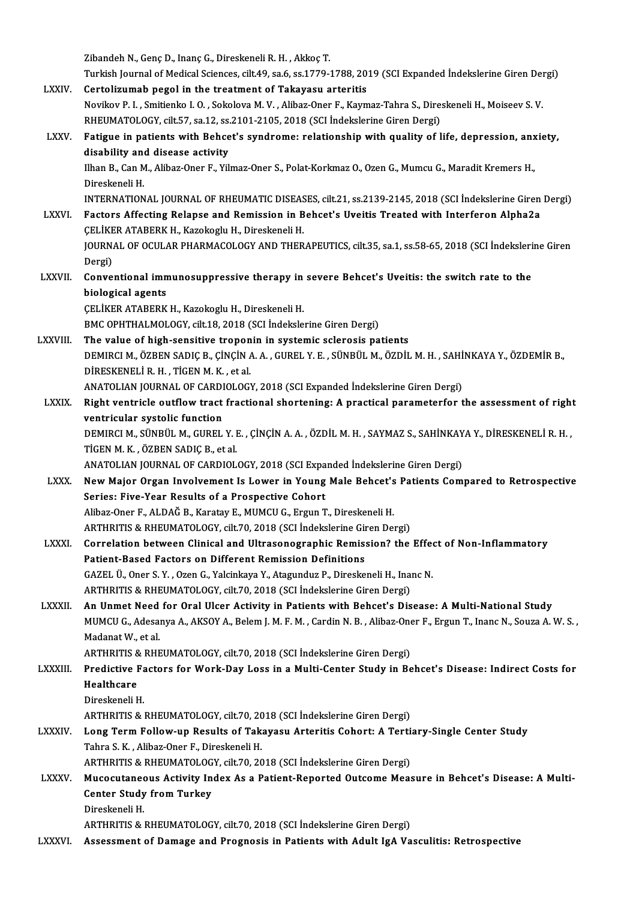Zibandeh N., Genç D., Inanç G., Direskeneli R. H. , Akkoç T.
Turkish Journal of Medical Sciences, cilt.49, sa.6, ss.1779-1788, 2019 (SCI Expanded İndekslerine Giren Dergi)

LXXIV. **Certolizumab pegol in the treatment of Takayasu arteritis**
Novikov P. I. , Smitienko I. O. , Sokolova M. V. , Alibaz-Oner F., Kaymaz-Tahra S., Direskeneli H., Moiseev S. V.
RHEUMATOLOGY, cilt.57, sa.12, ss.2101-2105, 2018 (SCI İndekslerine Giren Dergi)

LXXV. **Fatigue in patients with Behcet's syndrome: relationship with quality of life, depression, anxiety, disability and disease activity**
Ilhan B., Can M., Alibaz-Oner F., Yilmaz-Oner S., Polat-Korkmaz O., Ozen G., Mumcu G., Maradit Kremers H., Direskeneli H.
INTERNATIONAL JOURNAL OF RHEUMATIC DISEASES, cilt.21, ss.2139-2145, 2018 (SCI İndekslerine Giren Dergi)

LXXVI. **Factors Affecting Relapse and Remission in Behcet's Uveitis Treated with Interferon Alpha2a**
ÇELİKER ATABERK H., Kazokoglu H., Direskeneli H.
JOURNAL OF OCULAR PHARMACOLOGY AND THERAPEUTICS, cilt.35, sa.1, ss.58-65, 2018 (SCI İndekslerine Giren Dergi)

LXXVII. **Conventional immunosuppressive therapy in severe Behcet's Uveitis: the switch rate to the biological agents**
ÇELİKER ATABERK H., Kazokoglu H., Direskeneli H.
BMC OPHTHALMOLOGY, cilt.18, 2018 (SCI İndekslerine Giren Dergi)

LXXVIII. **The value of high-sensitive troponin in systemic sclerosis patients**
DEMIRCI M., ÖZBEN SADIÇ B., ÇİNÇİN A. A. , GUREL Y. E. , SÜNBÜL M., ÖZDİL M. H. , SAHİNKAYA Y., ÖZDEMİR B., DİRESKENELİ R. H. , TİGEN M. K. , et al.
ANATOLIAN JOURNAL OF CARDIOLOGY, 2018 (SCI Expanded İndekslerine Giren Dergi)

LXXIX. **Right ventricle outflow tract fractional shortening: A practical parameterfor the assessment of right ventricular systolic function**
DEMIRCI M., SÜNBÜL M., GUREL Y. E. , ÇİNÇİN A. A. , ÖZDİL M. H. , SAYMAZ S., SAHİNKAYA Y., DİRESKENELİ R. H. , TİGEN M. K. , ÖZBEN SADIÇ B., et al.
ANATOLIAN JOURNAL OF CARDIOLOGY, 2018 (SCI Expanded İndekslerine Giren Dergi)

LXXX. **New Major Organ Involvement Is Lower in Young Male Behcet's Patients Compared to Retrospective Series: Five-Year Results of a Prospective Cohort**
Alibaz-Oner F., ALDAĞ B., Karatay E., MUMCU G., Ergun T., Direskeneli H.
ARTHRITIS & RHEUMATOLOGY, cilt.70, 2018 (SCI İndekslerine Giren Dergi)

LXXXI. **Correlation between Clinical and Ultrasonographic Remission? the Effect of Non-Inflammatory Patient-Based Factors on Different Remission Definitions**
GAZEL Ü., Oner S. Y. , Ozen G., Yalcinkaya Y., Atagunduz P., Direskeneli H., Inanc N.
ARTHRITIS & RHEUMATOLOGY, cilt.70, 2018 (SCI İndekslerine Giren Dergi)

LXXXII. **An Unmet Need for Oral Ulcer Activity in Patients with Behcet's Disease: A Multi-National Study**
MUMCU G., Adesanya A., AKSOY A., Belem J. M. F. M. , Cardin N. B. , Alibaz-Oner F., Ergun T., Inanc N., Souza A. W. S. , Madanat W., et al.
ARTHRITIS & RHEUMATOLOGY, cilt.70, 2018 (SCI İndekslerine Giren Dergi)

LXXXIII. **Predictive Factors for Work-Day Loss in a Multi-Center Study in Behcet's Disease: Indirect Costs for Healthcare**
Direskeneli H.
ARTHRITIS & RHEUMATOLOGY, cilt.70, 2018 (SCI İndekslerine Giren Dergi)

LXXXIV. **Long Term Follow-up Results of Takayasu Arteritis Cohort: A Tertiary-Single Center Study**
Tahra S. K. , Alibaz-Oner F., Direskeneli H.
ARTHRITIS & RHEUMATOLOGY, cilt.70, 2018 (SCI İndekslerine Giren Dergi)

LXXXV. **Mucocutaneous Activity Index As a Patient-Reported Outcome Measure in Behcet's Disease: A Multi-Center Study from Turkey**
Direskeneli H.
ARTHRITIS & RHEUMATOLOGY, cilt.70, 2018 (SCI İndekslerine Giren Dergi)

LXXXVI. **Assessment of Damage and Prognosis in Patients with Adult IgA Vasculitis: Retrospective**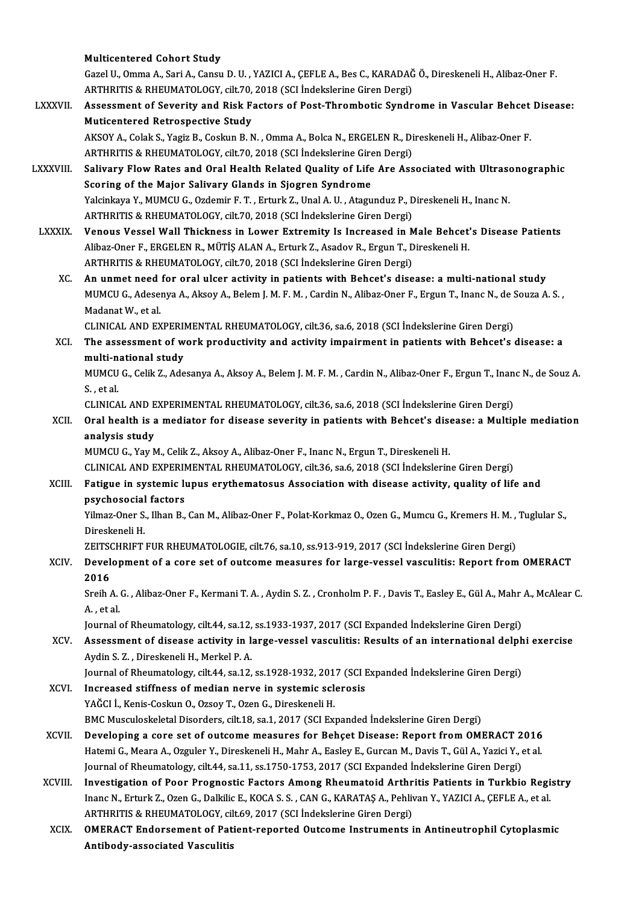**Multicentered Cohort Study**
Gazel U., Omma A., Sari A., Cansu D. U. , YAZICI A., ÇEFLE A., Bes C., KARADAĞ Ö., Direskeneli H., Alibaz-Oner F.
ARTHRITIS & RHEUMATOLOGY, cilt.70, 2018 (SCI İndekslerine Giren Dergi)

LXXXVII. **Assessment of Severity and Risk Factors of Post-Thrombotic Syndrome in Vascular Behcet Disease: Muticentered Retrospective Study**
AKSOY A., Colak S., Yagiz B., Coskun B. N. , Omma A., Bolca N., ERGELEN R., Direskeneli H., Alibaz-Oner F.
ARTHRITIS & RHEUMATOLOGY, cilt.70, 2018 (SCI İndekslerine Giren Dergi)

LXXXVIII. **Salivary Flow Rates and Oral Health Related Quality of Life Are Associated with Ultrasonographic Scoring of the Major Salivary Glands in Sjogren Syndrome**
Yalcinkaya Y., MUMCU G., Ozdemir F. T. , Erturk Z., Unal A. U. , Atagunduz P., Direskeneli H., Inanc N.
ARTHRITIS & RHEUMATOLOGY, cilt.70, 2018 (SCI İndekslerine Giren Dergi)

LXXXIX. **Venous Vessel Wall Thickness in Lower Extremity Is Increased in Male Behcet's Disease Patients**
Alibaz-Oner F., ERGELEN R., MÜTİŞ ALAN A., Erturk Z., Asadov R., Ergun T., Direskeneli H.
ARTHRITIS & RHEUMATOLOGY, cilt.70, 2018 (SCI İndekslerine Giren Dergi)

XC. **An unmet need for oral ulcer activity in patients with Behcet's disease: a multi-national study**
MUMCU G., Adesenya A., Aksoy A., Belem J. M. F. M. , Cardin N., Alibaz-Oner F., Ergun T., Inanc N., de Souza A. S. , Madanat W., et al.
CLINICAL AND EXPERIMENTAL RHEUMATOLOGY, cilt.36, sa.6, 2018 (SCI İndekslerine Giren Dergi)

XCI. **The assessment of work productivity and activity impairment in patients with Behcet's disease: a multi-national study**
MUMCU G., Celik Z., Adesanya A., Aksoy A., Belem J. M. F. M. , Cardin N., Alibaz-Oner F., Ergun T., Inanc N., de Souz A. S. , et al.
CLINICAL AND EXPERIMENTAL RHEUMATOLOGY, cilt.36, sa.6, 2018 (SCI İndekslerine Giren Dergi)

XCII. **Oral health is a mediator for disease severity in patients with Behcet's disease: a Multiple mediation analysis study**
MUMCU G., Yay M., Celik Z., Aksoy A., Alibaz-Oner F., Inanc N., Ergun T., Direskeneli H.
CLINICAL AND EXPERIMENTAL RHEUMATOLOGY, cilt.36, sa.6, 2018 (SCI İndekslerine Giren Dergi)

XCIII. **Fatigue in systemic lupus erythematosus Association with disease activity, quality of life and psychosocial factors**
Yilmaz-Oner S., Ilhan B., Can M., Alibaz-Oner F., Polat-Korkmaz O., Ozen G., Mumcu G., Kremers H. M. , Tuglular S., Direskeneli H.
ZEITSCHRIFT FUR RHEUMATOLOGIE, cilt.76, sa.10, ss.913-919, 2017 (SCI İndekslerine Giren Dergi)

XCIV. **Development of a core set of outcome measures for large-vessel vasculitis: Report from OMERACT 2016**
Sreih A. G. , Alibaz-Oner F., Kermani T. A. , Aydin S. Z. , Cronholm P. F. , Davis T., Easley E., Gül A., Mahr A., McAlear C. A. , et al.
Journal of Rheumatology, cilt.44, sa.12, ss.1933-1937, 2017 (SCI Expanded İndekslerine Giren Dergi)

XCV. **Assessment of disease activity in large-vessel vasculitis: Results of an international delphi exercise**
Aydin S. Z. , Direskeneli H., Merkel P. A.
Journal of Rheumatology, cilt.44, sa.12, ss.1928-1932, 2017 (SCI Expanded İndekslerine Giren Dergi)

XCVI. **Increased stiffness of median nerve in systemic sclerosis**
YAĞCI İ., Kenis-Coskun O., Ozsoy T., Ozen G., Direskeneli H.
BMC Musculoskeletal Disorders, cilt.18, sa.1, 2017 (SCI Expanded İndekslerine Giren Dergi)

XCVII. **Developing a core set of outcome measures for Behçet Disease: Report from OMERACT 2016**
Hatemi G., Meara A., Ozguler Y., Direskeneli H., Mahr A., Easley E., Gurcan M., Davis T., Gül A., Yazici Y., et al.
Journal of Rheumatology, cilt.44, sa.11, ss.1750-1753, 2017 (SCI Expanded İndekslerine Giren Dergi)

XCVIII. **Investigation of Poor Prognostic Factors Among Rheumatoid Arthritis Patients in Turkbio Registry**
Inanc N., Erturk Z., Ozen G., Dalkilic E., KOCA S. S. , CAN G., KARATAŞ A., Pehlivan Y., YAZICI A., ÇEFLE A., et al.
ARTHRITIS & RHEUMATOLOGY, cilt.69, 2017 (SCI İndekslerine Giren Dergi)

XCIX. **OMERACT Endorsement of Patient-reported Outcome Instruments in Antineutrophil Cytoplasmic Antibody-associated Vasculitis**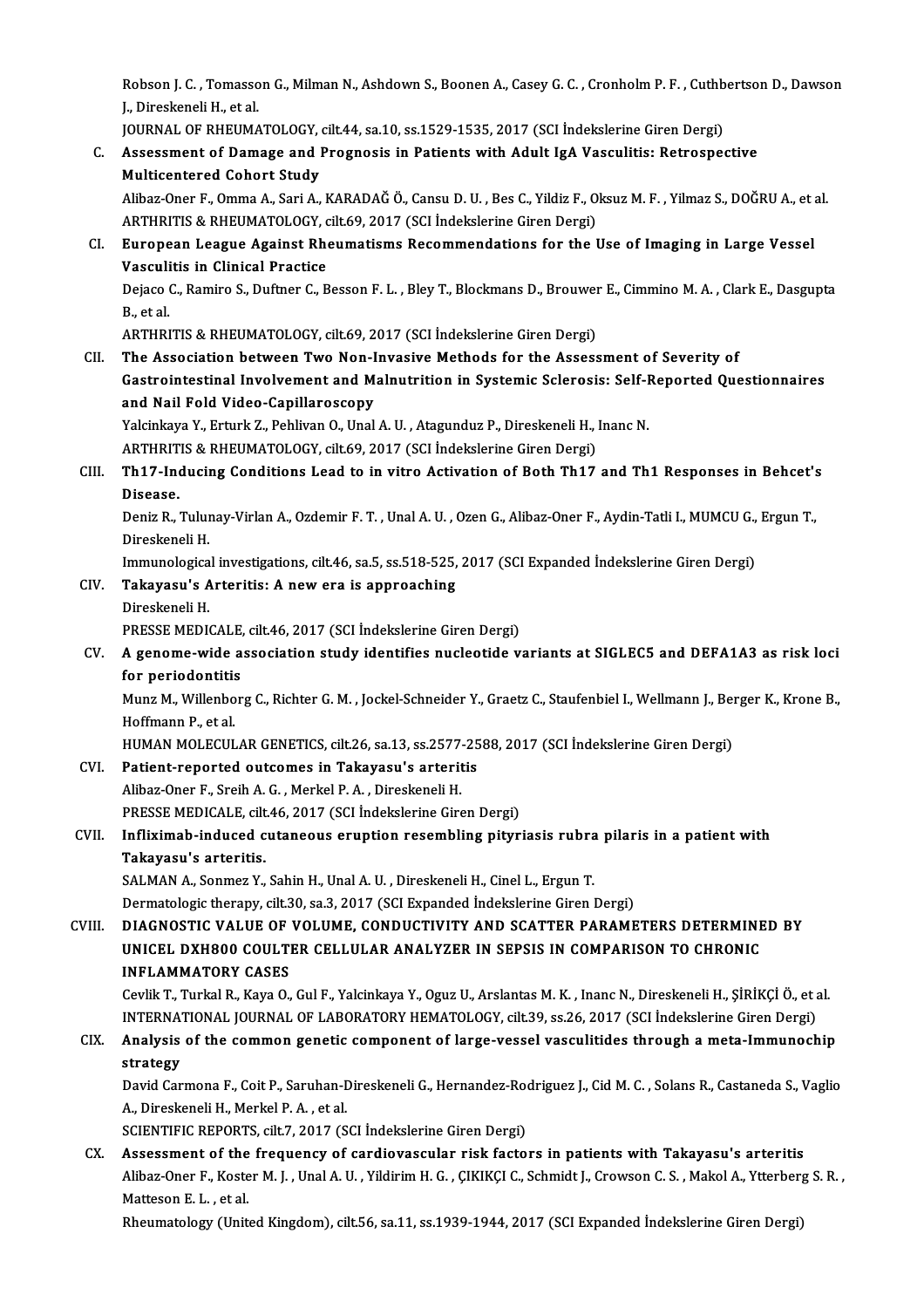Robson J. C. , Tomasson G., Milman N., Ashdown S., Boonen A., Casey G. C. , Cronholm P. F. , Cuthbertson D., Dawson J., Direskeneli H., et al.
JOURNAL OF RHEUMATOLOGY, cilt.44, sa.10, ss.1529-1535, 2017 (SCI İndekslerine Giren Dergi)

C. **Assessment of Damage and Prognosis in Patients with Adult IgA Vasculitis: Retrospective Multicentered Cohort Study**
Alibaz-Oner F., Omma A., Sari A., KARADAĞ Ö., Cansu D. U. , Bes C., Yildiz F., Oksuz M. F. , Yilmaz S., DOĞRU A., et al.
ARTHRITIS & RHEUMATOLOGY, cilt.69, 2017 (SCI İndekslerine Giren Dergi)

CI. **European League Against Rheumatisms Recommendations for the Use of Imaging in Large Vessel Vasculitis in Clinical Practice**
Dejaco C., Ramiro S., Duftner C., Besson F. L. , Bley T., Blockmans D., Brouwer E., Cimmino M. A. , Clark E., Dasgupta B., et al.
ARTHRITIS & RHEUMATOLOGY, cilt.69, 2017 (SCI İndekslerine Giren Dergi)

CII. **The Association between Two Non-Invasive Methods for the Assessment of Severity of Gastrointestinal Involvement and Malnutrition in Systemic Sclerosis: Self-Reported Questionnaires and Nail Fold Video-Capillaroscopy**
Yalcinkaya Y., Erturk Z., Pehlivan O., Unal A. U. , Atagunduz P., Direskeneli H., Inanc N.
ARTHRITIS & RHEUMATOLOGY, cilt.69, 2017 (SCI İndekslerine Giren Dergi)

CIII. **Th17-Inducing Conditions Lead to in vitro Activation of Both Th17 and Th1 Responses in Behcet's Disease.**
Deniz R., Tulunay-Virlan A., Ozdemir F. T. , Unal A. U. , Ozen G., Alibaz-Oner F., Aydin-Tatli I., MUMCU G., Ergun T., Direskeneli H.
Immunological investigations, cilt.46, sa.5, ss.518-525, 2017 (SCI Expanded İndekslerine Giren Dergi)

CIV. **Takayasu's Arteritis: A new era is approaching**
Direskeneli H.
PRESSE MEDICALE, cilt.46, 2017 (SCI İndekslerine Giren Dergi)

CV. **A genome-wide association study identifies nucleotide variants at SIGLEC5 and DEFA1A3 as risk loci for periodontitis**
Munz M., Willenborg C., Richter G. M. , Jockel-Schneider Y., Graetz C., Staufenbiel I., Wellmann J., Berger K., Krone B., Hoffmann P., et al.
HUMAN MOLECULAR GENETICS, cilt.26, sa.13, ss.2577-2588, 2017 (SCI İndekslerine Giren Dergi)

CVI. **Patient-reported outcomes in Takayasu's arteritis**
Alibaz-Oner F., Sreih A. G. , Merkel P. A. , Direskeneli H.
PRESSE MEDICALE, cilt.46, 2017 (SCI İndekslerine Giren Dergi)

CVII. **Infliximab-induced cutaneous eruption resembling pityriasis rubra pilaris in a patient with Takayasu's arteritis.**
SALMAN A., Sonmez Y., Sahin H., Unal A. U. , Direskeneli H., Cinel L., Ergun T.
Dermatologic therapy, cilt.30, sa.3, 2017 (SCI Expanded İndekslerine Giren Dergi)

CVIII. **DIAGNOSTIC VALUE OF VOLUME, CONDUCTIVITY AND SCATTER PARAMETERS DETERMINED BY UNICEL DXH800 COULTER CELLULAR ANALYZER IN SEPSIS IN COMPARISON TO CHRONIC INFLAMMATORY CASES**
Cevlik T., Turkal R., Kaya O., Gul F., Yalcinkaya Y., Oguz U., Arslantas M. K. , Inanc N., Direskeneli H., ŞİRİKÇİ Ö., et al.
INTERNATIONAL JOURNAL OF LABORATORY HEMATOLOGY, cilt.39, ss.26, 2017 (SCI İndekslerine Giren Dergi)

CIX. **Analysis of the common genetic component of large-vessel vasculitides through a meta-Immunochip strategy**
David Carmona F., Coit P., Saruhan-Direskeneli G., Hernandez-Rodriguez J., Cid M. C. , Solans R., Castaneda S., Vaglio A., Direskeneli H., Merkel P. A. , et al.
SCIENTIFIC REPORTS, cilt.7, 2017 (SCI İndekslerine Giren Dergi)

CX. **Assessment of the frequency of cardiovascular risk factors in patients with Takayasu's arteritis**
Alibaz-Oner F., Koster M. J. , Unal A. U. , Yildirim H. G. , ÇIKIKÇI C., Schmidt J., Crowson C. S. , Makol A., Ytterberg S. R. , Matteson E. L. , et al.
Rheumatology (United Kingdom), cilt.56, sa.11, ss.1939-1944, 2017 (SCI Expanded İndekslerine Giren Dergi)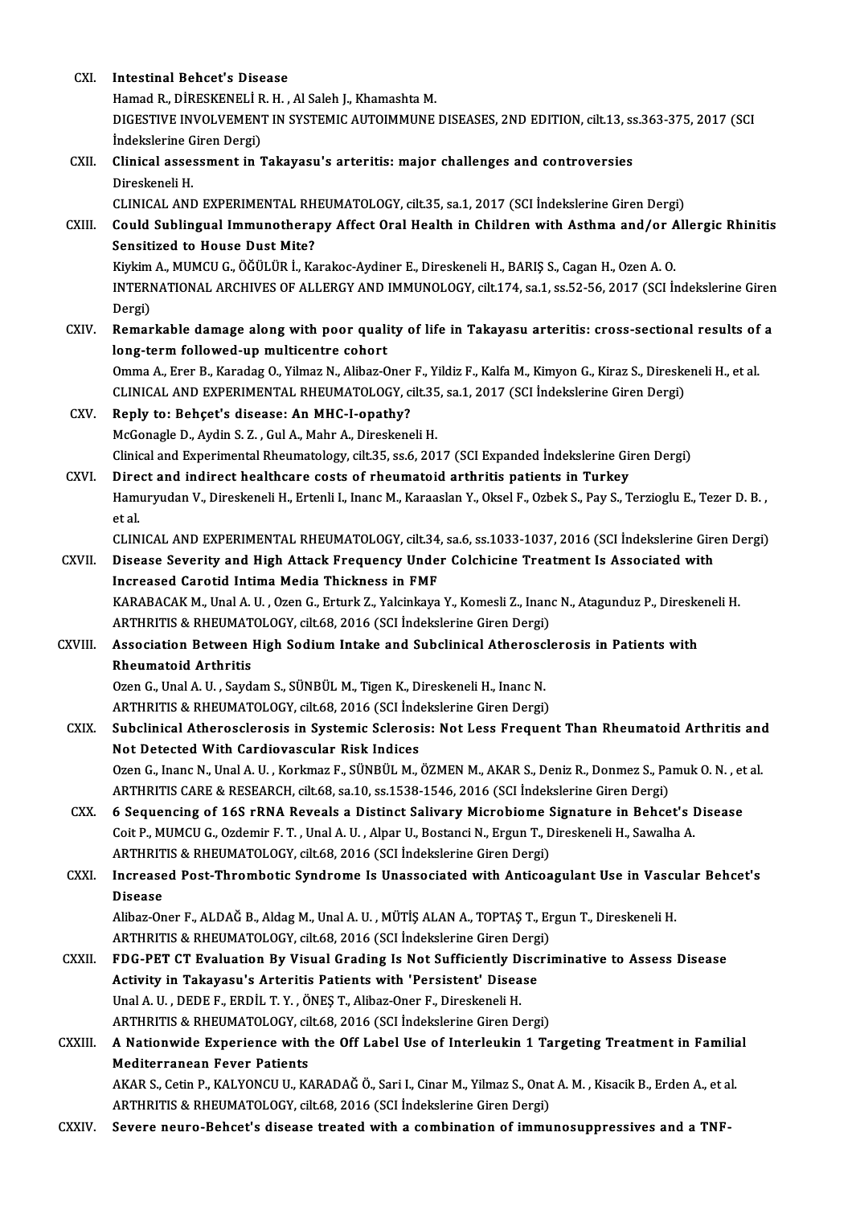CXI. **Intestinal Behcet's Disease**
Hamad R., DİRESKENELİ R. H. , Al Saleh J., Khamashta M.
DIGESTIVE INVOLVEMENT IN SYSTEMIC AUTOIMMUNE DISEASES, 2ND EDITION, cilt.13, ss.363-375, 2017 (SCI İndekslerine Giren Dergi)

CXII. **Clinical assessment in Takayasu's arteritis: major challenges and controversies**
Direskeneli H.
CLINICAL AND EXPERIMENTAL RHEUMATOLOGY, cilt.35, sa.1, 2017 (SCI İndekslerine Giren Dergi)

CXIII. **Could Sublingual Immunotherapy Affect Oral Health in Children with Asthma and/or Allergic Rhinitis Sensitized to House Dust Mite?**
Kiykim A., MUMCU G., ÖĞÜLÜR İ., Karakoc-Aydiner E., Direskeneli H., BARIŞ S., Cagan H., Ozen A. O.
INTERNATIONAL ARCHIVES OF ALLERGY AND IMMUNOLOGY, cilt.174, sa.1, ss.52-56, 2017 (SCI İndekslerine Giren Dergi)

CXIV. **Remarkable damage along with poor quality of life in Takayasu arteritis: cross-sectional results of a long-term followed-up multicentre cohort**
Omma A., Erer B., Karadag O., Yilmaz N., Alibaz-Oner F., Yildiz F., Kalfa M., Kimyon G., Kiraz S., Direskeneli H., et al.
CLINICAL AND EXPERIMENTAL RHEUMATOLOGY, cilt.35, sa.1, 2017 (SCI İndekslerine Giren Dergi)

CXV. **Reply to: Behçet's disease: An MHC-I-opathy?**
McGonagle D., Aydin S. Z. , Gul A., Mahr A., Direskeneli H.
Clinical and Experimental Rheumatology, cilt.35, ss.6, 2017 (SCI Expanded İndekslerine Giren Dergi)

CXVI. **Direct and indirect healthcare costs of rheumatoid arthritis patients in Turkey**
Hamuryudan V., Direskeneli H., Ertenli I., Inanc M., Karaaslan Y., Oksel F., Ozbek S., Pay S., Terzioglu E., Tezer D. B. , et al.
CLINICAL AND EXPERIMENTAL RHEUMATOLOGY, cilt.34, sa.6, ss.1033-1037, 2016 (SCI İndekslerine Giren Dergi)

CXVII. **Disease Severity and High Attack Frequency Under Colchicine Treatment Is Associated with Increased Carotid Intima Media Thickness in FMF**
KARABACAK M., Unal A. U. , Ozen G., Erturk Z., Yalcinkaya Y., Komesli Z., Inanc N., Atagunduz P., Direskeneli H.
ARTHRITIS & RHEUMATOLOGY, cilt.68, 2016 (SCI İndekslerine Giren Dergi)

CXVIII. **Association Between High Sodium Intake and Subclinical Atherosclerosis in Patients with Rheumatoid Arthritis**
Ozen G., Unal A. U. , Saydam S., SÜNBÜL M., Tigen K., Direskeneli H., Inanc N.
ARTHRITIS & RHEUMATOLOGY, cilt.68, 2016 (SCI İndekslerine Giren Dergi)

CXIX. **Subclinical Atherosclerosis in Systemic Sclerosis: Not Less Frequent Than Rheumatoid Arthritis and Not Detected With Cardiovascular Risk Indices**
Ozen G., Inanc N., Unal A. U. , Korkmaz F., SÜNBÜL M., ÖZMEN M., AKAR S., Deniz R., Donmez S., Pamuk O. N. , et al.
ARTHRITIS CARE & RESEARCH, cilt.68, sa.10, ss.1538-1546, 2016 (SCI İndekslerine Giren Dergi)

CXX. **6 Sequencing of 16S rRNA Reveals a Distinct Salivary Microbiome Signature in Behcet's Disease**
Coit P., MUMCU G., Ozdemir F. T. , Unal A. U. , Alpar U., Bostanci N., Ergun T., Direskeneli H., Sawalha A.
ARTHRITIS & RHEUMATOLOGY, cilt.68, 2016 (SCI İndekslerine Giren Dergi)

CXXI. **Increased Post-Thrombotic Syndrome Is Unassociated with Anticoagulant Use in Vascular Behcet's Disease**
Alibaz-Oner F., ALDAĞ B., Aldag M., Unal A. U. , MÜTİŞ ALAN A., TOPTAŞ T., Ergun T., Direskeneli H.
ARTHRITIS & RHEUMATOLOGY, cilt.68, 2016 (SCI İndekslerine Giren Dergi)

CXXII. **FDG-PET CT Evaluation By Visual Grading Is Not Sufficiently Discriminative to Assess Disease Activity in Takayasu's Arteritis Patients with 'Persistent' Disease**
Unal A. U. , DEDE F., ERDİL T. Y. , ÖNEŞ T., Alibaz-Oner F., Direskeneli H.
ARTHRITIS & RHEUMATOLOGY, cilt.68, 2016 (SCI İndekslerine Giren Dergi)

CXXIII. **A Nationwide Experience with the Off Label Use of Interleukin 1 Targeting Treatment in Familial Mediterranean Fever Patients**
AKAR S., Cetin P., KALYONCU U., KARADAĞ Ö., Sari I., Cinar M., Yilmaz S., Onat A. M. , Kisacik B., Erden A., et al.
ARTHRITIS & RHEUMATOLOGY, cilt.68, 2016 (SCI İndekslerine Giren Dergi)

CXXIV. **Severe neuro-Behcet's disease treated with a combination of immunosuppressives and a TNF-**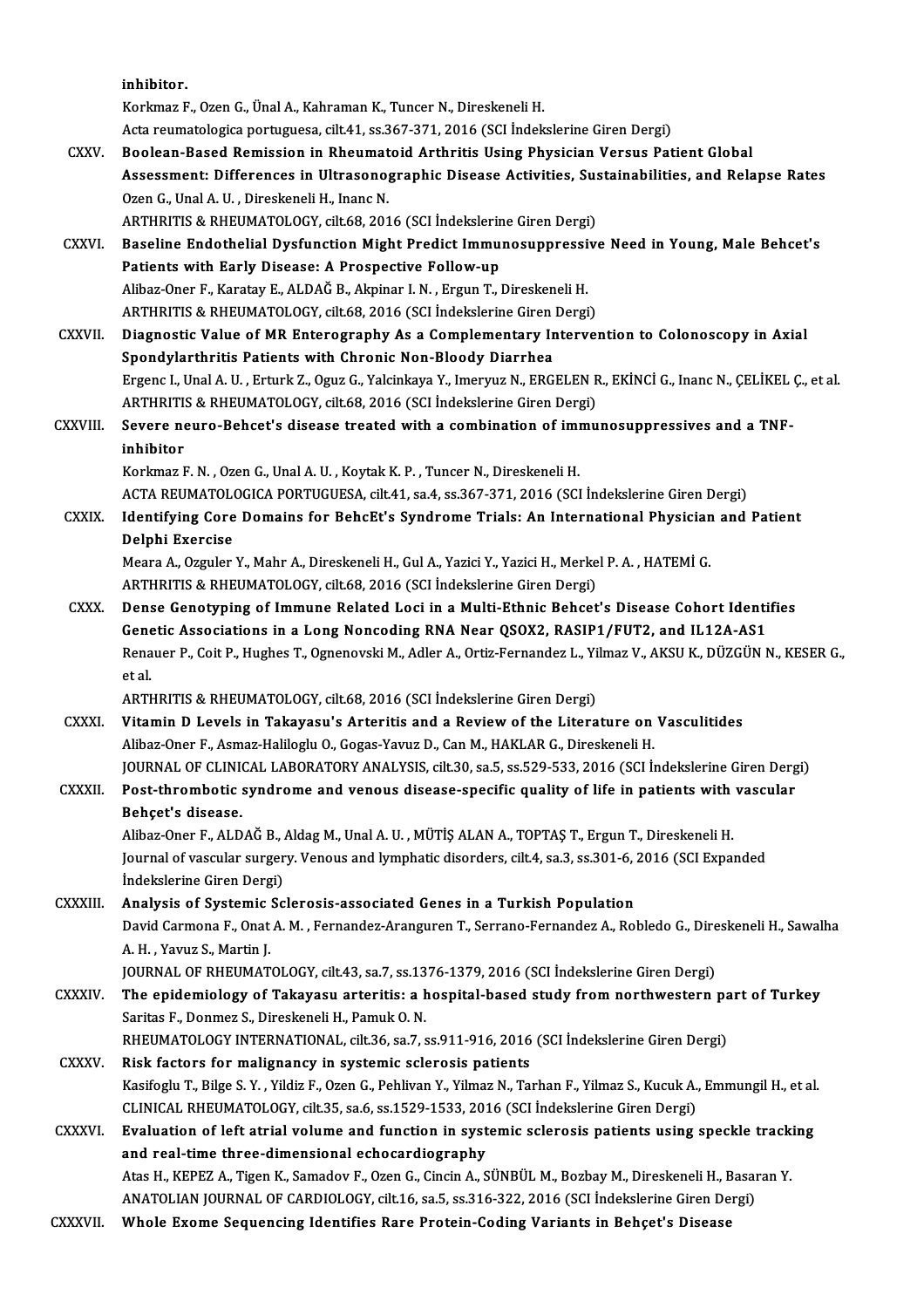inhibitor.

Korkmaz F., Ozen G., Ünal A., Kahraman K., Tuncer N., Direskeneli H.

Acta reumatologica portuguesa, cilt.41, ss.367-371, 2016 (SCI İndekslerine Giren Dergi)

CXXV. **Boolean-Based Remission in Rheumatoid Arthritis Using Physician Versus Patient Global Assessment: Differences in Ultrasonographic Disease Activities, Sustainabilities, and Relapse Rates**

Ozen G., Unal A. U. , Direskeneli H., Inanc N.

ARTHRITIS & RHEUMATOLOGY, cilt.68, 2016 (SCI İndekslerine Giren Dergi)

CXXVI. **Baseline Endothelial Dysfunction Might Predict Immunosuppressive Need in Young, Male Behcet's Patients with Early Disease: A Prospective Follow-up**

Alibaz-Oner F., Karatay E., ALDAĞ B., Akpinar I. N. , Ergun T., Direskeneli H.

ARTHRITIS & RHEUMATOLOGY, cilt.68, 2016 (SCI İndekslerine Giren Dergi)

CXXVII. **Diagnostic Value of MR Enterography As a Complementary Intervention to Colonoscopy in Axial Spondylarthritis Patients with Chronic Non-Bloody Diarrhea**

Ergenc I., Unal A. U. , Erturk Z., Oguz G., Yalcinkaya Y., Imeryuz N., ERGELEN R., EKİNCİ G., Inanc N., ÇELİKEL Ç., et al.

ARTHRITIS & RHEUMATOLOGY, cilt.68, 2016 (SCI İndekslerine Giren Dergi)

CXXVIII. **Severe neuro-Behcet's disease treated with a combination of immunosuppressives and a TNF-inhibitor**

Korkmaz F. N. , Ozen G., Unal A. U. , Koytak K. P. , Tuncer N., Direskeneli H.

ACTA REUMATOLOGICA PORTUGUESA, cilt.41, sa.4, ss.367-371, 2016 (SCI İndekslerine Giren Dergi)

CXXIX. **Identifying Core Domains for BehcEt's Syndrome Trials: An International Physician and Patient Delphi Exercise**

Meara A., Ozguler Y., Mahr A., Direskeneli H., Gul A., Yazici Y., Yazici H., Merkel P. A. , HATEMİ G.

ARTHRITIS & RHEUMATOLOGY, cilt.68, 2016 (SCI İndekslerine Giren Dergi)

CXXX. **Dense Genotyping of Immune Related Loci in a Multi-Ethnic Behcet's Disease Cohort Identifies Genetic Associations in a Long Noncoding RNA Near QSOX2, RASIP1/FUT2, and IL12A-AS1**

Renauer P., Coit P., Hughes T., Ognenovski M., Adler A., Ortiz-Fernandez L., Yilmaz V., AKSU K., DÜZGÜN N., KESER G., et al.

ARTHRITIS & RHEUMATOLOGY, cilt.68, 2016 (SCI İndekslerine Giren Dergi)

CXXXI. **Vitamin D Levels in Takayasu's Arteritis and a Review of the Literature on Vasculitides**

Alibaz-Oner F., Asmaz-Haliloglu O., Gogas-Yavuz D., Can M., HAKLAR G., Direskeneli H.

JOURNAL OF CLINICAL LABORATORY ANALYSIS, cilt.30, sa.5, ss.529-533, 2016 (SCI İndekslerine Giren Dergi)

CXXXII. **Post-thrombotic syndrome and venous disease-specific quality of life in patients with vascular Behçet's disease.**

Alibaz-Oner F., ALDAĞ B., Aldag M., Unal A. U. , MÜTİŞ ALAN A., TOPTAŞ T., Ergun T., Direskeneli H.

Journal of vascular surgery. Venous and lymphatic disorders, cilt.4, sa.3, ss.301-6, 2016 (SCI Expanded İndekslerine Giren Dergi)

CXXXIII. **Analysis of Systemic Sclerosis-associated Genes in a Turkish Population**

David Carmona F., Onat A. M. , Fernandez-Aranguren T., Serrano-Fernandez A., Robledo G., Direskeneli H., Sawalha A. H. , Yavuz S., Martin J.

JOURNAL OF RHEUMATOLOGY, cilt.43, sa.7, ss.1376-1379, 2016 (SCI İndekslerine Giren Dergi)

CXXXIV. **The epidemiology of Takayasu arteritis: a hospital-based study from northwestern part of Turkey**

Saritas F., Donmez S., Direskeneli H., Pamuk O. N.

RHEUMATOLOGY INTERNATIONAL, cilt.36, sa.7, ss.911-916, 2016 (SCI İndekslerine Giren Dergi)

CXXXV. **Risk factors for malignancy in systemic sclerosis patients**

Kasifoglu T., Bilge S. Y. , Yildiz F., Ozen G., Pehlivan Y., Yilmaz N., Tarhan F., Yilmaz S., Kucuk A., Emmungil H., et al.

CLINICAL RHEUMATOLOGY, cilt.35, sa.6, ss.1529-1533, 2016 (SCI İndekslerine Giren Dergi)

CXXXVI. **Evaluation of left atrial volume and function in systemic sclerosis patients using speckle tracking and real-time three-dimensional echocardiography**

Atas H., KEPEZ A., Tigen K., Samadov F., Ozen G., Cincin A., SÜNBÜL M., Bozbay M., Direskeneli H., Basaran Y.

ANATOLIAN JOURNAL OF CARDIOLOGY, cilt.16, sa.5, ss.316-322, 2016 (SCI İndekslerine Giren Dergi)

CXXXVII. **Whole Exome Sequencing Identifies Rare Protein-Coding Variants in Behçet's Disease**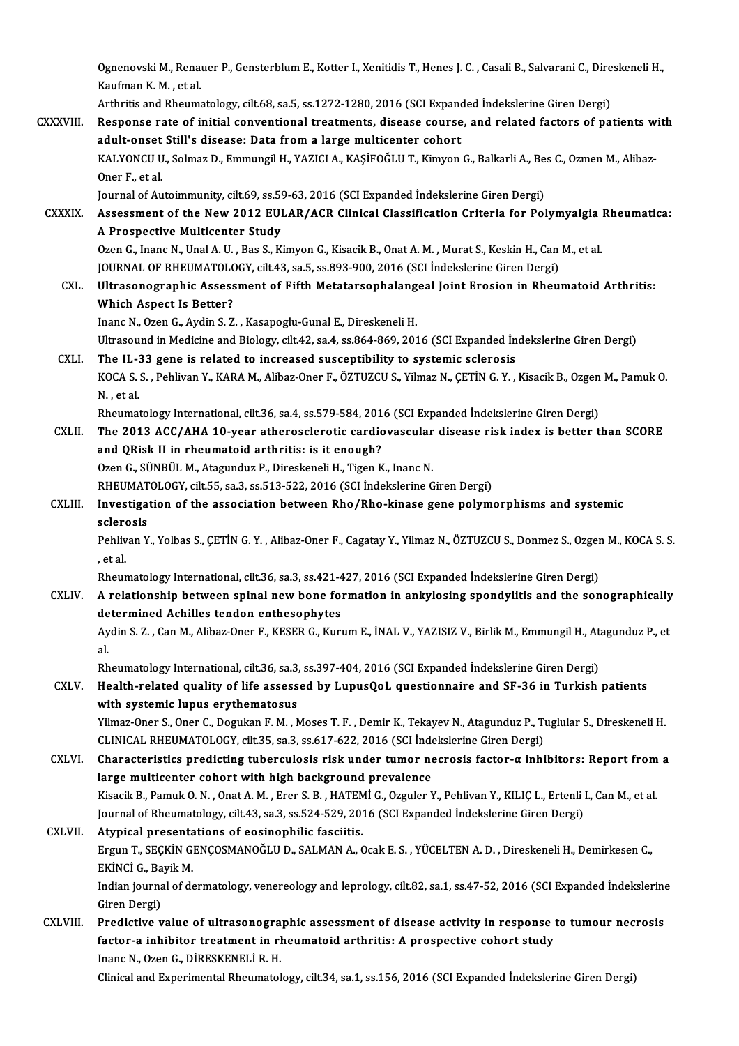Ognenovski M., Renauer P., Gensterblum E., Kotter I., Xenitidis T., Henes J. C. , Casali B., Salvarani C., Direskeneli H., Kaufman K. M. , et al.
Arthritis and Rheumatology, cilt.68, sa.5, ss.1272-1280, 2016 (SCI Expanded İndekslerine Giren Dergi)

CXXXVIII. **Response rate of initial conventional treatments, disease course, and related factors of patients with adult-onset Still's disease: Data from a large multicenter cohort**
KALYONCU U., Solmaz D., Emmungil H., YAZICI A., KAŞİFOĞLU T., Kimyon G., Balkarli A., Bes C., Ozmen M., Alibaz-Oner F., et al.
Journal of Autoimmunity, cilt.69, ss.59-63, 2016 (SCI Expanded İndekslerine Giren Dergi)

CXXXIX. **Assessment of the New 2012 EULAR/ACR Clinical Classification Criteria for Polymyalgia Rheumatica: A Prospective Multicenter Study**
Ozen G., Inanc N., Unal A. U. , Bas S., Kimyon G., Kisacik B., Onat A. M. , Murat S., Keskin H., Can M., et al.
JOURNAL OF RHEUMATOLOGY, cilt.43, sa.5, ss.893-900, 2016 (SCI İndekslerine Giren Dergi)

CXL. **Ultrasonographic Assessment of Fifth Metatarsophalangeal Joint Erosion in Rheumatoid Arthritis: Which Aspect Is Better?**
Inanc N., Ozen G., Aydin S. Z. , Kasapoglu-Gunal E., Direskeneli H.
Ultrasound in Medicine and Biology, cilt.42, sa.4, ss.864-869, 2016 (SCI Expanded İndekslerine Giren Dergi)

CXLI. **The IL-33 gene is related to increased susceptibility to systemic sclerosis**
KOCA S. S. , Pehlivan Y., KARA M., Alibaz-Oner F., ÖZTUZCU S., Yilmaz N., ÇETİN G. Y. , Kisacik B., Ozgen M., Pamuk O. N. , et al.
Rheumatology International, cilt.36, sa.4, ss.579-584, 2016 (SCI Expanded İndekslerine Giren Dergi)

CXLII. **The 2013 ACC/AHA 10-year atherosclerotic cardiovascular disease risk index is better than SCORE and QRisk II in rheumatoid arthritis: is it enough?**
Ozen G., SÜNBÜL M., Atagunduz P., Direskeneli H., Tigen K., Inanc N.
RHEUMATOLOGY, cilt.55, sa.3, ss.513-522, 2016 (SCI İndekslerine Giren Dergi)

CXLIII. **Investigation of the association between Rho/Rho-kinase gene polymorphisms and systemic sclerosis**
Pehlivan Y., Yolbas S., ÇETİN G. Y. , Alibaz-Oner F., Cagatay Y., Yilmaz N., ÖZTUZCU S., Donmez S., Ozgen M., KOCA S. S. , et al.
Rheumatology International, cilt.36, sa.3, ss.421-427, 2016 (SCI Expanded İndekslerine Giren Dergi)

CXLIV. **A relationship between spinal new bone formation in ankylosing spondylitis and the sonographically determined Achilles tendon enthesophytes**
Aydin S. Z. , Can M., Alibaz-Oner F., KESER G., Kurum E., İNAL V., YAZISIZ V., Birlik M., Emmungil H., Atagunduz P., et al.
Rheumatology International, cilt.36, sa.3, ss.397-404, 2016 (SCI Expanded İndekslerine Giren Dergi)

CXLV. **Health-related quality of life assessed by LupusQoL questionnaire and SF-36 in Turkish patients with systemic lupus erythematosus**
Yilmaz-Oner S., Oner C., Dogukan F. M. , Moses T. F. , Demir K., Tekayev N., Atagunduz P., Tuglular S., Direskeneli H.
CLINICAL RHEUMATOLOGY, cilt.35, sa.3, ss.617-622, 2016 (SCI İndekslerine Giren Dergi)

CXLVI. **Characteristics predicting tuberculosis risk under tumor necrosis factor-α inhibitors: Report from a large multicenter cohort with high background prevalence**
Kisacik B., Pamuk O. N. , Onat A. M. , Erer S. B. , HATEMİ G., Ozguler Y., Pehlivan Y., KILIÇ L., Ertenli I., Can M., et al.
Journal of Rheumatology, cilt.43, sa.3, ss.524-529, 2016 (SCI Expanded İndekslerine Giren Dergi)

CXLVII. **Atypical presentations of eosinophilic fasciitis.**
Ergun T., SEÇKİN GENÇOSMANOĞLU D., SALMAN A., Ocak E. S. , YÜCELTEN A. D. , Direskeneli H., Demirkesen C., EKİNCİ G., Bayik M.
Indian journal of dermatology, venereology and leprology, cilt.82, sa.1, ss.47-52, 2016 (SCI Expanded İndekslerine Giren Dergi)

CXLVIII. **Predictive value of ultrasonographic assessment of disease activity in response to tumour necrosis factor-a inhibitor treatment in rheumatoid arthritis: A prospective cohort study**
Inanc N., Ozen G., DİRESKENELİ R. H.
Clinical and Experimental Rheumatology, cilt.34, sa.1, ss.156, 2016 (SCI Expanded İndekslerine Giren Dergi)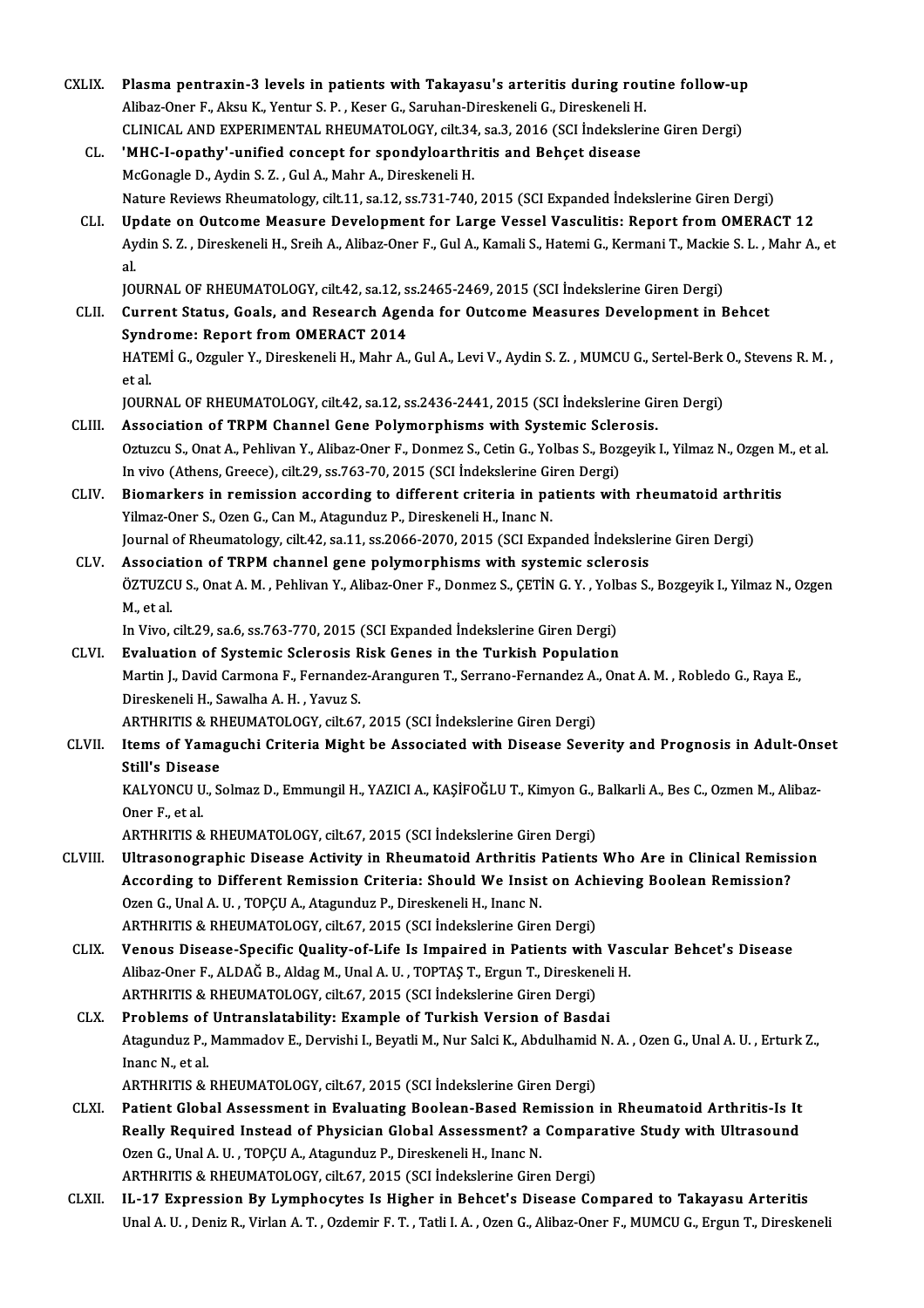CXLIX. **Plasma pentraxin-3 levels in patients with Takayasu's arteritis during routine follow-up**
Alibaz-Oner F., Aksu K., Yentur S. P. , Keser G., Saruhan-Direskeneli G., Direskeneli H.
CLINICAL AND EXPERIMENTAL RHEUMATOLOGY, cilt.34, sa.3, 2016 (SCI İndekslerine Giren Dergi)

CL. **'MHC-I-opathy'-unified concept for spondyloarthritis and Behçet disease**
McGonagle D., Aydin S. Z. , Gul A., Mahr A., Direskeneli H.
Nature Reviews Rheumatology, cilt.11, sa.12, ss.731-740, 2015 (SCI Expanded İndekslerine Giren Dergi)

CLI. **Update on Outcome Measure Development for Large Vessel Vasculitis: Report from OMERACT 12**
Aydin S. Z. , Direskeneli H., Sreih A., Alibaz-Oner F., Gul A., Kamali S., Hatemi G., Kermani T., Mackie S. L. , Mahr A., et al.
JOURNAL OF RHEUMATOLOGY, cilt.42, sa.12, ss.2465-2469, 2015 (SCI İndekslerine Giren Dergi)

CLII. **Current Status, Goals, and Research Agenda for Outcome Measures Development in Behcet Syndrome: Report from OMERACT 2014**
HATEMİ G., Ozguler Y., Direskeneli H., Mahr A., Gul A., Levi V., Aydin S. Z. , MUMCU G., Sertel-Berk O., Stevens R. M. , et al.
JOURNAL OF RHEUMATOLOGY, cilt.42, sa.12, ss.2436-2441, 2015 (SCI İndekslerine Giren Dergi)

CLIII. **Association of TRPM Channel Gene Polymorphisms with Systemic Sclerosis.**
Oztuzcu S., Onat A., Pehlivan Y., Alibaz-Oner F., Donmez S., Cetin G., Yolbas S., Bozgeyik I., Yilmaz N., Ozgen M., et al.
In vivo (Athens, Greece), cilt.29, ss.763-70, 2015 (SCI İndekslerine Giren Dergi)

CLIV. **Biomarkers in remission according to different criteria in patients with rheumatoid arthritis**
Yilmaz-Oner S., Ozen G., Can M., Atagunduz P., Direskeneli H., Inanc N.
Journal of Rheumatology, cilt.42, sa.11, ss.2066-2070, 2015 (SCI Expanded İndekslerine Giren Dergi)

CLV. **Association of TRPM channel gene polymorphisms with systemic sclerosis**
ÖZTUZCU S., Onat A. M. , Pehlivan Y., Alibaz-Oner F., Donmez S., ÇETİN G. Y. , Yolbas S., Bozgeyik I., Yilmaz N., Ozgen M., et al.
In Vivo, cilt.29, sa.6, ss.763-770, 2015 (SCI Expanded İndekslerine Giren Dergi)

CLVI. **Evaluation of Systemic Sclerosis Risk Genes in the Turkish Population**
Martin J., David Carmona F., Fernandez-Aranguren T., Serrano-Fernandez A., Onat A. M. , Robledo G., Raya E., Direskeneli H., Sawalha A. H. , Yavuz S.
ARTHRITIS & RHEUMATOLOGY, cilt.67, 2015 (SCI İndekslerine Giren Dergi)

CLVII. **Items of Yamaguchi Criteria Might be Associated with Disease Severity and Prognosis in Adult-Onset Still's Disease**
KALYONCU U., Solmaz D., Emmungil H., YAZICI A., KAŞİFOĞLU T., Kimyon G., Balkarli A., Bes C., Ozmen M., Alibaz-Oner F., et al.
ARTHRITIS & RHEUMATOLOGY, cilt.67, 2015 (SCI İndekslerine Giren Dergi)

CLVIII. **Ultrasonographic Disease Activity in Rheumatoid Arthritis Patients Who Are in Clinical Remission According to Different Remission Criteria: Should We Insist on Achieving Boolean Remission?**
Ozen G., Unal A. U. , TOPÇU A., Atagunduz P., Direskeneli H., Inanc N.
ARTHRITIS & RHEUMATOLOGY, cilt.67, 2015 (SCI İndekslerine Giren Dergi)

CLIX. **Venous Disease-Specific Quality-of-Life Is Impaired in Patients with Vascular Behcet's Disease**
Alibaz-Oner F., ALDAĞ B., Aldag M., Unal A. U. , TOPTAŞ T., Ergun T., Direskeneli H.
ARTHRITIS & RHEUMATOLOGY, cilt.67, 2015 (SCI İndekslerine Giren Dergi)

CLX. **Problems of Untranslatability: Example of Turkish Version of Basdai**
Atagunduz P., Mammadov E., Dervishi I., Beyatli M., Nur Salci K., Abdulhamid N. A. , Ozen G., Unal A. U. , Erturk Z., Inanc N., et al.
ARTHRITIS & RHEUMATOLOGY, cilt.67, 2015 (SCI İndekslerine Giren Dergi)

CLXI. **Patient Global Assessment in Evaluating Boolean-Based Remission in Rheumatoid Arthritis-Is It Really Required Instead of Physician Global Assessment? a Comparative Study with Ultrasound**
Ozen G., Unal A. U. , TOPÇU A., Atagunduz P., Direskeneli H., Inanc N.
ARTHRITIS & RHEUMATOLOGY, cilt.67, 2015 (SCI İndekslerine Giren Dergi)

CLXII. **IL-17 Expression By Lymphocytes Is Higher in Behcet's Disease Compared to Takayasu Arteritis**
Unal A. U. , Deniz R., Virlan A. T. , Ozdemir F. T. , Tatli I. A. , Ozen G., Alibaz-Oner F., MUMCU G., Ergun T., Direskeneli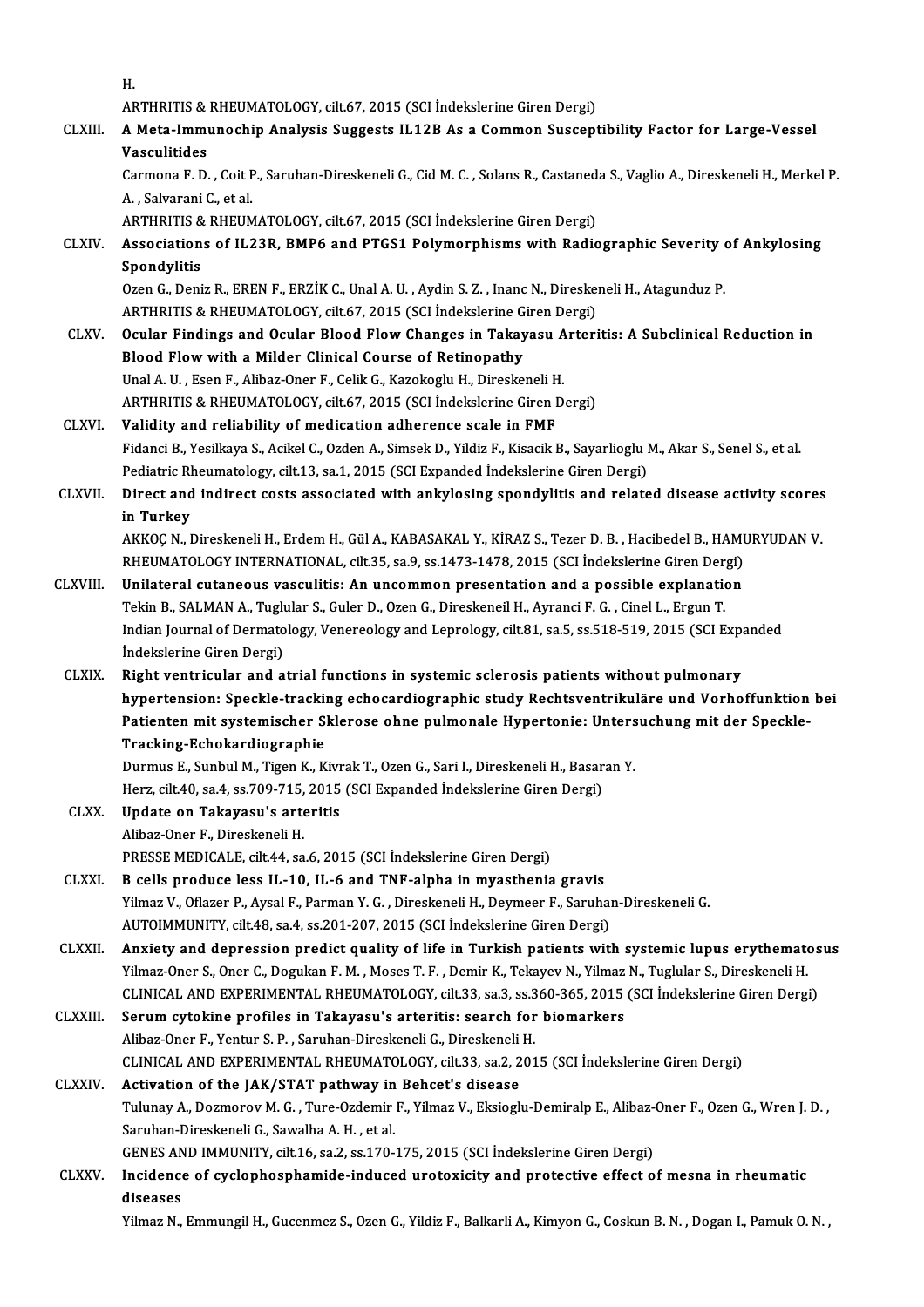H.

ARTHRITIS & RHEUMATOLOGY, cilt.67, 2015 (SCI İndekslerine Giren Dergi)

CLXIII. **A Meta-Immunochip Analysis Suggests IL12B As a Common Susceptibility Factor for Large-Vessel Vasculitides**

Carmona F. D. , Coit P., Saruhan-Direskeneli G., Cid M. C. , Solans R., Castaneda S., Vaglio A., Direskeneli H., Merkel P. A. , Salvarani C., et al.

ARTHRITIS & RHEUMATOLOGY, cilt.67, 2015 (SCI İndekslerine Giren Dergi)

CLXIV. **Associations of IL23R, BMP6 and PTGS1 Polymorphisms with Radiographic Severity of Ankylosing Spondylitis**

Ozen G., Deniz R., EREN F., ERZİK C., Unal A. U. , Aydin S. Z. , Inanc N., Direskeneli H., Atagunduz P.

ARTHRITIS & RHEUMATOLOGY, cilt.67, 2015 (SCI İndekslerine Giren Dergi)

CLXV. **Ocular Findings and Ocular Blood Flow Changes in Takayasu Arteritis: A Subclinical Reduction in Blood Flow with a Milder Clinical Course of Retinopathy**

Unal A. U. , Esen F., Alibaz-Oner F., Celik G., Kazokoglu H., Direskeneli H.

ARTHRITIS & RHEUMATOLOGY, cilt.67, 2015 (SCI İndekslerine Giren Dergi)

CLXVI. **Validity and reliability of medication adherence scale in FMF**

Fidanci B., Yesilkaya S., Acikel C., Ozden A., Simsek D., Yildiz F., Kisacik B., Sayarlioglu M., Akar S., Senel S., et al.

Pediatric Rheumatology, cilt.13, sa.1, 2015 (SCI Expanded İndekslerine Giren Dergi)

CLXVII. **Direct and indirect costs associated with ankylosing spondylitis and related disease activity scores in Turkey**

AKKOÇ N., Direskeneli H., Erdem H., Gül A., KABASAKAL Y., KİRAZ S., Tezer D. B. , Hacibedel B., HAMURYUDAN V.

RHEUMATOLOGY INTERNATIONAL, cilt.35, sa.9, ss.1473-1478, 2015 (SCI İndekslerine Giren Dergi)

CLXVIII. **Unilateral cutaneous vasculitis: An uncommon presentation and a possible explanation**

Tekin B., SALMAN A., Tuglular S., Guler D., Ozen G., Direskeneil H., Ayranci F. G. , Cinel L., Ergun T.

Indian Journal of Dermatology, Venereology and Leprology, cilt.81, sa.5, ss.518-519, 2015 (SCI Expanded İndekslerine Giren Dergi)

CLXIX. **Right ventricular and atrial functions in systemic sclerosis patients without pulmonary hypertension: Speckle-tracking echocardiographic study Rechtsventrikuläre und Vorhoffunktion bei Patienten mit systemischer Sklerose ohne pulmonale Hypertonie: Untersuchung mit der Speckle-Tracking-Echokardiographie**

Durmus E., Sunbul M., Tigen K., Kivrak T., Ozen G., Sari I., Direskeneli H., Basaran Y.

Herz, cilt.40, sa.4, ss.709-715, 2015 (SCI Expanded İndekslerine Giren Dergi)

CLXX. **Update on Takayasu's arteritis**

Alibaz-Oner F., Direskeneli H.

PRESSE MEDICALE, cilt.44, sa.6, 2015 (SCI İndekslerine Giren Dergi)

CLXXI. **B cells produce less IL-10, IL-6 and TNF-alpha in myasthenia gravis**

Yilmaz V., Oflazer P., Aysal F., Parman Y. G. , Direskeneli H., Deymeer F., Saruhan-Direskeneli G.

AUTOIMMUNITY, cilt.48, sa.4, ss.201-207, 2015 (SCI İndekslerine Giren Dergi)

CLXXII. **Anxiety and depression predict quality of life in Turkish patients with systemic lupus erythematosus**

Yilmaz-Oner S., Oner C., Dogukan F. M. , Moses T. F. , Demir K., Tekayev N., Yilmaz N., Tuglular S., Direskeneli H.

CLINICAL AND EXPERIMENTAL RHEUMATOLOGY, cilt.33, sa.3, ss.360-365, 2015 (SCI İndekslerine Giren Dergi)

CLXXIII. **Serum cytokine profiles in Takayasu's arteritis: search for biomarkers**

Alibaz-Oner F., Yentur S. P. , Saruhan-Direskeneli G., Direskeneli H.

CLINICAL AND EXPERIMENTAL RHEUMATOLOGY, cilt.33, sa.2, 2015 (SCI İndekslerine Giren Dergi)

CLXXIV. **Activation of the JAK/STAT pathway in Behcet's disease**

Tulunay A., Dozmorov M. G. , Ture-Ozdemir F., Yilmaz V., Eksioglu-Demiralp E., Alibaz-Oner F., Ozen G., Wren J. D. , Saruhan-Direskeneli G., Sawalha A. H. , et al.

GENES AND IMMUNITY, cilt.16, sa.2, ss.170-175, 2015 (SCI İndekslerine Giren Dergi)

CLXXV. **Incidence of cyclophosphamide-induced urotoxicity and protective effect of mesna in rheumatic diseases**

Yilmaz N., Emmungil H., Gucenmez S., Ozen G., Yildiz F., Balkarli A., Kimyon G., Coskun B. N. , Dogan I., Pamuk O. N. ,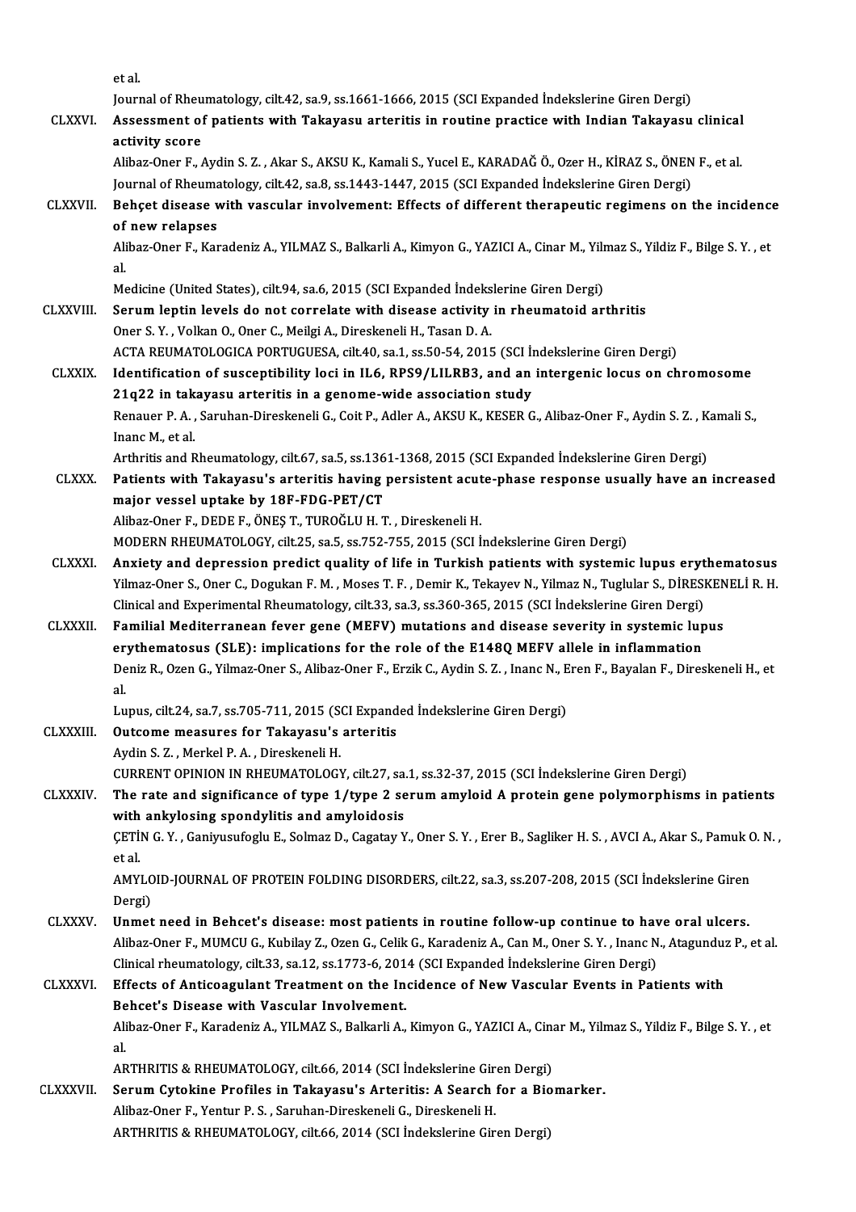et al.
Journal of Rheumatology, cilt.42, sa.9, ss.1661-1666, 2015 (SCI Expanded İndekslerine Giren Dergi)

CLXXVI. **Assessment of patients with Takayasu arteritis in routine practice with Indian Takayasu clinical activity score**
Alibaz-Oner F., Aydin S. Z. , Akar S., AKSU K., Kamali S., Yucel E., KARADAĞ Ö., Ozer H., KİRAZ S., ÖNEN F., et al.
Journal of Rheumatology, cilt.42, sa.8, ss.1443-1447, 2015 (SCI Expanded İndekslerine Giren Dergi)

CLXXVII. **Behçet disease with vascular involvement: Effects of different therapeutic regimens on the incidence of new relapses**
Alibaz-Oner F., Karadeniz A., YILMAZ S., Balkarli A., Kimyon G., YAZICI A., Cinar M., Yilmaz S., Yildiz F., Bilge S. Y. , et al.
Medicine (United States), cilt.94, sa.6, 2015 (SCI Expanded İndekslerine Giren Dergi)

CLXXVIII. **Serum leptin levels do not correlate with disease activity in rheumatoid arthritis**
Oner S. Y. , Volkan O., Oner C., Meilgi A., Direskeneli H., Tasan D. A.
ACTA REUMATOLOGICA PORTUGUESA, cilt.40, sa.1, ss.50-54, 2015 (SCI İndekslerine Giren Dergi)

CLXXIX. **Identification of susceptibility loci in IL6, RPS9/LILRB3, and an intergenic locus on chromosome 21q22 in takayasu arteritis in a genome-wide association study**
Renauer P. A. , Saruhan-Direskeneli G., Coit P., Adler A., AKSU K., KESER G., Alibaz-Oner F., Aydin S. Z. , Kamali S., Inanc M., et al.
Arthritis and Rheumatology, cilt.67, sa.5, ss.1361-1368, 2015 (SCI Expanded İndekslerine Giren Dergi)

CLXXX. **Patients with Takayasu's arteritis having persistent acute-phase response usually have an increased major vessel uptake by 18F-FDG-PET/CT**
Alibaz-Oner F., DEDE F., ÖNEŞ T., TUROĞLU H. T. , Direskeneli H.
MODERN RHEUMATOLOGY, cilt.25, sa.5, ss.752-755, 2015 (SCI İndekslerine Giren Dergi)

CLXXXI. **Anxiety and depression predict quality of life in Turkish patients with systemic lupus erythematosus**
Yilmaz-Oner S., Oner C., Dogukan F. M. , Moses T. F. , Demir K., Tekayev N., Yilmaz N., Tuglular S., DİRESKENELİ R. H.
Clinical and Experimental Rheumatology, cilt.33, sa.3, ss.360-365, 2015 (SCI İndekslerine Giren Dergi)

CLXXXII. **Familial Mediterranean fever gene (MEFV) mutations and disease severity in systemic lupus erythematosus (SLE): implications for the role of the E148Q MEFV allele in inflammation**
Deniz R., Ozen G., Yilmaz-Oner S., Alibaz-Oner F., Erzik C., Aydin S. Z. , Inanc N., Eren F., Bayalan F., Direskeneli H., et al.
Lupus, cilt.24, sa.7, ss.705-711, 2015 (SCI Expanded İndekslerine Giren Dergi)

CLXXXIII. **Outcome measures for Takayasu's arteritis**
Aydin S. Z. , Merkel P. A. , Direskeneli H.
CURRENT OPINION IN RHEUMATOLOGY, cilt.27, sa.1, ss.32-37, 2015 (SCI İndekslerine Giren Dergi)

CLXXXIV. **The rate and significance of type 1/type 2 serum amyloid A protein gene polymorphisms in patients with ankylosing spondylitis and amyloidosis**
ÇETİN G. Y. , Ganiyusufoglu E., Solmaz D., Cagatay Y., Oner S. Y. , Erer B., Sagliker H. S. , AVCI A., Akar S., Pamuk O. N. , et al.
AMYLOID-JOURNAL OF PROTEIN FOLDING DISORDERS, cilt.22, sa.3, ss.207-208, 2015 (SCI İndekslerine Giren Dergi)

CLXXXV. **Unmet need in Behcet's disease: most patients in routine follow-up continue to have oral ulcers.**
Alibaz-Oner F., MUMCU G., Kubilay Z., Ozen G., Celik G., Karadeniz A., Can M., Oner S. Y. , Inanc N., Atagunduz P., et al.
Clinical rheumatology, cilt.33, sa.12, ss.1773-6, 2014 (SCI Expanded İndekslerine Giren Dergi)

CLXXXVI. **Effects of Anticoagulant Treatment on the Incidence of New Vascular Events in Patients with Behcet's Disease with Vascular Involvement.**
Alibaz-Oner F., Karadeniz A., YILMAZ S., Balkarli A., Kimyon G., YAZICI A., Cinar M., Yilmaz S., Yildiz F., Bilge S. Y. , et al.
ARTHRITIS & RHEUMATOLOGY, cilt.66, 2014 (SCI İndekslerine Giren Dergi)

CLXXXVII. **Serum Cytokine Profiles in Takayasu's Arteritis: A Search for a Biomarker.**
Alibaz-Oner F., Yentur P. S. , Saruhan-Direskeneli G., Direskeneli H.
ARTHRITIS & RHEUMATOLOGY, cilt.66, 2014 (SCI İndekslerine Giren Dergi)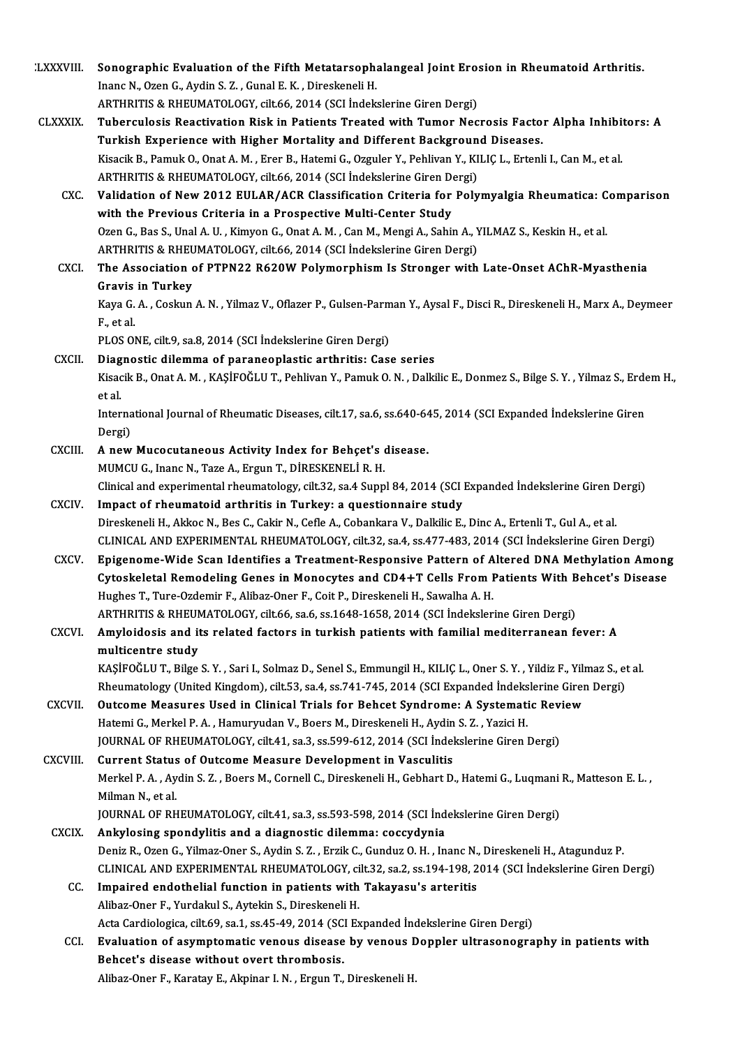CLXXXVIII. **Sonographic Evaluation of the Fifth Metatarsophalangeal Joint Erosion in Rheumatoid Arthritis.**
Inanc N., Ozen G., Aydin S. Z. , Gunal E. K. , Direskeneli H.
ARTHRITIS & RHEUMATOLOGY, cilt.66, 2014 (SCI İndekslerine Giren Dergi)

CLXXXIX. **Tuberculosis Reactivation Risk in Patients Treated with Tumor Necrosis Factor Alpha Inhibitors: A Turkish Experience with Higher Mortality and Different Background Diseases.**
Kisacik B., Pamuk O., Onat A. M. , Erer B., Hatemi G., Ozguler Y., Pehlivan Y., KILIÇ L., Ertenli I., Can M., et al.
ARTHRITIS & RHEUMATOLOGY, cilt.66, 2014 (SCI İndekslerine Giren Dergi)

CXC. **Validation of New 2012 EULAR/ACR Classification Criteria for Polymyalgia Rheumatica: Comparison with the Previous Criteria in a Prospective Multi-Center Study**
Ozen G., Bas S., Unal A. U. , Kimyon G., Onat A. M. , Can M., Mengi A., Sahin A., YILMAZ S., Keskin H., et al.
ARTHRITIS & RHEUMATOLOGY, cilt.66, 2014 (SCI İndekslerine Giren Dergi)

CXCI. **The Association of PTPN22 R620W Polymorphism Is Stronger with Late-Onset AChR-Myasthenia Gravis in Turkey**
Kaya G. A. , Coskun A. N. , Yilmaz V., Oflazer P., Gulsen-Parman Y., Aysal F., Disci R., Direskeneli H., Marx A., Deymeer F., et al.
PLOS ONE, cilt.9, sa.8, 2014 (SCI İndekslerine Giren Dergi)

CXCII. **Diagnostic dilemma of paraneoplastic arthritis: Case series**
Kisacik B., Onat A. M. , KAŞİFOĞLU T., Pehlivan Y., Pamuk O. N. , Dalkilic E., Donmez S., Bilge S. Y. , Yilmaz S., Erdem H., et al.
International Journal of Rheumatic Diseases, cilt.17, sa.6, ss.640-645, 2014 (SCI Expanded İndekslerine Giren Dergi)

CXCIII. **A new Mucocutaneous Activity Index for Behçet's disease.**
MUMCU G., Inanc N., Taze A., Ergun T., DİRESKENELİ R. H.
Clinical and experimental rheumatology, cilt.32, sa.4 Suppl 84, 2014 (SCI Expanded İndekslerine Giren Dergi)

CXCIV. **Impact of rheumatoid arthritis in Turkey: a questionnaire study**
Direskeneli H., Akkoc N., Bes C., Cakir N., Cefle A., Cobankara V., Dalkilic E., Dinc A., Ertenli T., Gul A., et al.
CLINICAL AND EXPERIMENTAL RHEUMATOLOGY, cilt.32, sa.4, ss.477-483, 2014 (SCI İndekslerine Giren Dergi)

CXCV. **Epigenome-Wide Scan Identifies a Treatment-Responsive Pattern of Altered DNA Methylation Among Cytoskeletal Remodeling Genes in Monocytes and CD4+T Cells From Patients With Behcet's Disease**
Hughes T., Ture-Ozdemir F., Alibaz-Oner F., Coit P., Direskeneli H., Sawalha A. H.
ARTHRITIS & RHEUMATOLOGY, cilt.66, sa.6, ss.1648-1658, 2014 (SCI İndekslerine Giren Dergi)

CXCVI. **Amyloidosis and its related factors in turkish patients with familial mediterranean fever: A multicentre study**
KAŞİFOĞLU T., Bilge S. Y. , Sari I., Solmaz D., Senel S., Emmungil H., KILIÇ L., Oner S. Y. , Yildiz F., Yilmaz S., et al.
Rheumatology (United Kingdom), cilt.53, sa.4, ss.741-745, 2014 (SCI Expanded İndekslerine Giren Dergi)

CXCVII. **Outcome Measures Used in Clinical Trials for Behcet Syndrome: A Systematic Review**
Hatemi G., Merkel P. A. , Hamuryudan V., Boers M., Direskeneli H., Aydin S. Z. , Yazici H.
JOURNAL OF RHEUMATOLOGY, cilt.41, sa.3, ss.599-612, 2014 (SCI İndekslerine Giren Dergi)

CXCVIII. **Current Status of Outcome Measure Development in Vasculitis**
Merkel P. A. , Aydin S. Z. , Boers M., Cornell C., Direskeneli H., Gebhart D., Hatemi G., Luqmani R., Matteson E. L. , Milman N., et al.
JOURNAL OF RHEUMATOLOGY, cilt.41, sa.3, ss.593-598, 2014 (SCI İndekslerine Giren Dergi)

CXCIX. **Ankylosing spondylitis and a diagnostic dilemma: coccydynia**
Deniz R., Ozen G., Yilmaz-Oner S., Aydin S. Z. , Erzik C., Gunduz O. H. , Inanc N., Direskeneli H., Atagunduz P.
CLINICAL AND EXPERIMENTAL RHEUMATOLOGY, cilt.32, sa.2, ss.194-198, 2014 (SCI İndekslerine Giren Dergi)

CC. **Impaired endothelial function in patients with Takayasu's arteritis**
Alibaz-Oner F., Yurdakul S., Aytekin S., Direskeneli H.
Acta Cardiologica, cilt.69, sa.1, ss.45-49, 2014 (SCI Expanded İndekslerine Giren Dergi)

CCI. **Evaluation of asymptomatic venous disease by venous Doppler ultrasonography in patients with Behcet's disease without overt thrombosis.**
Alibaz-Oner F., Karatay E., Akpinar I. N. , Ergun T., Direskeneli H.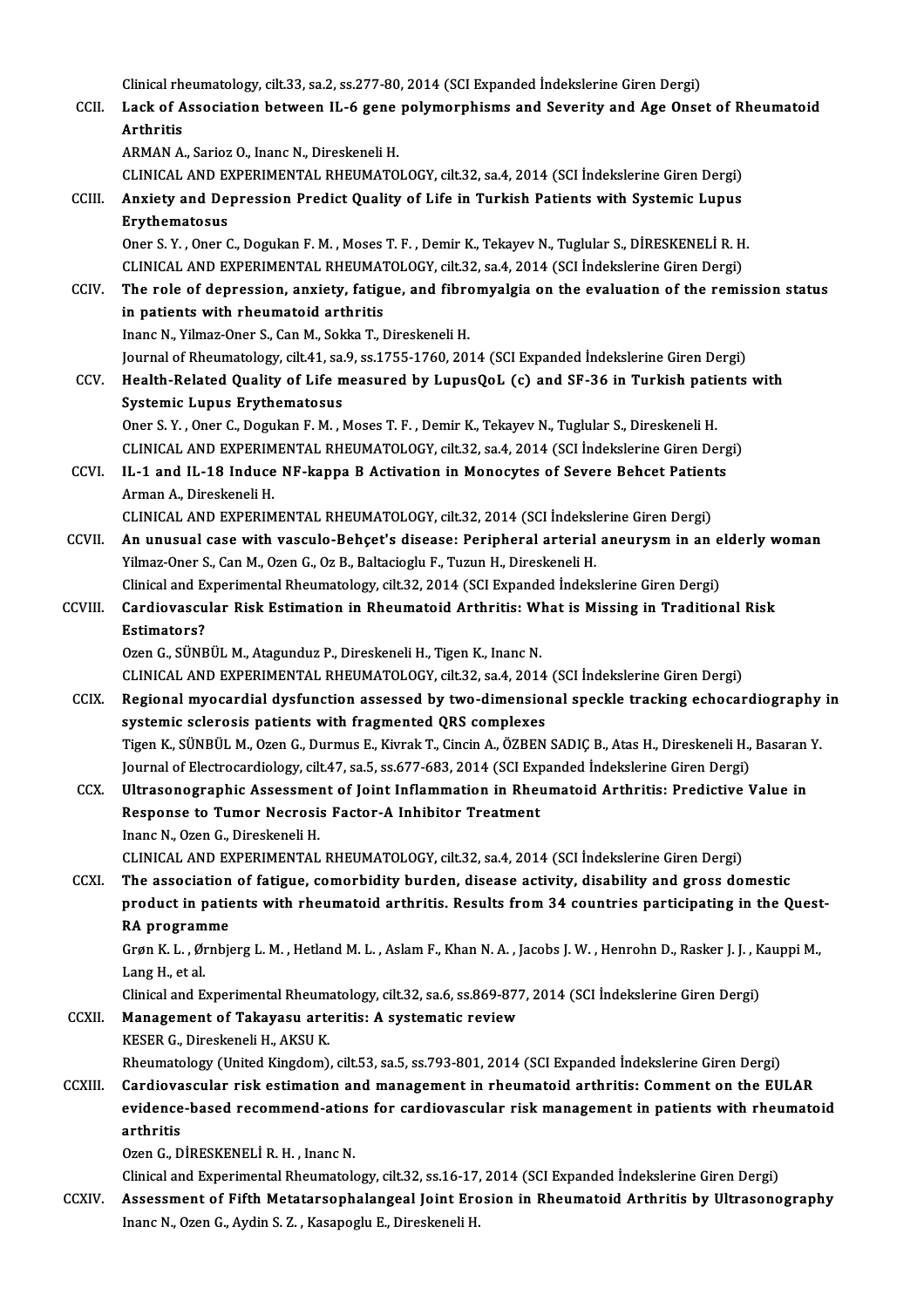Clinical rheumatology, cilt.33, sa.2, ss.277-80, 2014 (SCI Expanded İndekslerine Giren Dergi)

CCII. **Lack of Association between IL-6 gene polymorphisms and Severity and Age Onset of Rheumatoid Arthritis**
ARMAN A., Sarioz O., Inanc N., Direskeneli H.
CLINICAL AND EXPERIMENTAL RHEUMATOLOGY, cilt.32, sa.4, 2014 (SCI İndekslerine Giren Dergi)

CCIII. **Anxiety and Depression Predict Quality of Life in Turkish Patients with Systemic Lupus Erythematosus**
Oner S. Y. , Oner C., Dogukan F. M. , Moses T. F. , Demir K., Tekayev N., Tuglular S., DİRESKENELİ R. H.
CLINICAL AND EXPERIMENTAL RHEUMATOLOGY, cilt.32, sa.4, 2014 (SCI İndekslerine Giren Dergi)

CCIV. **The role of depression, anxiety, fatigue, and fibromyalgia on the evaluation of the remission status in patients with rheumatoid arthritis**
Inanc N., Yilmaz-Oner S., Can M., Sokka T., Direskeneli H.
Journal of Rheumatology, cilt.41, sa.9, ss.1755-1760, 2014 (SCI Expanded İndekslerine Giren Dergi)

CCV. **Health-Related Quality of Life measured by LupusQoL (c) and SF-36 in Turkish patients with Systemic Lupus Erythematosus**
Oner S. Y. , Oner C., Dogukan F. M. , Moses T. F. , Demir K., Tekayev N., Tuglular S., Direskeneli H.
CLINICAL AND EXPERIMENTAL RHEUMATOLOGY, cilt.32, sa.4, 2014 (SCI İndekslerine Giren Dergi)

CCVI. **IL-1 and IL-18 Induce NF-kappa B Activation in Monocytes of Severe Behcet Patients**
Arman A., Direskeneli H.
CLINICAL AND EXPERIMENTAL RHEUMATOLOGY, cilt.32, 2014 (SCI İndekslerine Giren Dergi)

CCVII. **An unusual case with vasculo-Behçet's disease: Peripheral arterial aneurysm in an elderly woman**
Yilmaz-Oner S., Can M., Ozen G., Oz B., Baltacioglu F., Tuzun H., Direskeneli H.
Clinical and Experimental Rheumatology, cilt.32, 2014 (SCI Expanded İndekslerine Giren Dergi)

CCVIII. **Cardiovascular Risk Estimation in Rheumatoid Arthritis: What is Missing in Traditional Risk Estimators?**
Ozen G., SÜNBÜL M., Atagunduz P., Direskeneli H., Tigen K., Inanc N.
CLINICAL AND EXPERIMENTAL RHEUMATOLOGY, cilt.32, sa.4, 2014 (SCI İndekslerine Giren Dergi)

CCIX. **Regional myocardial dysfunction assessed by two-dimensional speckle tracking echocardiography in systemic sclerosis patients with fragmented QRS complexes**
Tigen K., SÜNBÜL M., Ozen G., Durmus E., Kivrak T., Cincin A., ÖZBEN SADIÇ B., Atas H., Direskeneli H., Basaran Y.
Journal of Electrocardiology, cilt.47, sa.5, ss.677-683, 2014 (SCI Expanded İndekslerine Giren Dergi)

CCX. **Ultrasonographic Assessment of Joint Inflammation in Rheumatoid Arthritis: Predictive Value in Response to Tumor Necrosis Factor-A Inhibitor Treatment**
Inanc N., Ozen G., Direskeneli H.
CLINICAL AND EXPERIMENTAL RHEUMATOLOGY, cilt.32, sa.4, 2014 (SCI İndekslerine Giren Dergi)

CCXI. **The association of fatigue, comorbidity burden, disease activity, disability and gross domestic product in patients with rheumatoid arthritis. Results from 34 countries participating in the Quest-RA programme**
Grøn K. L. , Ørnbjerg L. M. , Hetland M. L. , Aslam F., Khan N. A. , Jacobs J. W. , Henrohn D., Rasker J. J. , Kauppi M., Lang H., et al.
Clinical and Experimental Rheumatology, cilt.32, sa.6, ss.869-877, 2014 (SCI İndekslerine Giren Dergi)

CCXII. **Management of Takayasu arteritis: A systematic review**
KESER G., Direskeneli H., AKSU K.
Rheumatology (United Kingdom), cilt.53, sa.5, ss.793-801, 2014 (SCI Expanded İndekslerine Giren Dergi)

CCXIII. **Cardiovascular risk estimation and management in rheumatoid arthritis: Comment on the EULAR evidence-based recommend-ations for cardiovascular risk management in patients with rheumatoid arthritis**
Ozen G., DİRESKENELİ R. H. , Inanc N.
Clinical and Experimental Rheumatology, cilt.32, ss.16-17, 2014 (SCI Expanded İndekslerine Giren Dergi)

CCXIV. **Assessment of Fifth Metatarsophalangeal Joint Erosion in Rheumatoid Arthritis by Ultrasonography**
Inanc N., Ozen G., Aydin S. Z. , Kasapoglu E., Direskeneli H.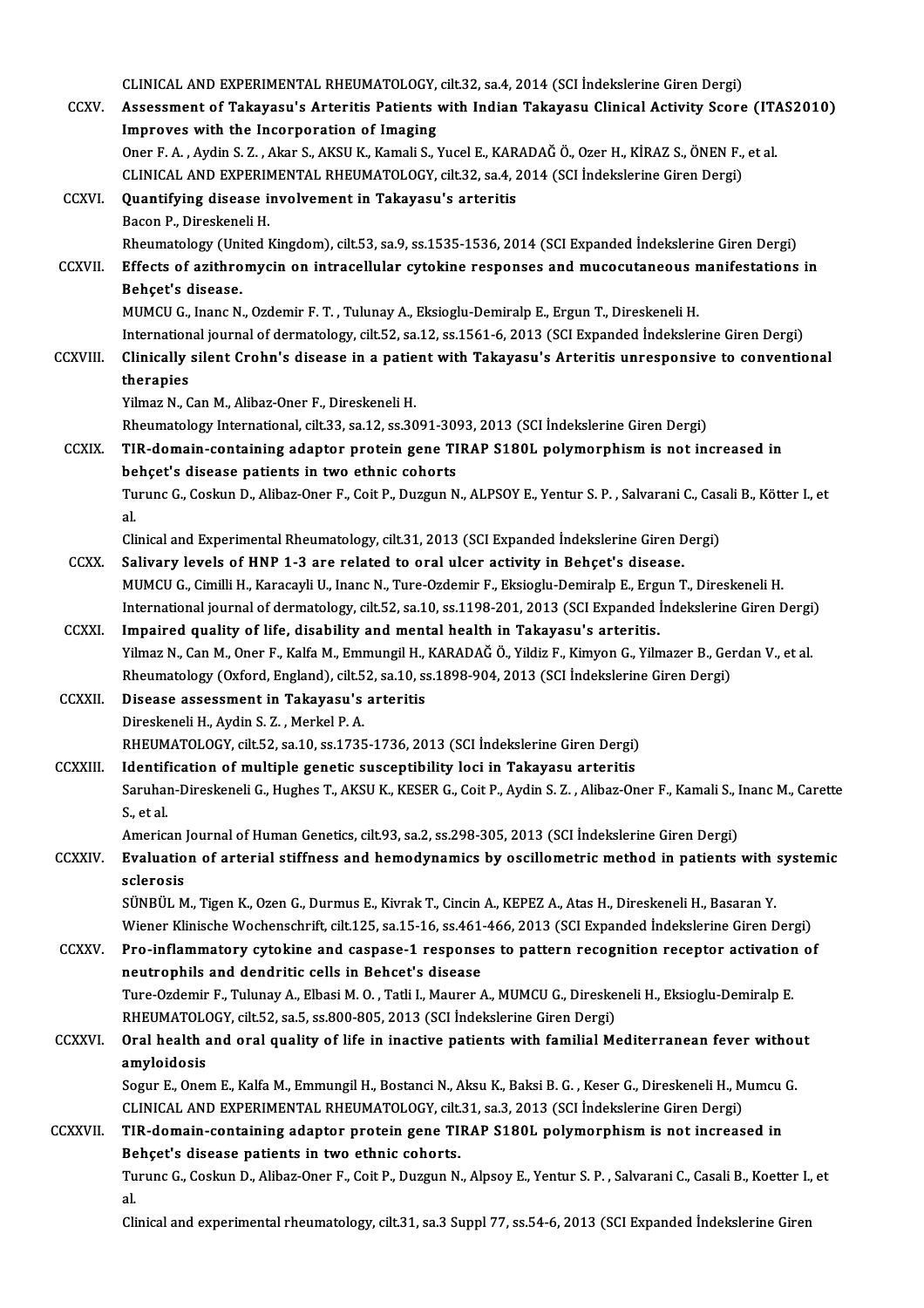CLINICAL AND EXPERIMENTAL RHEUMATOLOGY, cilt.32, sa.4, 2014 (SCI İndekslerine Giren Dergi)

CCXV. **Assessment of Takayasu's Arteritis Patients with Indian Takayasu Clinical Activity Score (ITAS2010) Improves with the Incorporation of Imaging**
Oner F. A. , Aydin S. Z. , Akar S., AKSU K., Kamali S., Yucel E., KARADAĞ Ö., Ozer H., KİRAZ S., ÖNEN F., et al.
CLINICAL AND EXPERIMENTAL RHEUMATOLOGY, cilt.32, sa.4, 2014 (SCI İndekslerine Giren Dergi)

CCXVI. **Quantifying disease involvement in Takayasu's arteritis**
Bacon P., Direskeneli H.
Rheumatology (United Kingdom), cilt.53, sa.9, ss.1535-1536, 2014 (SCI Expanded İndekslerine Giren Dergi)

CCXVII. **Effects of azithromycin on intracellular cytokine responses and mucocutaneous manifestations in Behçet's disease.**
MUMCU G., Inanc N., Ozdemir F. T. , Tulunay A., Eksioglu-Demiralp E., Ergun T., Direskeneli H.
International journal of dermatology, cilt.52, sa.12, ss.1561-6, 2013 (SCI Expanded İndekslerine Giren Dergi)

CCXVIII. **Clinically silent Crohn's disease in a patient with Takayasu's Arteritis unresponsive to conventional therapies**
Yilmaz N., Can M., Alibaz-Oner F., Direskeneli H.
Rheumatology International, cilt.33, sa.12, ss.3091-3093, 2013 (SCI İndekslerine Giren Dergi)

CCXIX. **TIR-domain-containing adaptor protein gene TIRAP S180L polymorphism is not increased in behçet's disease patients in two ethnic cohorts**
Turunc G., Coskun D., Alibaz-Oner F., Coit P., Duzgun N., ALPSOY E., Yentur S. P. , Salvarani C., Casali B., Kötter I., et al.
Clinical and Experimental Rheumatology, cilt.31, 2013 (SCI Expanded İndekslerine Giren Dergi)

CCXX. **Salivary levels of HNP 1-3 are related to oral ulcer activity in Behçet's disease.**
MUMCU G., Cimilli H., Karacayli U., Inanc N., Ture-Ozdemir F., Eksioglu-Demiralp E., Ergun T., Direskeneli H.
International journal of dermatology, cilt.52, sa.10, ss.1198-201, 2013 (SCI Expanded İndekslerine Giren Dergi)

CCXXI. **Impaired quality of life, disability and mental health in Takayasu's arteritis.**
Yilmaz N., Can M., Oner F., Kalfa M., Emmungil H., KARADAĞ Ö., Yildiz F., Kimyon G., Yilmazer B., Gerdan V., et al.
Rheumatology (Oxford, England), cilt.52, sa.10, ss.1898-904, 2013 (SCI İndekslerine Giren Dergi)

CCXXII. **Disease assessment in Takayasu's arteritis**
Direskeneli H., Aydin S. Z. , Merkel P. A.
RHEUMATOLOGY, cilt.52, sa.10, ss.1735-1736, 2013 (SCI İndekslerine Giren Dergi)

CCXXIII. **Identification of multiple genetic susceptibility loci in Takayasu arteritis**
Saruhan-Direskeneli G., Hughes T., AKSU K., KESER G., Coit P., Aydin S. Z. , Alibaz-Oner F., Kamali S., Inanc M., Carette S., et al.
American Journal of Human Genetics, cilt.93, sa.2, ss.298-305, 2013 (SCI İndekslerine Giren Dergi)

CCXXIV. **Evaluation of arterial stiffness and hemodynamics by oscillometric method in patients with systemic sclerosis**
SÜNBÜL M., Tigen K., Ozen G., Durmus E., Kivrak T., Cincin A., KEPEZ A., Atas H., Direskeneli H., Basaran Y.
Wiener Klinische Wochenschrift, cilt.125, sa.15-16, ss.461-466, 2013 (SCI Expanded İndekslerine Giren Dergi)

CCXXV. **Pro-inflammatory cytokine and caspase-1 responses to pattern recognition receptor activation of neutrophils and dendritic cells in Behcet's disease**
Ture-Ozdemir F., Tulunay A., Elbasi M. O. , Tatli I., Maurer A., MUMCU G., Direskeneli H., Eksioglu-Demiralp E.
RHEUMATOLOGY, cilt.52, sa.5, ss.800-805, 2013 (SCI İndekslerine Giren Dergi)

CCXXVI. **Oral health and oral quality of life in inactive patients with familial Mediterranean fever without amyloidosis**
Sogur E., Onem E., Kalfa M., Emmungil H., Bostanci N., Aksu K., Baksi B. G. , Keser G., Direskeneli H., Mumcu G.
CLINICAL AND EXPERIMENTAL RHEUMATOLOGY, cilt.31, sa.3, 2013 (SCI İndekslerine Giren Dergi)

CCXXVII. **TIR-domain-containing adaptor protein gene TIRAP S180L polymorphism is not increased in Behçet's disease patients in two ethnic cohorts.**
Turunc G., Coskun D., Alibaz-Oner F., Coit P., Duzgun N., Alpsoy E., Yentur S. P. , Salvarani C., Casali B., Koetter I., et al.
Clinical and experimental rheumatology, cilt.31, sa.3 Suppl 77, ss.54-6, 2013 (SCI Expanded İndekslerine Giren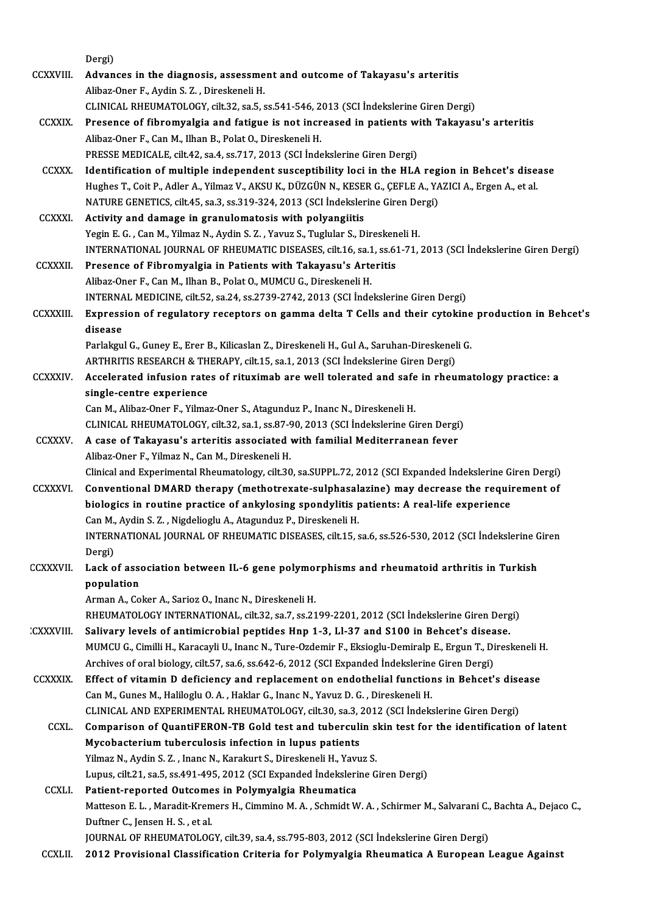Dergi)

CCXXVIII. **Advances in the diagnosis, assessment and outcome of Takayasu's arteritis**
Alibaz-Oner F., Aydin S. Z. , Direskeneli H.
CLINICAL RHEUMATOLOGY, cilt.32, sa.5, ss.541-546, 2013 (SCI İndekslerine Giren Dergi)

CCXXIX. **Presence of fibromyalgia and fatigue is not increased in patients with Takayasu's arteritis**
Alibaz-Oner F., Can M., Ilhan B., Polat O., Direskeneli H.
PRESSE MEDICALE, cilt.42, sa.4, ss.717, 2013 (SCI İndekslerine Giren Dergi)

CCXXX. **Identification of multiple independent susceptibility loci in the HLA region in Behcet's disease**
Hughes T., Coit P., Adler A., Yilmaz V., AKSU K., DÜZGÜN N., KESER G., ÇEFLE A., YAZICI A., Ergen A., et al.
NATURE GENETICS, cilt.45, sa.3, ss.319-324, 2013 (SCI İndekslerine Giren Dergi)

CCXXXI. **Activity and damage in granulomatosis with polyangiitis**
Yegin E. G. , Can M., Yilmaz N., Aydin S. Z. , Yavuz S., Tuglular S., Direskeneli H.
INTERNATIONAL JOURNAL OF RHEUMATIC DISEASES, cilt.16, sa.1, ss.61-71, 2013 (SCI İndekslerine Giren Dergi)

CCXXXII. **Presence of Fibromyalgia in Patients with Takayasu's Arteritis**
Alibaz-Oner F., Can M., Ilhan B., Polat O., MUMCU G., Direskeneli H.
INTERNAL MEDICINE, cilt.52, sa.24, ss.2739-2742, 2013 (SCI İndekslerine Giren Dergi)

CCXXXIII. **Expression of regulatory receptors on gamma delta T Cells and their cytokine production in Behcet's disease**
Parlakgul G., Guney E., Erer B., Kilicaslan Z., Direskeneli H., Gul A., Saruhan-Direskeneli G.
ARTHRITIS RESEARCH & THERAPY, cilt.15, sa.1, 2013 (SCI İndekslerine Giren Dergi)

CCXXXIV. **Accelerated infusion rates of rituximab are well tolerated and safe in rheumatology practice: a single-centre experience**
Can M., Alibaz-Oner F., Yilmaz-Oner S., Atagunduz P., Inanc N., Direskeneli H.
CLINICAL RHEUMATOLOGY, cilt.32, sa.1, ss.87-90, 2013 (SCI İndekslerine Giren Dergi)

CCXXXV. **A case of Takayasu's arteritis associated with familial Mediterranean fever**
Alibaz-Oner F., Yilmaz N., Can M., Direskeneli H.
Clinical and Experimental Rheumatology, cilt.30, sa.SUPPL.72, 2012 (SCI Expanded İndekslerine Giren Dergi)

CCXXXVI. **Conventional DMARD therapy (methotrexate-sulphasalazine) may decrease the requirement of biologics in routine practice of ankylosing spondylitis patients: A real-life experience**
Can M., Aydin S. Z. , Nigdelioglu A., Atagunduz P., Direskeneli H.
INTERNATIONAL JOURNAL OF RHEUMATIC DISEASES, cilt.15, sa.6, ss.526-530, 2012 (SCI İndekslerine Giren Dergi)

CCXXXVII. **Lack of association between IL-6 gene polymorphisms and rheumatoid arthritis in Turkish population**
Arman A., Coker A., Sarioz O., Inanc N., Direskeneli H.
RHEUMATOLOGY INTERNATIONAL, cilt.32, sa.7, ss.2199-2201, 2012 (SCI İndekslerine Giren Dergi)

CCXXXVIII. **Salivary levels of antimicrobial peptides Hnp 1-3, Ll-37 and S100 in Behcet's disease.**
MUMCU G., Cimilli H., Karacayli U., Inanc N., Ture-Ozdemir F., Eksioglu-Demiralp E., Ergun T., Direskeneli H.
Archives of oral biology, cilt.57, sa.6, ss.642-6, 2012 (SCI Expanded İndekslerine Giren Dergi)

CCXXXIX. **Effect of vitamin D deficiency and replacement on endothelial functions in Behcet's disease**
Can M., Gunes M., Haliloglu O. A. , Haklar G., Inanc N., Yavuz D. G. , Direskeneli H.
CLINICAL AND EXPERIMENTAL RHEUMATOLOGY, cilt.30, sa.3, 2012 (SCI İndekslerine Giren Dergi)

CCXL. **Comparison of QuantiFERON-TB Gold test and tuberculin skin test for the identification of latent Mycobacterium tuberculosis infection in lupus patients**
Yilmaz N., Aydin S. Z. , Inanc N., Karakurt S., Direskeneli H., Yavuz S.
Lupus, cilt.21, sa.5, ss.491-495, 2012 (SCI Expanded İndekslerine Giren Dergi)

CCXLI. **Patient-reported Outcomes in Polymyalgia Rheumatica**
Matteson E. L. , Maradit-Kremers H., Cimmino M. A. , Schmidt W. A. , Schirmer M., Salvarani C., Bachta A., Dejaco C., Duftner C., Jensen H. S. , et al.
JOURNAL OF RHEUMATOLOGY, cilt.39, sa.4, ss.795-803, 2012 (SCI İndekslerine Giren Dergi)

CCXLII. **2012 Provisional Classification Criteria for Polymyalgia Rheumatica A European League Against**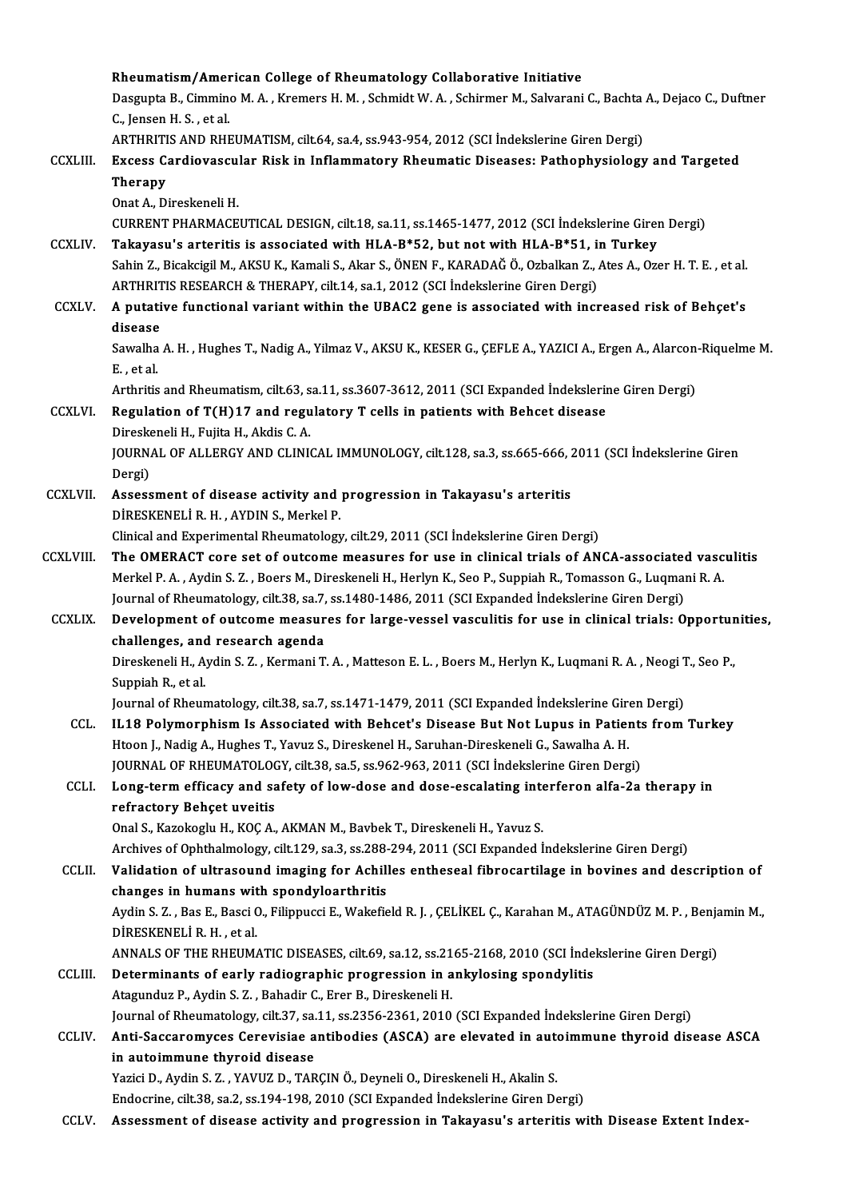Rheumatism/American College of Rheumatology Collaborative Initiative
Dasgupta B., Cimmino M. A. , Kremers H. M. , Schmidt W. A. , Schirmer M., Salvarani C., Bachta A., Dejaco C., Duftner C., Jensen H. S. , et al.
ARTHRITIS AND RHEUMATISM, cilt.64, sa.4, ss.943-954, 2012 (SCI İndekslerine Giren Dergi)

CCXLIII. **Excess Cardiovascular Risk in Inflammatory Rheumatic Diseases: Pathophysiology and Targeted Therapy**
Onat A., Direskeneli H.
CURRENT PHARMACEUTICAL DESIGN, cilt.18, sa.11, ss.1465-1477, 2012 (SCI İndekslerine Giren Dergi)

CCXLIV. **Takayasu's arteritis is associated with HLA-B*52, but not with HLA-B*51, in Turkey**
Sahin Z., Bicakcigil M., AKSU K., Kamali S., Akar S., ÖNEN F., KARADAĞ Ö., Ozbalkan Z., Ates A., Ozer H. T. E. , et al.
ARTHRITIS RESEARCH & THERAPY, cilt.14, sa.1, 2012 (SCI İndekslerine Giren Dergi)

CCXLV. **A putative functional variant within the UBAC2 gene is associated with increased risk of Behçet's disease**
Sawalha A. H. , Hughes T., Nadig A., Yilmaz V., AKSU K., KESER G., ÇEFLE A., YAZICI A., Ergen A., Alarcon-Riquelme M. E. , et al.
Arthritis and Rheumatism, cilt.63, sa.11, ss.3607-3612, 2011 (SCI Expanded İndekslerine Giren Dergi)

CCXLVI. **Regulation of T(H)17 and regulatory T cells in patients with Behcet disease**
Direskeneli H., Fujita H., Akdis C. A.
JOURNAL OF ALLERGY AND CLINICAL IMMUNOLOGY, cilt.128, sa.3, ss.665-666, 2011 (SCI İndekslerine Giren Dergi)

CCXLVII. **Assessment of disease activity and progression in Takayasu's arteritis**
DİRESKENELİ R. H. , AYDIN S., Merkel P.
Clinical and Experimental Rheumatology, cilt.29, 2011 (SCI İndekslerine Giren Dergi)

CCXLVIII. **The OMERACT core set of outcome measures for use in clinical trials of ANCA-associated vasculitis**
Merkel P. A. , Aydin S. Z. , Boers M., Direskeneli H., Herlyn K., Seo P., Suppiah R., Tomasson G., Luqmani R. A.
Journal of Rheumatology, cilt.38, sa.7, ss.1480-1486, 2011 (SCI Expanded İndekslerine Giren Dergi)

CCXLIX. **Development of outcome measures for large-vessel vasculitis for use in clinical trials: Opportunities, challenges, and research agenda**
Direskeneli H., Aydin S. Z. , Kermani T. A. , Matteson E. L. , Boers M., Herlyn K., Luqmani R. A. , Neogi T., Seo P., Suppiah R., et al.
Journal of Rheumatology, cilt.38, sa.7, ss.1471-1479, 2011 (SCI Expanded İndekslerine Giren Dergi)

CCL. **IL18 Polymorphism Is Associated with Behcet's Disease But Not Lupus in Patients from Turkey**
Htoon J., Nadig A., Hughes T., Yavuz S., Direskenel H., Saruhan-Direskeneli G., Sawalha A. H.
JOURNAL OF RHEUMATOLOGY, cilt.38, sa.5, ss.962-963, 2011 (SCI İndekslerine Giren Dergi)

CCLI. **Long-term efficacy and safety of low-dose and dose-escalating interferon alfa-2a therapy in refractory Behçet uveitis**
Onal S., Kazokoglu H., KOÇ A., AKMAN M., Bavbek T., Direskeneli H., Yavuz S.
Archives of Ophthalmology, cilt.129, sa.3, ss.288-294, 2011 (SCI Expanded İndekslerine Giren Dergi)

CCLII. **Validation of ultrasound imaging for Achilles entheseal fibrocartilage in bovines and description of changes in humans with spondyloarthritis**
Aydin S. Z. , Bas E., Basci O., Filippucci E., Wakefield R. J. , ÇELİKEL Ç., Karahan M., ATAGÜNDÜZ M. P. , Benjamin M., DİRESKENELİ R. H. , et al.
ANNALS OF THE RHEUMATIC DISEASES, cilt.69, sa.12, ss.2165-2168, 2010 (SCI İndekslerine Giren Dergi)

CCLIII. **Determinants of early radiographic progression in ankylosing spondylitis**
Atagunduz P., Aydin S. Z. , Bahadir C., Erer B., Direskeneli H.
Journal of Rheumatology, cilt.37, sa.11, ss.2356-2361, 2010 (SCI Expanded İndekslerine Giren Dergi)

CCLIV. **Anti-Saccaromyces Cerevisiae antibodies (ASCA) are elevated in autoimmune thyroid disease ASCA in autoimmune thyroid disease**
Yazici D., Aydin S. Z. , YAVUZ D., TARÇIN Ö., Deyneli O., Direskeneli H., Akalin S.
Endocrine, cilt.38, sa.2, ss.194-198, 2010 (SCI Expanded İndekslerine Giren Dergi)

CCLV. **Assessment of disease activity and progression in Takayasu's arteritis with Disease Extent Index-**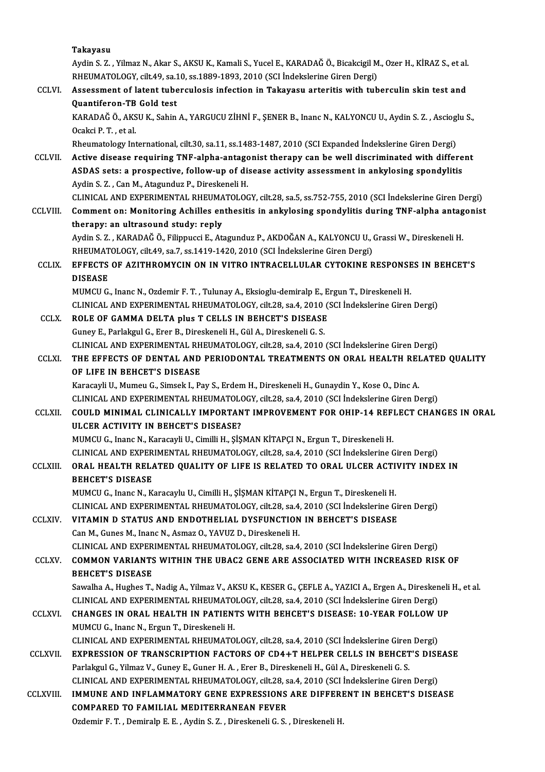Takayasu
Aydin S. Z. , Yilmaz N., Akar S., AKSU K., Kamali S., Yucel E., KARADAĞ Ö., Bicakcigil M., Ozer H., KİRAZ S., et al.
RHEUMATOLOGY, cilt.49, sa.10, ss.1889-1893, 2010 (SCI İndekslerine Giren Dergi)

CCLVI. **Assessment of latent tuberculosis infection in Takayasu arteritis with tuberculin skin test and Quantiferon-TB Gold test**
KARADAĞ Ö., AKSU K., Sahin A., YARGUCU ZİHNİ F., ŞENER B., Inanc N., KALYONCU U., Aydin S. Z. , Ascioglu S., Ocakci P. T. , et al.
Rheumatology International, cilt.30, sa.11, ss.1483-1487, 2010 (SCI Expanded İndekslerine Giren Dergi)

CCLVII. **Active disease requiring TNF-alpha-antagonist therapy can be well discriminated with different ASDAS sets: a prospective, follow-up of disease activity assessment in ankylosing spondylitis**
Aydin S. Z. , Can M., Atagunduz P., Direskeneli H.
CLINICAL AND EXPERIMENTAL RHEUMATOLOGY, cilt.28, sa.5, ss.752-755, 2010 (SCI İndekslerine Giren Dergi)

CCLVIII. **Comment on: Monitoring Achilles enthesitis in ankylosing spondylitis during TNF-alpha antagonist therapy: an ultrasound study: reply**
Aydin S. Z. , KARADAĞ Ö., Filippucci E., Atagunduz P., AKDOĞAN A., KALYONCU U., Grassi W., Direskeneli H.
RHEUMATOLOGY, cilt.49, sa.7, ss.1419-1420, 2010 (SCI İndekslerine Giren Dergi)

CCLIX. **EFFECTS OF AZITHROMYCIN ON IN VITRO INTRACELLULAR CYTOKINE RESPONSES IN BEHCET'S DISEASE**
MUMCU G., Inanc N., Ozdemir F. T. , Tulunay A., Eksioglu-demiralp E., Ergun T., Direskeneli H.
CLINICAL AND EXPERIMENTAL RHEUMATOLOGY, cilt.28, sa.4, 2010 (SCI İndekslerine Giren Dergi)

CCLX. **ROLE OF GAMMA DELTA plus T CELLS IN BEHCET'S DISEASE**
Guney E., Parlakgul G., Erer B., Direskeneli H., Gül A., Direskeneli G. S.
CLINICAL AND EXPERIMENTAL RHEUMATOLOGY, cilt.28, sa.4, 2010 (SCI İndekslerine Giren Dergi)

CCLXI. **THE EFFECTS OF DENTAL AND PERIODONTAL TREATMENTS ON ORAL HEALTH RELATED QUALITY OF LIFE IN BEHCET'S DISEASE**
Karacayli U., Mumeu G., Simsek I., Pay S., Erdem H., Direskeneli H., Gunaydin Y., Kose O., Dinc A.
CLINICAL AND EXPERIMENTAL RHEUMATOLOGY, cilt.28, sa.4, 2010 (SCI İndekslerine Giren Dergi)

CCLXII. **COULD MINIMAL CLINICALLY IMPORTANT IMPROVEMENT FOR OHIP-14 REFLECT CHANGES IN ORAL ULCER ACTIVITY IN BEHCET'S DISEASE?**
MUMCU G., Inanc N., Karacayli U., Cimilli H., ŞİŞMAN KİTAPÇI N., Ergun T., Direskeneli H.
CLINICAL AND EXPERIMENTAL RHEUMATOLOGY, cilt.28, sa.4, 2010 (SCI İndekslerine Giren Dergi)

CCLXIII. **ORAL HEALTH RELATED QUALITY OF LIFE IS RELATED TO ORAL ULCER ACTIVITY INDEX IN BEHCET'S DISEASE**
MUMCU G., Inanc N., Karacaylu U., Cimilli H., ŞİŞMAN KİTAPÇI N., Ergun T., Direskeneli H.
CLINICAL AND EXPERIMENTAL RHEUMATOLOGY, cilt.28, sa.4, 2010 (SCI İndekslerine Giren Dergi)

CCLXIV. **VITAMIN D STATUS AND ENDOTHELIAL DYSFUNCTION IN BEHCET'S DISEASE**
Can M., Gunes M., Inanc N., Asmaz O., YAVUZ D., Direskeneli H.
CLINICAL AND EXPERIMENTAL RHEUMATOLOGY, cilt.28, sa.4, 2010 (SCI İndekslerine Giren Dergi)

CCLXV. **COMMON VARIANTS WITHIN THE UBAC2 GENE ARE ASSOCIATED WITH INCREASED RISK OF BEHCET'S DISEASE**
Sawalha A., Hughes T., Nadig A., Yilmaz V., AKSU K., KESER G., ÇEFLE A., YAZICI A., Ergen A., Direskeneli H., et al.
CLINICAL AND EXPERIMENTAL RHEUMATOLOGY, cilt.28, sa.4, 2010 (SCI İndekslerine Giren Dergi)

CCLXVI. **CHANGES IN ORAL HEALTH IN PATIENTS WITH BEHCET'S DISEASE: 10-YEAR FOLLOW UP**
MUMCU G., Inanc N., Ergun T., Direskeneli H.
CLINICAL AND EXPERIMENTAL RHEUMATOLOGY, cilt.28, sa.4, 2010 (SCI İndekslerine Giren Dergi)

CCLXVII. **EXPRESSION OF TRANSCRIPTION FACTORS OF CD4+T HELPER CELLS IN BEHCET'S DISEASE**
Parlakgul G., Yilmaz V., Guney E., Guner H. A. , Erer B., Direskeneli H., Gül A., Direskeneli G. S.
CLINICAL AND EXPERIMENTAL RHEUMATOLOGY, cilt.28, sa.4, 2010 (SCI İndekslerine Giren Dergi)

CCLXVIII. **IMMUNE AND INFLAMMATORY GENE EXPRESSIONS ARE DIFFERENT IN BEHCET'S DISEASE COMPARED TO FAMILIAL MEDITERRANEAN FEVER**
Ozdemir F. T. , Demiralp E. E. , Aydin S. Z. , Direskeneli G. S. , Direskeneli H.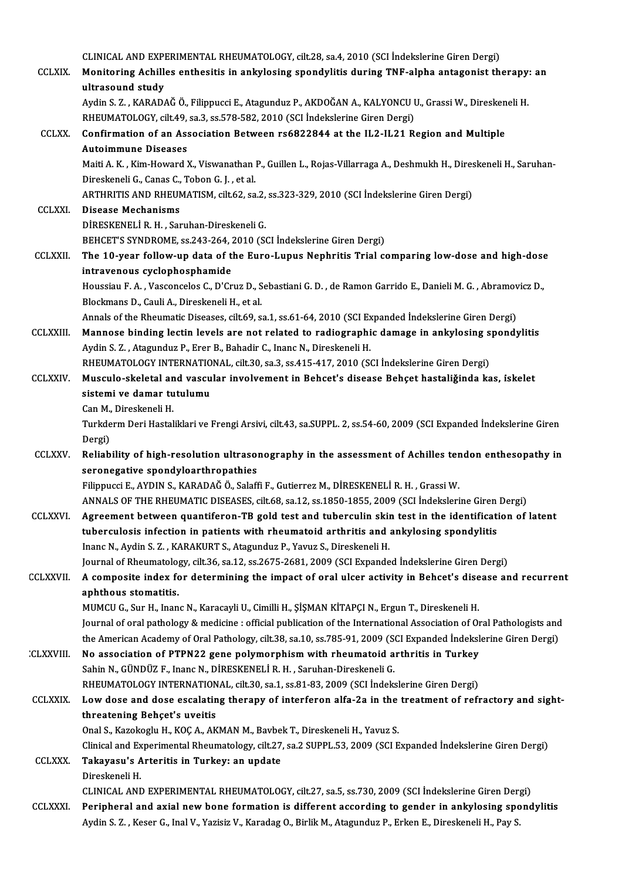CLINICAL AND EXPERIMENTAL RHEUMATOLOGY, cilt.28, sa.4, 2010 (SCI İndekslerine Giren Dergi)

CCLXIX. **Monitoring Achilles enthesitis in ankylosing spondylitis during TNF-alpha antagonist therapy: an ultrasound study**
Aydin S. Z. , KARADAĞ Ö., Filippucci E., Atagunduz P., AKDOĞAN A., KALYONCU U., Grassi W., Direskeneli H.
RHEUMATOLOGY, cilt.49, sa.3, ss.578-582, 2010 (SCI İndekslerine Giren Dergi)

CCLXX. **Confirmation of an Association Between rs6822844 at the IL2-IL21 Region and Multiple Autoimmune Diseases**
Maiti A. K. , Kim-Howard X., Viswanathan P., Guillen L., Rojas-Villarraga A., Deshmukh H., Direskeneli H., Saruhan-Direskeneli G., Canas C., Tobon G. J. , et al.
ARTHRITIS AND RHEUMATISM, cilt.62, sa.2, ss.323-329, 2010 (SCI İndekslerine Giren Dergi)

CCLXXI. **Disease Mechanisms**
DİRESKENELİ R. H. , Saruhan-Direskeneli G.
BEHCET'S SYNDROME, ss.243-264, 2010 (SCI İndekslerine Giren Dergi)

CCLXXII. **The 10-year follow-up data of the Euro-Lupus Nephritis Trial comparing low-dose and high-dose intravenous cyclophosphamide**
Houssiau F. A. , Vasconcelos C., D'Cruz D., Sebastiani G. D. , de Ramon Garrido E., Danieli M. G. , Abramovicz D., Blockmans D., Cauli A., Direskeneli H., et al.
Annals of the Rheumatic Diseases, cilt.69, sa.1, ss.61-64, 2010 (SCI Expanded İndekslerine Giren Dergi)

CCLXXIII. **Mannose binding lectin levels are not related to radiographic damage in ankylosing spondylitis**
Aydin S. Z. , Atagunduz P., Erer B., Bahadir C., Inanc N., Direskeneli H.
RHEUMATOLOGY INTERNATIONAL, cilt.30, sa.3, ss.415-417, 2010 (SCI İndekslerine Giren Dergi)

CCLXXIV. **Musculo-skeletal and vascular involvement in Behcet's disease Behçet hastaliğinda kas, iskelet sistemi ve damar tutulumu**
Can M., Direskeneli H.
Turkderm Deri Hastaliklari ve Frengi Arsivi, cilt.43, sa.SUPPL. 2, ss.54-60, 2009 (SCI Expanded İndekslerine Giren Dergi)

CCLXXV. **Reliability of high-resolution ultrasonography in the assessment of Achilles tendon enthesopathy in seronegative spondyloarthropathies**
Filippucci E., AYDIN S., KARADAĞ Ö., Salaffi F., Gutierrez M., DİRESKENELİ R. H. , Grassi W.
ANNALS OF THE RHEUMATIC DISEASES, cilt.68, sa.12, ss.1850-1855, 2009 (SCI İndekslerine Giren Dergi)

CCLXXVI. **Agreement between quantiferon-TB gold test and tuberculin skin test in the identification of latent tuberculosis infection in patients with rheumatoid arthritis and ankylosing spondylitis**
Inanc N., Aydin S. Z. , KARAKURT S., Atagunduz P., Yavuz S., Direskeneli H.
Journal of Rheumatology, cilt.36, sa.12, ss.2675-2681, 2009 (SCI Expanded İndekslerine Giren Dergi)

CCLXXVII. **A composite index for determining the impact of oral ulcer activity in Behcet's disease and recurrent aphthous stomatitis.**
MUMCU G., Sur H., Inanc N., Karacayli U., Cimilli H., ŞİŞMAN KİTAPÇI N., Ergun T., Direskeneli H.
Journal of oral pathology & medicine : official publication of the International Association of Oral Pathologists and the American Academy of Oral Pathology, cilt.38, sa.10, ss.785-91, 2009 (SCI Expanded İndekslerine Giren Dergi)

CCLXXVIII. **No association of PTPN22 gene polymorphism with rheumatoid arthritis in Turkey**
Sahin N., GÜNDÜZ F., Inanc N., DİRESKENELİ R. H. , Saruhan-Direskeneli G.
RHEUMATOLOGY INTERNATIONAL, cilt.30, sa.1, ss.81-83, 2009 (SCI İndekslerine Giren Dergi)

CCLXXIX. **Low dose and dose escalating therapy of interferon alfa-2a in the treatment of refractory and sight-threatening Behçet's uveitis**
Onal S., Kazokoglu H., KOÇ A., AKMAN M., Bavbek T., Direskeneli H., Yavuz S.
Clinical and Experimental Rheumatology, cilt.27, sa.2 SUPPL.53, 2009 (SCI Expanded İndekslerine Giren Dergi)

CCLXXX. **Takayasu's Arteritis in Turkey: an update**
Direskeneli H.
CLINICAL AND EXPERIMENTAL RHEUMATOLOGY, cilt.27, sa.5, ss.730, 2009 (SCI İndekslerine Giren Dergi)

CCLXXXI. **Peripheral and axial new bone formation is different according to gender in ankylosing spondylitis**
Aydin S. Z. , Keser G., Inal V., Yazisiz V., Karadag O., Birlik M., Atagunduz P., Erken E., Direskeneli H., Pay S.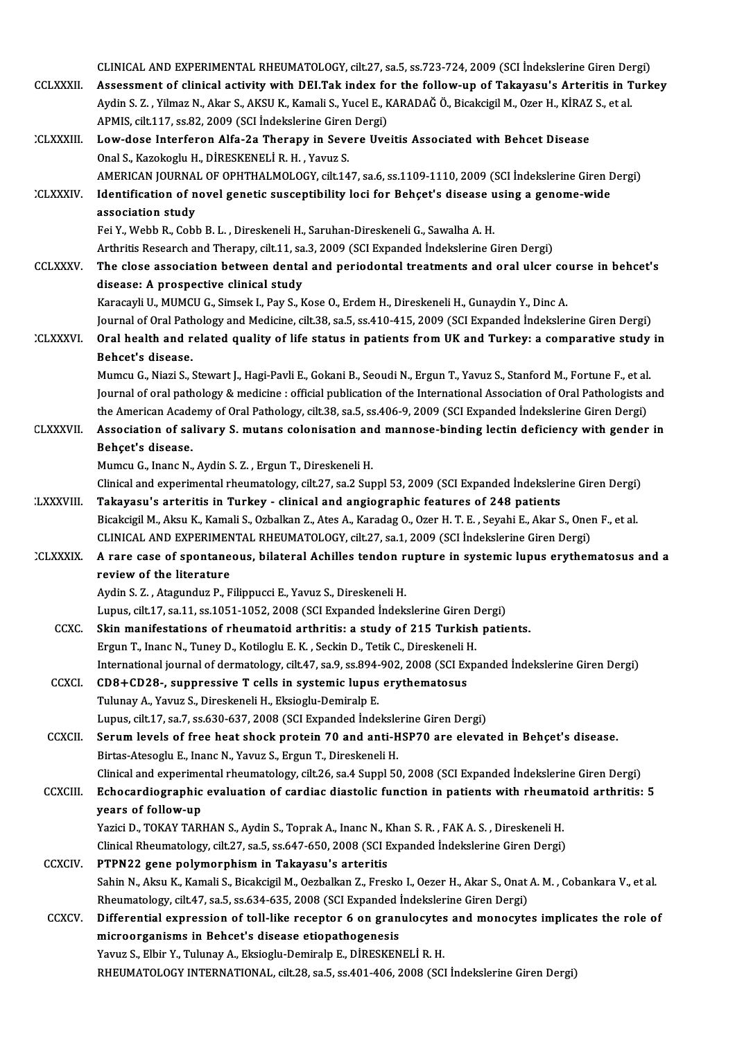CLINICAL AND EXPERIMENTAL RHEUMATOLOGY, cilt.27, sa.5, ss.723-724, 2009 (SCI İndekslerine Giren Dergi)

CCLXXXII. **Assessment of clinical activity with DEI.Tak index for the follow-up of Takayasu's Arteritis in Turkey**
Aydin S. Z. , Yilmaz N., Akar S., AKSU K., Kamali S., Yucel E., KARADAĞ Ö., Bicakcigil M., Ozer H., KİRAZ S., et al.
APMIS, cilt.117, ss.82, 2009 (SCI İndekslerine Giren Dergi)

CCLXXXIII. **Low-dose Interferon Alfa-2a Therapy in Severe Uveitis Associated with Behcet Disease**
Onal S., Kazokoglu H., DİRESKENELİ R. H. , Yavuz S.
AMERICAN JOURNAL OF OPHTHALMOLOGY, cilt.147, sa.6, ss.1109-1110, 2009 (SCI İndekslerine Giren Dergi)

CCLXXXIV. **Identification of novel genetic susceptibility loci for Behçet's disease using a genome-wide association study**
Fei Y., Webb R., Cobb B. L. , Direskeneli H., Saruhan-Direskeneli G., Sawalha A. H.
Arthritis Research and Therapy, cilt.11, sa.3, 2009 (SCI Expanded İndekslerine Giren Dergi)

CCLXXXV. **The close association between dental and periodontal treatments and oral ulcer course in behcet's disease: A prospective clinical study**
Karacayli U., MUMCU G., Simsek I., Pay S., Kose O., Erdem H., Direskeneli H., Gunaydin Y., Dinc A.
Journal of Oral Pathology and Medicine, cilt.38, sa.5, ss.410-415, 2009 (SCI Expanded İndekslerine Giren Dergi)

CCLXXXVI. **Oral health and related quality of life status in patients from UK and Turkey: a comparative study in Behcet's disease.**
Mumcu G., Niazi S., Stewart J., Hagi-Pavli E., Gokani B., Seoudi N., Ergun T., Yavuz S., Stanford M., Fortune F., et al.
Journal of oral pathology & medicine : official publication of the International Association of Oral Pathologists and the American Academy of Oral Pathology, cilt.38, sa.5, ss.406-9, 2009 (SCI Expanded İndekslerine Giren Dergi)

CCLXXXVII. **Association of salivary S. mutans colonisation and mannose-binding lectin deficiency with gender in Behçet's disease.**
Mumcu G., Inanc N., Aydin S. Z. , Ergun T., Direskeneli H.
Clinical and experimental rheumatology, cilt.27, sa.2 Suppl 53, 2009 (SCI Expanded İndekslerine Giren Dergi)

CCLXXXVIII. **Takayasu's arteritis in Turkey - clinical and angiographic features of 248 patients**
Bicakcigil M., Aksu K., Kamali S., Ozbalkan Z., Ates A., Karadag O., Ozer H. T. E. , Seyahi E., Akar S., Onen F., et al.
CLINICAL AND EXPERIMENTAL RHEUMATOLOGY, cilt.27, sa.1, 2009 (SCI İndekslerine Giren Dergi)

CCLXXXIX. **A rare case of spontaneous, bilateral Achilles tendon rupture in systemic lupus erythematosus and a review of the literature**
Aydin S. Z. , Atagunduz P., Filippucci E., Yavuz S., Direskeneli H.
Lupus, cilt.17, sa.11, ss.1051-1052, 2008 (SCI Expanded İndekslerine Giren Dergi)

CCXC. **Skin manifestations of rheumatoid arthritis: a study of 215 Turkish patients.**
Ergun T., Inanc N., Tuney D., Kotiloglu E. K. , Seckin D., Tetik C., Direskeneli H.
International journal of dermatology, cilt.47, sa.9, ss.894-902, 2008 (SCI Expanded İndekslerine Giren Dergi)

CCXCI. **CD8+CD28-, suppressive T cells in systemic lupus erythematosus**
Tulunay A., Yavuz S., Direskeneli H., Eksioglu-Demiralp E.
Lupus, cilt.17, sa.7, ss.630-637, 2008 (SCI Expanded İndekslerine Giren Dergi)

CCXCII. **Serum levels of free heat shock protein 70 and anti-HSP70 are elevated in Behçet's disease.**
Birtas-Atesoglu E., Inanc N., Yavuz S., Ergun T., Direskeneli H.
Clinical and experimental rheumatology, cilt.26, sa.4 Suppl 50, 2008 (SCI Expanded İndekslerine Giren Dergi)

CCXCIII. **Echocardiographic evaluation of cardiac diastolic function in patients with rheumatoid arthritis: 5 years of follow-up**
Yazici D., TOKAY TARHAN S., Aydin S., Toprak A., Inanc N., Khan S. R. , FAK A. S. , Direskeneli H.
Clinical Rheumatology, cilt.27, sa.5, ss.647-650, 2008 (SCI Expanded İndekslerine Giren Dergi)

CCXCIV. **PTPN22 gene polymorphism in Takayasu's arteritis**
Sahin N., Aksu K., Kamali S., Bicakcigil M., Oezbalkan Z., Fresko I., Oezer H., Akar S., Onat A. M. , Cobankara V., et al.
Rheumatology, cilt.47, sa.5, ss.634-635, 2008 (SCI Expanded İndekslerine Giren Dergi)

CCXCV. **Differential expression of toll-like receptor 6 on granulocytes and monocytes implicates the role of microorganisms in Behcet's disease etiopathogenesis**
Yavuz S., Elbir Y., Tulunay A., Eksioglu-Demiralp E., DİRESKENELİ R. H.
RHEUMATOLOGY INTERNATIONAL, cilt.28, sa.5, ss.401-406, 2008 (SCI İndekslerine Giren Dergi)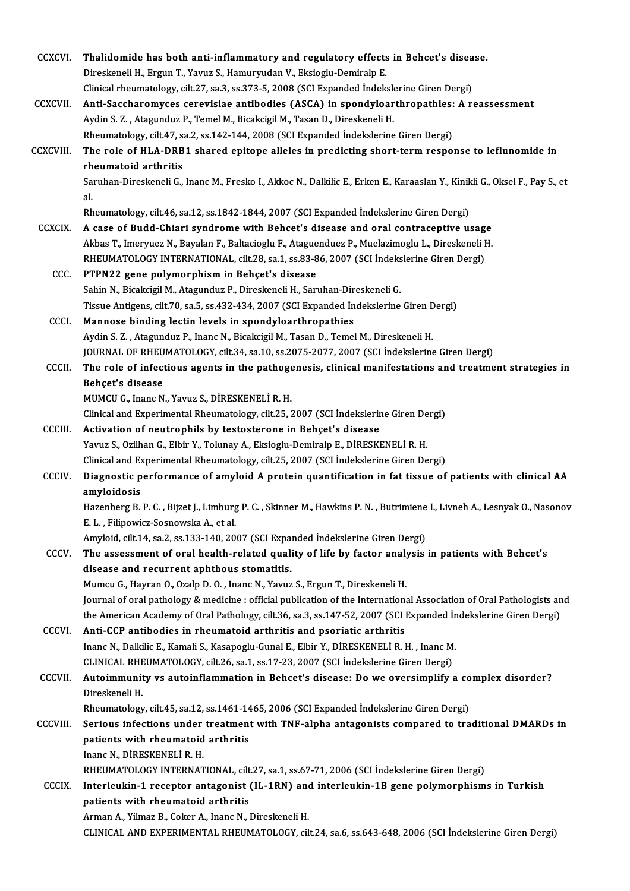CCXCVI. **Thalidomide has both anti-inflammatory and regulatory effects in Behcet's disease.**
Direskeneli H., Ergun T., Yavuz S., Hamuryudan V., Eksioglu-Demiralp E.
Clinical rheumatology, cilt.27, sa.3, ss.373-5, 2008 (SCI Expanded İndekslerine Giren Dergi)

CCXCVII. **Anti-Saccharomyces cerevisiae antibodies (ASCA) in spondyloarthropathies: A reassessment**
Aydin S. Z. , Atagunduz P., Temel M., Bicakcigil M., Tasan D., Direskeneli H.
Rheumatology, cilt.47, sa.2, ss.142-144, 2008 (SCI Expanded İndekslerine Giren Dergi)

CCXCVIII. **The role of HLA-DRB1 shared epitope alleles in predicting short-term response to leflunomide in rheumatoid arthritis**
Saruhan-Direskeneli G., Inanc M., Fresko I., Akkoc N., Dalkilic E., Erken E., Karaaslan Y., Kinikli G., Oksel F., Pay S., et al.
Rheumatology, cilt.46, sa.12, ss.1842-1844, 2007 (SCI Expanded İndekslerine Giren Dergi)

CCXCIX. **A case of Budd-Chiari syndrome with Behcet's disease and oral contraceptive usage**
Akbas T., Imeryuez N., Bayalan F., Baltacioglu F., Ataguenduez P., Muelazimoglu L., Direskeneli H.
RHEUMATOLOGY INTERNATIONAL, cilt.28, sa.1, ss.83-86, 2007 (SCI İndekslerine Giren Dergi)

CCC. **PTPN22 gene polymorphism in Behçet's disease**
Sahin N., Bicakcigil M., Atagunduz P., Direskeneli H., Saruhan-Direskeneli G.
Tissue Antigens, cilt.70, sa.5, ss.432-434, 2007 (SCI Expanded İndekslerine Giren Dergi)

CCCI. **Mannose binding lectin levels in spondyloarthropathies**
Aydin S. Z. , Atagunduz P., Inanc N., Bicakcigil M., Tasan D., Temel M., Direskeneli H.
JOURNAL OF RHEUMATOLOGY, cilt.34, sa.10, ss.2075-2077, 2007 (SCI İndekslerine Giren Dergi)

CCCII. **The role of infectious agents in the pathogenesis, clinical manifestations and treatment strategies in Behçet's disease**
MUMCU G., Inanc N., Yavuz S., DİRESKENELİ R. H.
Clinical and Experimental Rheumatology, cilt.25, 2007 (SCI İndekslerine Giren Dergi)

CCCIII. **Activation of neutrophils by testosterone in Behçet's disease**
Yavuz S., Ozilhan G., Elbir Y., Tolunay A., Eksioglu-Demiralp E., DİRESKENELİ R. H.
Clinical and Experimental Rheumatology, cilt.25, 2007 (SCI İndekslerine Giren Dergi)

CCCIV. **Diagnostic performance of amyloid A protein quantification in fat tissue of patients with clinical AA amyloidosis**
Hazenberg B. P. C. , Bijzet J., Limburg P. C. , Skinner M., Hawkins P. N. , Butrimiene I., Livneh A., Lesnyak O., Nasonov E. L. , Filipowicz-Sosnowska A., et al.
Amyloid, cilt.14, sa.2, ss.133-140, 2007 (SCI Expanded İndekslerine Giren Dergi)

CCCV. **The assessment of oral health-related quality of life by factor analysis in patients with Behcet's disease and recurrent aphthous stomatitis.**
Mumcu G., Hayran O., Ozalp D. O. , Inanc N., Yavuz S., Ergun T., Direskeneli H.
Journal of oral pathology & medicine : official publication of the International Association of Oral Pathologists and the American Academy of Oral Pathology, cilt.36, sa.3, ss.147-52, 2007 (SCI Expanded İndekslerine Giren Dergi)

CCCVI. **Anti-CCP antibodies in rheumatoid arthritis and psoriatic arthritis**
Inanc N., Dalkilic E., Kamali S., Kasapoglu-Gunal E., Elbir Y., DİRESKENELİ R. H. , Inanc M.
CLINICAL RHEUMATOLOGY, cilt.26, sa.1, ss.17-23, 2007 (SCI İndekslerine Giren Dergi)

CCCVII. **Autoimmunity vs autoinflammation in Behcet's disease: Do we oversimplify a complex disorder?**
Direskeneli H.
Rheumatology, cilt.45, sa.12, ss.1461-1465, 2006 (SCI Expanded İndekslerine Giren Dergi)

CCCVIII. **Serious infections under treatment with TNF-alpha antagonists compared to traditional DMARDs in patients with rheumatoid arthritis**
Inanc N., DİRESKENELİ R. H.
RHEUMATOLOGY INTERNATIONAL, cilt.27, sa.1, ss.67-71, 2006 (SCI İndekslerine Giren Dergi)

CCCIX. **Interleukin-1 receptor antagonist (IL-1RN) and interleukin-1B gene polymorphisms in Turkish patients with rheumatoid arthritis**
Arman A., Yilmaz B., Coker A., Inanc N., Direskeneli H.
CLINICAL AND EXPERIMENTAL RHEUMATOLOGY, cilt.24, sa.6, ss.643-648, 2006 (SCI İndekslerine Giren Dergi)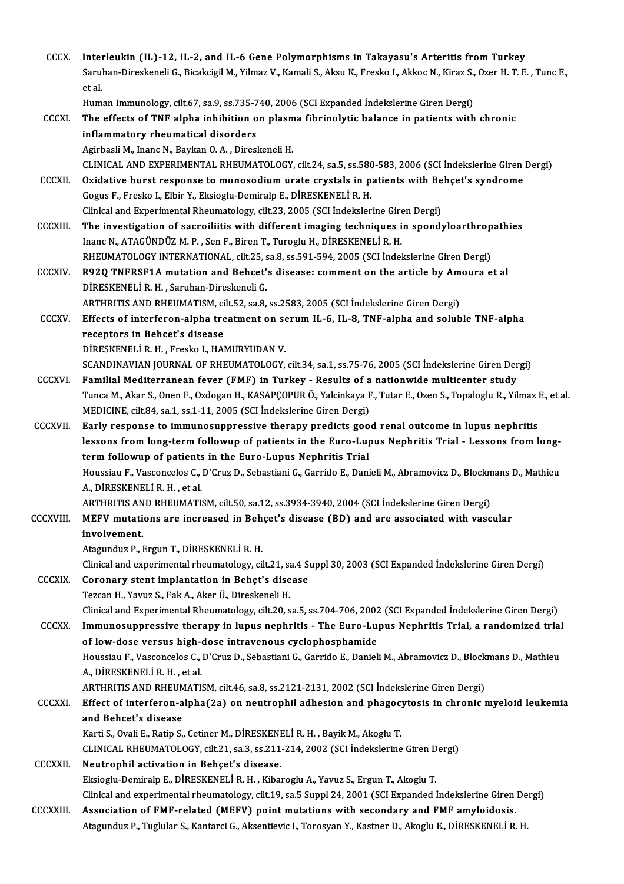CCCX. **Interleukin (IL)-12, IL-2, and IL-6 Gene Polymorphisms in Takayasu's Arteritis from Turkey**
Saruhan-Direskeneli G., Bicakcigil M., Yilmaz V., Kamali S., Aksu K., Fresko I., Akkoc N., Kiraz S., Ozer H. T. E. , Tunc E., et al.
Human Immunology, cilt.67, sa.9, ss.735-740, 2006 (SCI Expanded İndekslerine Giren Dergi)

CCCXI. **The effects of TNF alpha inhibition on plasma fibrinolytic balance in patients with chronic inflammatory rheumatical disorders**
Agirbasli M., Inanc N., Baykan O. A. , Direskeneli H.
CLINICAL AND EXPERIMENTAL RHEUMATOLOGY, cilt.24, sa.5, ss.580-583, 2006 (SCI İndekslerine Giren Dergi)

CCCXII. **Oxidative burst response to monosodium urate crystals in patients with Behçet's syndrome**
Gogus F., Fresko I., Elbir Y., Eksioglu-Demiralp E., DİRESKENELİ R. H.
Clinical and Experimental Rheumatology, cilt.23, 2005 (SCI İndekslerine Giren Dergi)

CCCXIII. **The investigation of sacroiliitis with different imaging techniques in spondyloarthropathies**
Inanc N., ATAGÜNDÜZ M. P. , Sen F., Biren T., Turoglu H., DİRESKENELİ R. H.
RHEUMATOLOGY INTERNATIONAL, cilt.25, sa.8, ss.591-594, 2005 (SCI İndekslerine Giren Dergi)

CCCXIV. **R92Q TNFRSF1A mutation and Behcet's disease: comment on the article by Amoura et al**
DİRESKENELİ R. H. , Saruhan-Direskeneli G.
ARTHRITIS AND RHEUMATISM, cilt.52, sa.8, ss.2583, 2005 (SCI İndekslerine Giren Dergi)

CCCXV. **Effects of interferon-alpha treatment on serum IL-6, IL-8, TNF-alpha and soluble TNF-alpha receptors in Behcet's disease**
DİRESKENELİ R. H. , Fresko I., HAMURYUDAN V.
SCANDINAVIAN JOURNAL OF RHEUMATOLOGY, cilt.34, sa.1, ss.75-76, 2005 (SCI İndekslerine Giren Dergi)

CCCXVI. **Familial Mediterranean fever (FMF) in Turkey - Results of a nationwide multicenter study**
Tunca M., Akar S., Onen F., Ozdogan H., KASAPÇOPUR Ö., Yalcinkaya F., Tutar E., Ozen S., Topaloglu R., Yilmaz E., et al.
MEDICINE, cilt.84, sa.1, ss.1-11, 2005 (SCI İndekslerine Giren Dergi)

CCCXVII. **Early response to immunosuppressive therapy predicts good renal outcome in lupus nephritis lessons from long-term followup of patients in the Euro-Lupus Nephritis Trial - Lessons from long-term followup of patients in the Euro-Lupus Nephritis Trial**
Houssiau F., Vasconcelos C., D'Cruz D., Sebastiani G., Garrido E., Danieli M., Abramovicz D., Blockmans D., Mathieu A., DİRESKENELİ R. H. , et al.
ARTHRITIS AND RHEUMATISM, cilt.50, sa.12, ss.3934-3940, 2004 (SCI İndekslerine Giren Dergi)

CCCXVIII. **MEFV mutations are increased in Behçet's disease (BD) and are associated with vascular involvement.**
Atagunduz P., Ergun T., DİRESKENELİ R. H.
Clinical and experimental rheumatology, cilt.21, sa.4 Suppl 30, 2003 (SCI Expanded İndekslerine Giren Dergi)

CCCXIX. **Coronary stent implantation in Behçet's disease**
Tezcan H., Yavuz S., Fak A., Aker Ü., Direskeneli H.
Clinical and Experimental Rheumatology, cilt.20, sa.5, ss.704-706, 2002 (SCI Expanded İndekslerine Giren Dergi)

CCCXX. **Immunosuppressive therapy in lupus nephritis - The Euro-Lupus Nephritis Trial, a randomized trial of low-dose versus high-dose intravenous cyclophosphamide**
Houssiau F., Vasconcelos C., D'Cruz D., Sebastiani G., Garrido E., Danieli M., Abramovicz D., Blockmans D., Mathieu A., DİRESKENELİ R. H. , et al.
ARTHRITIS AND RHEUMATISM, cilt.46, sa.8, ss.2121-2131, 2002 (SCI İndekslerine Giren Dergi)

CCCXXI. **Effect of interferon-alpha(2a) on neutrophil adhesion and phagocytosis in chronic myeloid leukemia and Behcet's disease**
Karti S., Ovali E., Ratip S., Cetiner M., DİRESKENELİ R. H. , Bayik M., Akoglu T.
CLINICAL RHEUMATOLOGY, cilt.21, sa.3, ss.211-214, 2002 (SCI İndekslerine Giren Dergi)

CCCXXII. **Neutrophil activation in Behçet's disease.**
Eksioglu-Demiralp E., DİRESKENELİ R. H. , Kibaroglu A., Yavuz S., Ergun T., Akoglu T.
Clinical and experimental rheumatology, cilt.19, sa.5 Suppl 24, 2001 (SCI Expanded İndekslerine Giren Dergi)

CCCXXIII. **Association of FMF-related (MEFV) point mutations with secondary and FMF amyloidosis.**
Atagunduz P., Tuglular S., Kantarci G., Aksentievic I., Torosyan Y., Kastner D., Akoglu E., DİRESKENELİ R. H.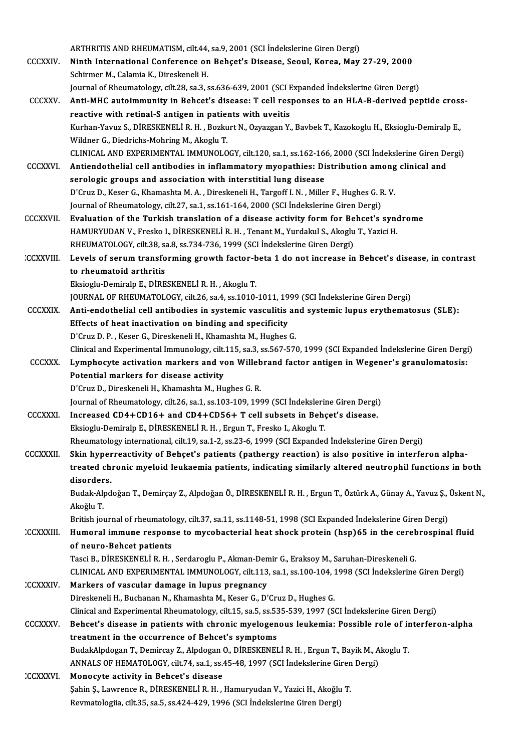ARTHRITIS AND RHEUMATISM, cilt.44, sa.9, 2001 (SCI İndekslerine Giren Dergi)

CCCXXIV. **Ninth International Conference on Behçet's Disease, Seoul, Korea, May 27-29, 2000**
Schirmer M., Calamia K., Direskeneli H.
Journal of Rheumatology, cilt.28, sa.3, ss.636-639, 2001 (SCI Expanded İndekslerine Giren Dergi)

CCCXXV. **Anti-MHC autoimmunity in Behcet's disease: T cell responses to an HLA-B-derived peptide cross-reactive with retinal-S antigen in patients with uveitis**
Kurhan-Yavuz S., DİRESKENELİ R. H. , Bozkurt N., Ozyazgan Y., Bavbek T., Kazokoglu H., Eksioglu-Demiralp E., Wildner G., Diedrichs-Mohring M., Akoglu T.
CLINICAL AND EXPERIMENTAL IMMUNOLOGY, cilt.120, sa.1, ss.162-166, 2000 (SCI İndekslerine Giren Dergi)

CCCXXVI. **Antiendothelial cell antibodies in inflammatory myopathies: Distribution among clinical and serologic groups and association with interstitial lung disease**
D'Cruz D., Keser G., Khamashta M. A. , Direskeneli H., Targoff I. N. , Miller F., Hughes G. R. V.
Journal of Rheumatology, cilt.27, sa.1, ss.161-164, 2000 (SCI İndekslerine Giren Dergi)

CCCXXVII. **Evaluation of the Turkish translation of a disease activity form for Behcet's syndrome**
HAMURYUDAN V., Fresko I., DİRESKENELİ R. H. , Tenant M., Yurdakul S., Akoglu T., Yazici H.
RHEUMATOLOGY, cilt.38, sa.8, ss.734-736, 1999 (SCI İndekslerine Giren Dergi)

CCCXXVIII. **Levels of serum transforming growth factor-beta 1 do not increase in Behcet's disease, in contrast to rheumatoid arthritis**
Eksioglu-Demiralp E., DİRESKENELİ R. H. , Akoglu T.
JOURNAL OF RHEUMATOLOGY, cilt.26, sa.4, ss.1010-1011, 1999 (SCI İndekslerine Giren Dergi)

CCCXXIX. **Anti-endothelial cell antibodies in systemic vasculitis and systemic lupus erythematosus (SLE): Effects of heat inactivation on binding and specificity**
D'Cruz D. P. , Keser G., Direskeneli H., Khamashta M., Hughes G.
Clinical and Experimental Immunology, cilt.115, sa.3, ss.567-570, 1999 (SCI Expanded İndekslerine Giren Dergi)

CCCXXX. **Lymphocyte activation markers and von Willebrand factor antigen in Wegener's granulomatosis: Potential markers for disease activity**
D'Cruz D., Direskeneli H., Khamashta M., Hughes G. R.
Journal of Rheumatology, cilt.26, sa.1, ss.103-109, 1999 (SCI İndekslerine Giren Dergi)

CCCXXXI. **Increased CD4+CD16+ and CD4+CD56+ T cell subsets in Behçet's disease.**
Eksioglu-Demiralp E., DİRESKENELİ R. H. , Ergun T., Fresko I., Akoglu T.
Rheumatology international, cilt.19, sa.1-2, ss.23-6, 1999 (SCI Expanded İndekslerine Giren Dergi)

CCCXXXII. **Skin hyperreactivity of Behçet's patients (pathergy reaction) is also positive in interferon alpha-treated chronic myeloid leukaemia patients, indicating similarly altered neutrophil functions in both disorders.**
Budak-Alpdoğan T., Demirçay Z., Alpdoğan Ö., DİRESKENELİ R. H. , Ergun T., Öztürk A., Günay A., Yavuz Ş., Üskent N., Akoğlu T.
British journal of rheumatology, cilt.37, sa.11, ss.1148-51, 1998 (SCI Expanded İndekslerine Giren Dergi)

CCCXXXIII. **Humoral immune response to mycobacterial heat shock protein (hsp)65 in the cerebrospinal fluid of neuro-Behcet patients**
Tasci B., DİRESKENELİ R. H. , Serdaroglu P., Akman-Demir G., Eraksoy M., Saruhan-Direskeneli G.
CLINICAL AND EXPERIMENTAL IMMUNOLOGY, cilt.113, sa.1, ss.100-104, 1998 (SCI İndekslerine Giren Dergi)

CCCXXXIV. **Markers of vascular damage in lupus pregnancy**
Direskeneli H., Buchanan N., Khamashta M., Keser G., D'Cruz D., Hughes G.
Clinical and Experimental Rheumatology, cilt.15, sa.5, ss.535-539, 1997 (SCI İndekslerine Giren Dergi)

CCCXXXV. **Behcet's disease in patients with chronic myelogenous leukemia: Possible role of interferon-alpha treatment in the occurrence of Behcet's symptoms**
BudakAlpdogan T., Demircay Z., Alpdogan O., DİRESKENELİ R. H. , Ergun T., Bayik M., Akoglu T.
ANNALS OF HEMATOLOGY, cilt.74, sa.1, ss.45-48, 1997 (SCI İndekslerine Giren Dergi)

CCCXXXVI. **Monocyte activity in Behcet's disease**
Şahin Ş., Lawrence R., DİRESKENELİ R. H. , Hamuryudan V., Yazici H., Akoğlu T.
Revmatologiia, cilt.35, sa.5, ss.424-429, 1996 (SCI İndekslerine Giren Dergi)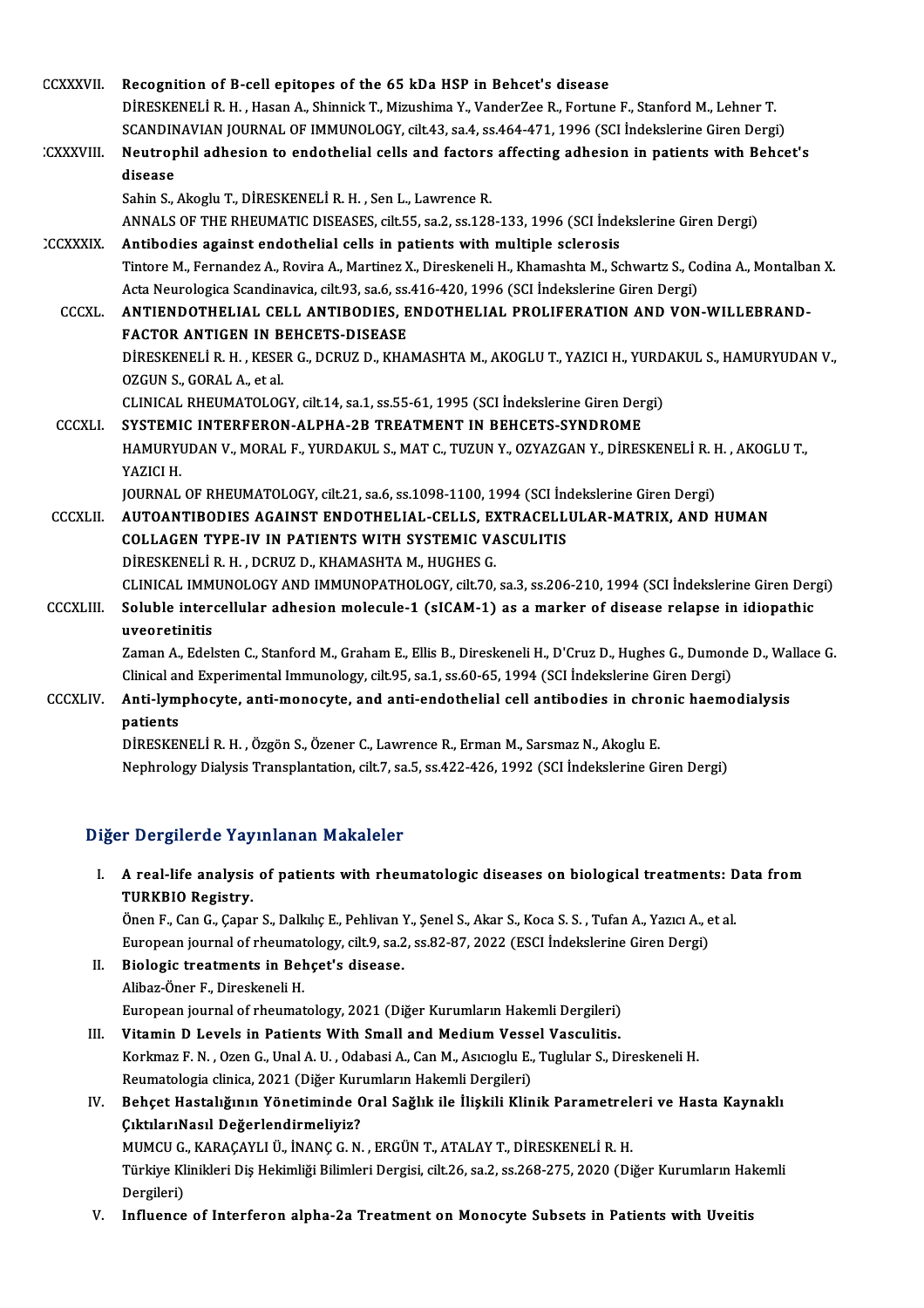CCCXXXVII. **Recognition of B-cell epitopes of the 65 kDa HSP in Behcet's disease**
DİRESKENELİ R. H. , Hasan A., Shinnick T., Mizushima Y., VanderZee R., Fortune F., Stanford M., Lehner T.
SCANDINAVIAN JOURNAL OF IMMUNOLOGY, cilt.43, sa.4, ss.464-471, 1996 (SCI İndekslerine Giren Dergi)

CCCXXXVIII. **Neutrophil adhesion to endothelial cells and factors affecting adhesion in patients with Behcet's disease**
Sahin S., Akoglu T., DİRESKENELİ R. H. , Sen L., Lawrence R.
ANNALS OF THE RHEUMATIC DISEASES, cilt.55, sa.2, ss.128-133, 1996 (SCI İndekslerine Giren Dergi)

CCCXXXIX. **Antibodies against endothelial cells in patients with multiple sclerosis**
Tintore M., Fernandez A., Rovira A., Martinez X., Direskeneli H., Khamashta M., Schwartz S., Codina A., Montalban X.
Acta Neurologica Scandinavica, cilt.93, sa.6, ss.416-420, 1996 (SCI İndekslerine Giren Dergi)

CCCXL. **ANTIENDOTHELIAL CELL ANTIBODIES, ENDOTHELIAL PROLIFERATION AND VON-WILLEBRAND-FACTOR ANTIGEN IN BEHCETS-DISEASE**
DİRESKENELİ R. H. , KESER G., DCRUZ D., KHAMASHTA M., AKOGLU T., YAZICI H., YURDAKUL S., HAMURYUDAN V., OZGUN S., GORAL A., et al.
CLINICAL RHEUMATOLOGY, cilt.14, sa.1, ss.55-61, 1995 (SCI İndekslerine Giren Dergi)

CCCXLI. **SYSTEMIC INTERFERON-ALPHA-2B TREATMENT IN BEHCETS-SYNDROME**
HAMURYUDAN V., MORAL F., YURDAKUL S., MAT C., TUZUN Y., OZYAZGAN Y., DİRESKENELİ R. H. , AKOGLU T., YAZICI H.
JOURNAL OF RHEUMATOLOGY, cilt.21, sa.6, ss.1098-1100, 1994 (SCI İndekslerine Giren Dergi)

CCCXLII. **AUTOANTIBODIES AGAINST ENDOTHELIAL-CELLS, EXTRACELLULAR-MATRIX, AND HUMAN COLLAGEN TYPE-IV IN PATIENTS WITH SYSTEMIC VASCULITIS**
DİRESKENELİ R. H. , DCRUZ D., KHAMASHTA M., HUGHES G.
CLINICAL IMMUNOLOGY AND IMMUNOPATHOLOGY, cilt.70, sa.3, ss.206-210, 1994 (SCI İndekslerine Giren Dergi)

CCCXLIII. **Soluble intercellular adhesion molecule-1 (sICAM-1) as a marker of disease relapse in idiopathic uveoretinitis**
Zaman A., Edelsten C., Stanford M., Graham E., Ellis B., Direskeneli H., D'Cruz D., Hughes G., Dumonde D., Wallace G.
Clinical and Experimental Immunology, cilt.95, sa.1, ss.60-65, 1994 (SCI İndekslerine Giren Dergi)

CCCXLIV. **Anti-lymphocyte, anti-monocyte, and anti-endothelial cell antibodies in chronic haemodialysis patients**
DİRESKENELİ R. H. , Özgön S., Özener C., Lawrence R., Erman M., Sarsmaz N., Akoglu E.
Nephrology Dialysis Transplantation, cilt.7, sa.5, ss.422-426, 1992 (SCI İndekslerine Giren Dergi)

## Diğer Dergilerde Yayınlanan Makaleler

I. **A real-life analysis of patients with rheumatologic diseases on biological treatments: Data from TURKBIO Registry.**
Önen F., Can G., Çapar S., Dalkılıç E., Pehlivan Y., Şenel S., Akar S., Koca S. S. , Tufan A., Yazıcı A., et al.
European journal of rheumatology, cilt.9, sa.2, ss.82-87, 2022 (ESCI İndekslerine Giren Dergi)

II. **Biologic treatments in Behçet's disease.**
Alibaz-Öner F., Direskeneli H.
European journal of rheumatology, 2021 (Diğer Kurumların Hakemli Dergileri)

III. **Vitamin D Levels in Patients With Small and Medium Vessel Vasculitis.**
Korkmaz F. N. , Ozen G., Unal A. U. , Odabasi A., Can M., Asıcıoglu E., Tuglular S., Direskeneli H.
Reumatologia clinica, 2021 (Diğer Kurumların Hakemli Dergileri)

IV. **Behçet Hastalığının Yönetiminde Oral Sağlık ile İlişkili Klinik Parametreleri ve Hasta Kaynaklı ÇıktılarıNasıl Değerlendirmeliyiz?**
MUMCU G., KARAÇAYLI Ü., İNANÇ G. N. , ERGÜN T., ATALAY T., DİRESKENELİ R. H.
Türkiye Klinikleri Diş Hekimliği Bilimleri Dergisi, cilt.26, sa.2, ss.268-275, 2020 (Diğer Kurumların Hakemli Dergileri)

V. **Influence of Interferon alpha-2a Treatment on Monocyte Subsets in Patients with Uveitis**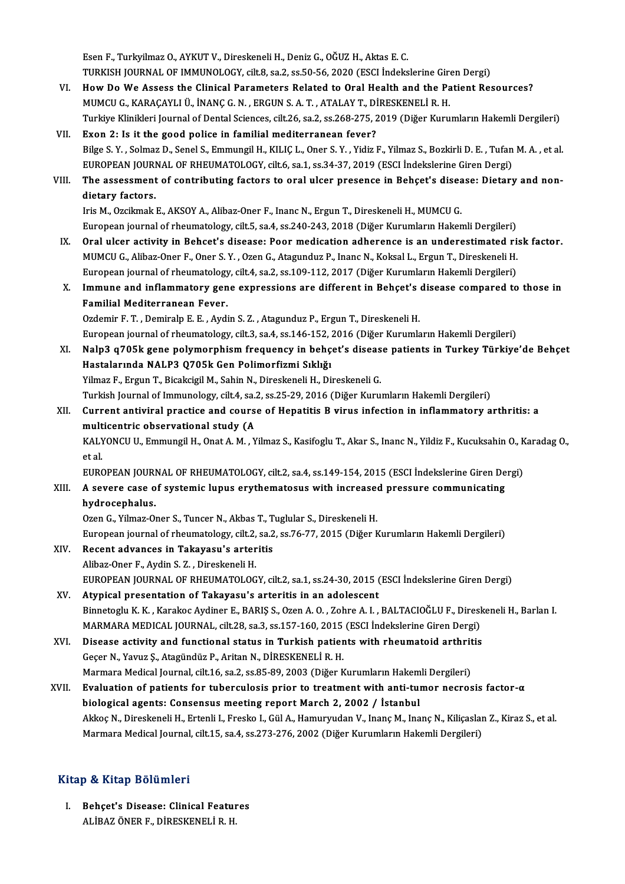Esen F., Turkyilmaz O., AYKUT V., Direskeneli H., Deniz G., OĞUZ H., Aktas E. C.
TURKISH JOURNAL OF IMMUNOLOGY, cilt.8, sa.2, ss.50-56, 2020 (ESCI İndekslerine Giren Dergi)

VI. **How Do We Assess the Clinical Parameters Related to Oral Health and the Patient Resources?**
MUMCU G., KARAÇAYLI Ü., İNANÇ G. N. , ERGUN S. A. T. , ATALAY T., DİRESKENELİ R. H.
Turkiye Klinikleri Journal of Dental Sciences, cilt.26, sa.2, ss.268-275, 2019 (Diğer Kurumların Hakemli Dergileri)

VII. **Exon 2: Is it the good police in familial mediterranean fever?**
Bilge S. Y. , Solmaz D., Senel S., Emmungil H., KILIÇ L., Oner S. Y. , Yidiz F., Yilmaz S., Bozkirli D. E. , Tufan M. A. , et al.
EUROPEAN JOURNAL OF RHEUMATOLOGY, cilt.6, sa.1, ss.34-37, 2019 (ESCI İndekslerine Giren Dergi)

VIII. **The assessment of contributing factors to oral ulcer presence in Behçet's disease: Dietary and non-dietary factors.**
Iris M., Ozcikmak E., AKSOY A., Alibaz-Oner F., Inanc N., Ergun T., Direskeneli H., MUMCU G.
European journal of rheumatology, cilt.5, sa.4, ss.240-243, 2018 (Diğer Kurumların Hakemli Dergileri)

IX. **Oral ulcer activity in Behcet's disease: Poor medication adherence is an underestimated risk factor.**
MUMCU G., Alibaz-Oner F., Oner S. Y. , Ozen G., Atagunduz P., Inanc N., Koksal L., Ergun T., Direskeneli H.
European journal of rheumatology, cilt.4, sa.2, ss.109-112, 2017 (Diğer Kurumların Hakemli Dergileri)

X. **Immune and inflammatory gene expressions are different in Behçet's disease compared to those in Familial Mediterranean Fever.**
Ozdemir F. T. , Demiralp E. E. , Aydin S. Z. , Atagunduz P., Ergun T., Direskeneli H.
European journal of rheumatology, cilt.3, sa.4, ss.146-152, 2016 (Diğer Kurumların Hakemli Dergileri)

XI. **Nalp3 q705k gene polymorphism frequency in behçet's disease patients in Turkey Türkiye'de Behçet Hastalarında NALP3 Q705K Gen Polimorfizmi Sıklığı**
Yilmaz F., Ergun T., Bicakcigil M., Sahin N., Direskeneli H., Direskeneli G.
Turkish Journal of Immunology, cilt.4, sa.2, ss.25-29, 2016 (Diğer Kurumların Hakemli Dergileri)

XII. **Current antiviral practice and course of Hepatitis B virus infection in inflammatory arthritis: a multicentric observational study (A**
KALYONCU U., Emmungil H., Onat A. M. , Yilmaz S., Kasifoglu T., Akar S., Inanc N., Yildiz F., Kucuksahin O., Karadag O., et al.
EUROPEAN JOURNAL OF RHEUMATOLOGY, cilt.2, sa.4, ss.149-154, 2015 (ESCI İndekslerine Giren Dergi)

XIII. **A severe case of systemic lupus erythematosus with increased pressure communicating hydrocephalus.**
Ozen G., Yilmaz-Oner S., Tuncer N., Akbas T., Tuglular S., Direskeneli H.
European journal of rheumatology, cilt.2, sa.2, ss.76-77, 2015 (Diğer Kurumların Hakemli Dergileri)

XIV. **Recent advances in Takayasu's arteritis**
Alibaz-Oner F., Aydin S. Z. , Direskeneli H.
EUROPEAN JOURNAL OF RHEUMATOLOGY, cilt.2, sa.1, ss.24-30, 2015 (ESCI İndekslerine Giren Dergi)

XV. **Atypical presentation of Takayasu's arteritis in an adolescent**
Binnetoglu K. K. , Karakoc Aydiner E., BARIŞ S., Ozen A. O. , Zohre A. I. , BALTACIOĞLU F., Direskeneli H., Barlan I.
MARMARA MEDICAL JOURNAL, cilt.28, sa.3, ss.157-160, 2015 (ESCI İndekslerine Giren Dergi)

XVI. **Disease activity and functional status in Turkish patients with rheumatoid arthritis**
Geçer N., Yavuz Ş., Atagündüz P., Aritan N., DİRESKENELİ R. H.
Marmara Medical Journal, cilt.16, sa.2, ss.85-89, 2003 (Diğer Kurumların Hakemli Dergileri)

XVII. **Evaluation of patients for tuberculosis prior to treatment with anti-tumor necrosis factor-α biological agents: Consensus meeting report March 2, 2002 / İstanbul**
Akkoç N., Direskeneli H., Ertenli I., Fresko I., Gül A., Hamuryudan V., Inanç M., Inanç N., Kiliçaslan Z., Kiraz S., et al.
Marmara Medical Journal, cilt.15, sa.4, ss.273-276, 2002 (Diğer Kurumların Hakemli Dergileri)

## Kitap & Kitap Bölümleri

I. **Behçet's Disease: Clinical Features**
ALİBAZ ÖNER F., DİRESKENELİ R. H.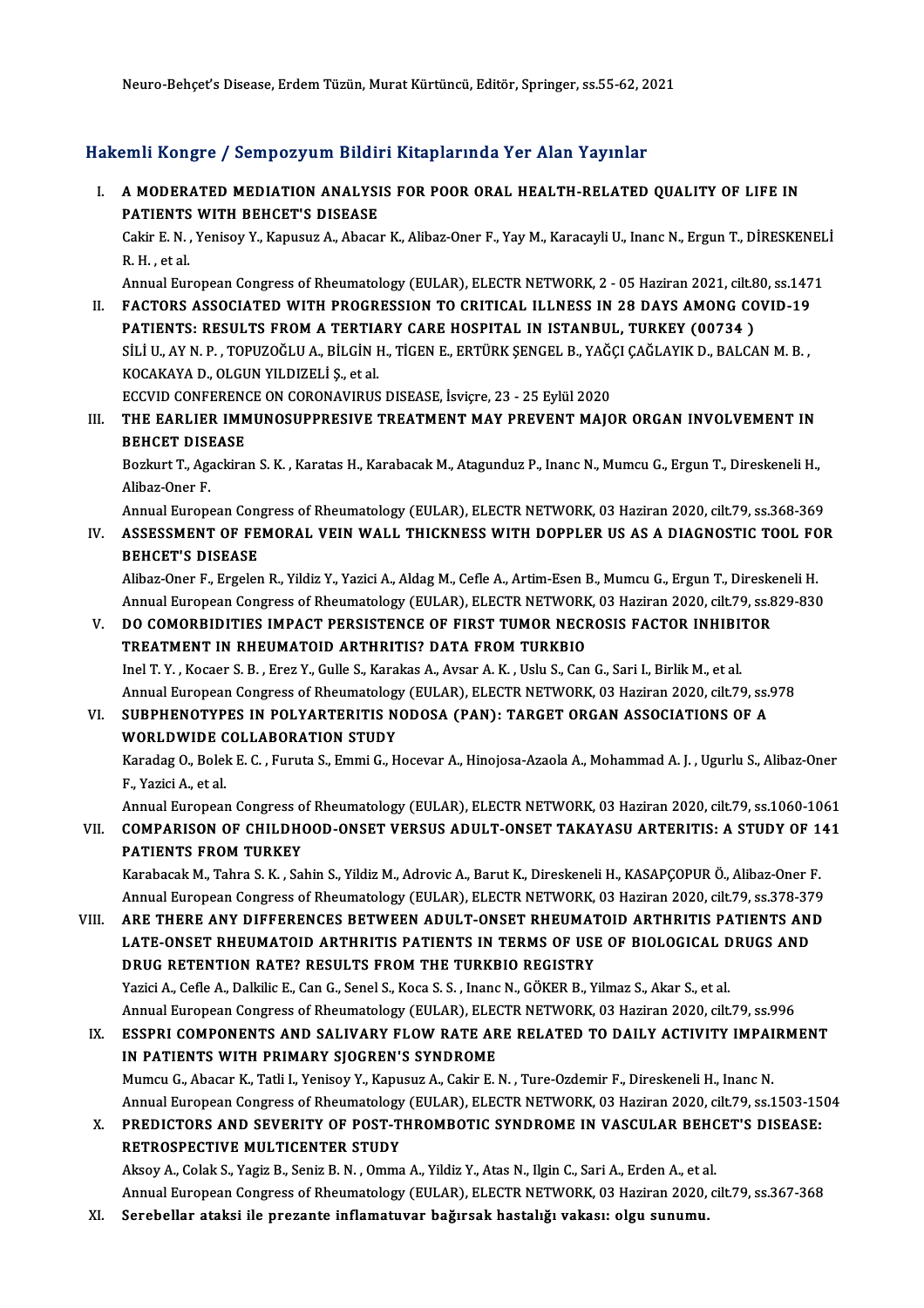Neuro-Behçet's Disease, Erdem Tüzün, Murat Kürtüncü, Editör, Springer, ss.55-62, 2021

## Hakemli Kongre / Sempozyum Bildiri Kitaplarında Yer Alan Yayınlar

I. **A MODERATED MEDIATION ANALYSIS FOR POOR ORAL HEALTH-RELATED QUALITY OF LIFE IN PATIENTS WITH BEHCET'S DISEASE**
   Cakir E. N. , Yenisoy Y., Kapusuz A., Abacar K., Alibaz-Oner F., Yay M., Karacayli U., Inanc N., Ergun T., DİRESKENELİ R. H. , et al.
   Annual European Congress of Rheumatology (EULAR), ELECTR NETWORK, 2 - 05 Haziran 2021, cilt.80, ss.1471

II. **FACTORS ASSOCIATED WITH PROGRESSION TO CRITICAL ILLNESS IN 28 DAYS AMONG COVID-19 PATIENTS: RESULTS FROM A TERTIARY CARE HOSPITAL IN ISTANBUL, TURKEY (00734 )**
   SİLİ U., AY N. P. , TOPUZOĞLU A., BİLGİN H., TİGEN E., ERTÜRK ŞENGEL B., YAĞÇI ÇAĞLAYIK D., BALCAN M. B. , KOCAKAYA D., OLGUN YILDIZELİ Ş., et al.
   ECCVID CONFERENCE ON CORONAVIRUS DISEASE, İsviçre, 23 - 25 Eylül 2020

III. **THE EARLIER IMMUNOSUPPRESIVE TREATMENT MAY PREVENT MAJOR ORGAN INVOLVEMENT IN BEHCET DISEASE**
   Bozkurt T., Agackiran S. K. , Karatas H., Karabacak M., Atagunduz P., Inanc N., Mumcu G., Ergun T., Direskeneli H., Alibaz-Oner F.
   Annual European Congress of Rheumatology (EULAR), ELECTR NETWORK, 03 Haziran 2020, cilt.79, ss.368-369

IV. **ASSESSMENT OF FEMORAL VEIN WALL THICKNESS WITH DOPPLER US AS A DIAGNOSTIC TOOL FOR BEHCET'S DISEASE**
   Alibaz-Oner F., Ergelen R., Yildiz Y., Yazici A., Aldag M., Cefle A., Artim-Esen B., Mumcu G., Ergun T., Direskeneli H.
   Annual European Congress of Rheumatology (EULAR), ELECTR NETWORK, 03 Haziran 2020, cilt.79, ss.829-830

V. **DO COMORBIDITIES IMPACT PERSISTENCE OF FIRST TUMOR NECROSIS FACTOR INHIBITOR TREATMENT IN RHEUMATOID ARTHRITIS? DATA FROM TURKBIO**
   Inel T. Y. , Kocaer S. B. , Erez Y., Gulle S., Karakas A., Avsar A. K. , Uslu S., Can G., Sari I., Birlik M., et al.
   Annual European Congress of Rheumatology (EULAR), ELECTR NETWORK, 03 Haziran 2020, cilt.79, ss.978

VI. **SUBPHENOTYPES IN POLYARTERITIS NODOSA (PAN): TARGET ORGAN ASSOCIATIONS OF A WORLDWIDE COLLABORATION STUDY**
   Karadag O., Bolek E. C. , Furuta S., Emmi G., Hocevar A., Hinojosa-Azaola A., Mohammad A. J. , Ugurlu S., Alibaz-Oner F., Yazici A., et al.
   Annual European Congress of Rheumatology (EULAR), ELECTR NETWORK, 03 Haziran 2020, cilt.79, ss.1060-1061

VII. **COMPARISON OF CHILDHOOD-ONSET VERSUS ADULT-ONSET TAKAYASU ARTERITIS: A STUDY OF 141 PATIENTS FROM TURKEY**
   Karabacak M., Tahra S. K. , Sahin S., Yildiz M., Adrovic A., Barut K., Direskeneli H., KASAPÇOPUR Ö., Alibaz-Oner F.
   Annual European Congress of Rheumatology (EULAR), ELECTR NETWORK, 03 Haziran 2020, cilt.79, ss.378-379

VIII. **ARE THERE ANY DIFFERENCES BETWEEN ADULT-ONSET RHEUMATOID ARTHRITIS PATIENTS AND LATE-ONSET RHEUMATOID ARTHRITIS PATIENTS IN TERMS OF USE OF BIOLOGICAL DRUGS AND DRUG RETENTION RATE? RESULTS FROM THE TURKBIO REGISTRY**
   Yazici A., Cefle A., Dalkilic E., Can G., Senel S., Koca S. S. , Inanc N., GÖKER B., Yilmaz S., Akar S., et al.
   Annual European Congress of Rheumatology (EULAR), ELECTR NETWORK, 03 Haziran 2020, cilt.79, ss.996

IX. **ESSPRI COMPONENTS AND SALIVARY FLOW RATE ARE RELATED TO DAILY ACTIVITY IMPAIRMENT IN PATIENTS WITH PRIMARY SJOGREN'S SYNDROME**
   Mumcu G., Abacar K., Tatli I., Yenisoy Y., Kapusuz A., Cakir E. N. , Ture-Ozdemir F., Direskeneli H., Inanc N.
   Annual European Congress of Rheumatology (EULAR), ELECTR NETWORK, 03 Haziran 2020, cilt.79, ss.1503-1504

X. **PREDICTORS AND SEVERITY OF POST-THROMBOTIC SYNDROME IN VASCULAR BEHCET'S DISEASE: RETROSPECTIVE MULTICENTER STUDY**
   Aksoy A., Colak S., Yagiz B., Seniz B. N. , Omma A., Yildiz Y., Atas N., Ilgin C., Sari A., Erden A., et al.
   Annual European Congress of Rheumatology (EULAR), ELECTR NETWORK, 03 Haziran 2020, cilt.79, ss.367-368

XI. **Serebellar ataksi ile prezante inflamatuvar bağırsak hastalığı vakası: olgu sunumu.**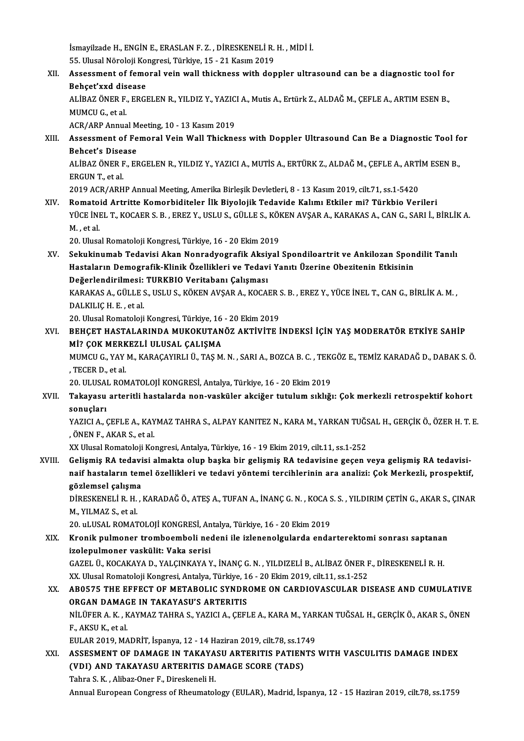İsmayilzade H., ENGİN E., ERASLAN F. Z. , DİRESKENELİ R. H. , MİDİ İ.
55. Ulusal Nöroloji Kongresi, Türkiye, 15 - 21 Kasım 2019

XII. **Assessment of femoral vein wall thickness with doppler ultrasound can be a diagnostic tool for Behçet'xxd disease**
ALİBAZ ÖNER F., ERGELEN R., YILDIZ Y., YAZICI A., Mutis A., Ertürk Z., ALDAĞ M., ÇEFLE A., ARTIM ESEN B., MUMCU G., et al.
ACR/ARP Annual Meeting, 10 - 13 Kasım 2019

XIII. **Assessment of Femoral Vein Wall Thickness with Doppler Ultrasound Can Be a Diagnostic Tool for Behcet's Disease**
ALİBAZ ÖNER F., ERGELEN R., YILDIZ Y., YAZICI A., MUTİS A., ERTÜRK Z., ALDAĞ M., ÇEFLE A., ARTİM ESEN B., ERGUN T., et al.
2019 ACR/ARHP Annual Meeting, Amerika Birleşik Devletleri, 8 - 13 Kasım 2019, cilt.71, ss.1-5420

XIV. **Romatoid Artritte Komorbiditeler İlk Biyolojik Tedavide Kalımı Etkiler mi? Türkbio Verileri**
YÜCE İNEL T., KOCAER S. B. , EREZ Y., USLU S., GÜLLE S., KÖKEN AVŞAR A., KARAKAS A., CAN G., SARI İ., BİRLİK A. M. , et al.
20. Ulusal Romatoloji Kongresi, Türkiye, 16 - 20 Ekim 2019

XV. **Sekukinumab Tedavisi Akan Nonradyografik Aksiyal Spondiloartrit ve Ankilozan Spondilit Tanılı Hastaların Demografik-Klinik Özellikleri ve Tedavi Yanıtı Üzerine Obezitenin Etkisinin Değerlendirilmesi: TURKBIO Veritabanı Çalışması**
KARAKAS A., GÜLLE S., USLU S., KÖKEN AVŞAR A., KOCAER S. B. , EREZ Y., YÜCE İNEL T., CAN G., BİRLİK A. M. , DALKILIÇ H. E. , et al.
20. Ulusal Romatoloji Kongresi, Türkiye, 16 - 20 Ekim 2019

XVI. **BEHÇET HASTALARINDA MUKOKUTANÖZ AKTİVİTE İNDEKSİ İÇİN YAŞ MODERATÖR ETKİYE SAHİP Mİ? ÇOK MERKEZLİ ULUSAL ÇALIŞMA**
MUMCU G., YAY M., KARAÇAYIRLI Ü., TAŞ M. N. , SARI A., BOZCA B. C. , TEKGÖZ E., TEMİZ KARADAĞ D., DABAK S. Ö. , TECER D., et al.
20. ULUSAL ROMATOLOJİ KONGRESİ, Antalya, Türkiye, 16 - 20 Ekim 2019

XVII. **Takayasu arteritli hastalarda non-vasküler akciğer tutulum sıklığı: Çok merkezli retrospektif kohort sonuçları**
YAZICI A., ÇEFLE A., KAYMAZ TAHRA S., ALPAY KANITEZ N., KARA M., YARKAN TUĞSAL H., GERÇİK Ö., ÖZER H. T. E. , ÖNEN F., AKAR S., et al.
XX Ulusal Romatoloji Kongresi, Antalya, Türkiye, 16 - 19 Ekim 2019, cilt.11, ss.1-252

XVIII. **Gelişmiş RA tedavisi almakta olup başka bir gelişmiş RA tedavisine geçen veya gelişmiş RA tedavisi-naif hastaların temel özellikleri ve tedavi yöntemi tercihlerinin ara analizi: Çok Merkezli, prospektif, gözlemsel çalışma**
DİRESKENELİ R. H. , KARADAĞ Ö., ATEŞ A., TUFAN A., İNANÇ G. N. , KOCA S. S. , YILDIRIM ÇETİN G., AKAR S., ÇINAR M., YILMAZ S., et al.
20. uLUSAL ROMATOLOJİ KONGRESİ, Antalya, Türkiye, 16 - 20 Ekim 2019

XIX. **Kronik pulmoner tromboemboli nedeni ile izlenenolgularda endarterektomi sonrası saptanan izolepulmoner vaskülit: Vaka serisi**
GAZEL Ü., KOCAKAYA D., YALÇINKAYA Y., İNANÇ G. N. , YILDIZELİ B., ALİBAZ ÖNER F., DİRESKENELİ R. H.
XX. Ulusal Romatoloji Kongresi, Antalya, Türkiye, 16 - 20 Ekim 2019, cilt.11, ss.1-252

XX. **AB0575 THE EFFECT OF METABOLIC SYNDROME ON CARDIOVASCULAR DISEASE AND CUMULATIVE ORGAN DAMAGE IN TAKAYASU'S ARTERITIS**
NİLÜFER A. K. , KAYMAZ TAHRA S., YAZICI A., ÇEFLE A., KARA M., YARKAN TUĞSAL H., GERÇİK Ö., AKAR S., ÖNEN F., AKSU K., et al.
EULAR 2019, MADRİT, İspanya, 12 - 14 Haziran 2019, cilt.78, ss.1749

XXI. **ASSESMENT OF DAMAGE IN TAKAYASU ARTERITIS PATIENTS WITH VASCULITIS DAMAGE INDEX (VDI) AND TAKAYASU ARTERITIS DAMAGE SCORE (TADS)**
Tahra S. K. , Alibaz-Oner F., Direskeneli H.
Annual European Congress of Rheumatology (EULAR), Madrid, İspanya, 12 - 15 Haziran 2019, cilt.78, ss.1759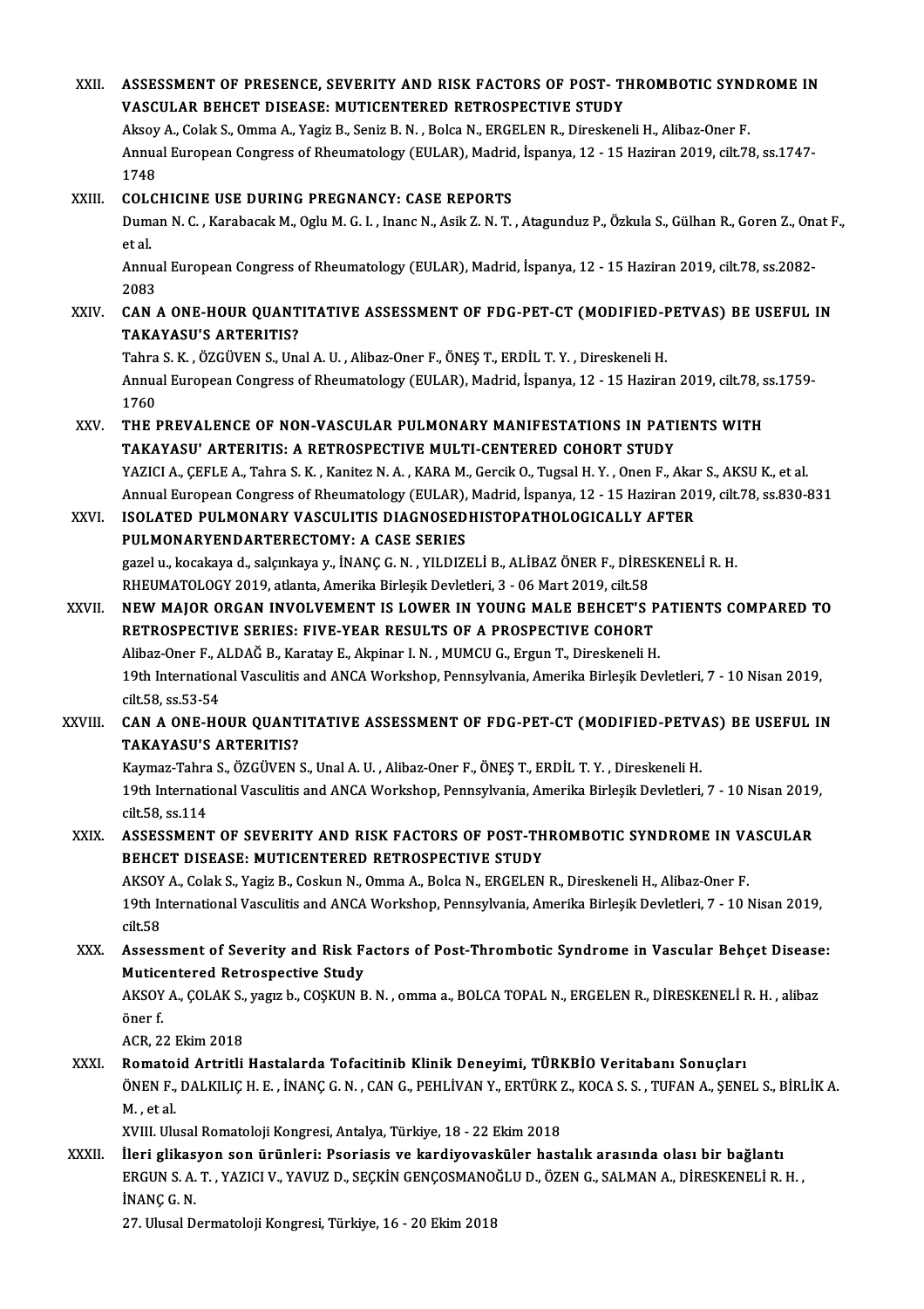XXII. **ASSESSMENT OF PRESENCE, SEVERITY AND RISK FACTORS OF POST- THROMBOTIC SYNDROME IN VASCULAR BEHCET DISEASE: MUTICENTERED RETROSPECTIVE STUDY**
Aksoy A., Colak S., Omma A., Yagiz B., Seniz B. N. , Bolca N., ERGELEN R., Direskeneli H., Alibaz-Oner F.
Annual European Congress of Rheumatology (EULAR), Madrid, İspanya, 12 - 15 Haziran 2019, cilt.78, ss.1747-1748

XXIII. **COLCHICINE USE DURING PREGNANCY: CASE REPORTS**
Duman N. C. , Karabacak M., Oglu M. G. I. , Inanc N., Asik Z. N. T. , Atagunduz P., Özkula S., Gülhan R., Goren Z., Onat F., et al.
Annual European Congress of Rheumatology (EULAR), Madrid, İspanya, 12 - 15 Haziran 2019, cilt.78, ss.2082-2083

XXIV. **CAN A ONE-HOUR QUANTITATIVE ASSESSMENT OF FDG-PET-CT (MODIFIED-PETVAS) BE USEFUL IN TAKAYASU'S ARTERITIS?**
Tahra S. K. , ÖZGÜVEN S., Unal A. U. , Alibaz-Oner F., ÖNEŞ T., ERDİL T. Y. , Direskeneli H.
Annual European Congress of Rheumatology (EULAR), Madrid, İspanya, 12 - 15 Haziran 2019, cilt.78, ss.1759-1760

XXV. **THE PREVALENCE OF NON-VASCULAR PULMONARY MANIFESTATIONS IN PATIENTS WITH TAKAYASU' ARTERITIS: A RETROSPECTIVE MULTI-CENTERED COHORT STUDY**
YAZICI A., ÇEFLE A., Tahra S. K. , Kanitez N. A. , KARA M., Gercik O., Tugsal H. Y. , Onen F., Akar S., AKSU K., et al.
Annual European Congress of Rheumatology (EULAR), Madrid, İspanya, 12 - 15 Haziran 2019, cilt.78, ss.830-831

XXVI. **ISOLATED PULMONARY VASCULITIS DIAGNOSEDHISTOPATHOLOGICALLY AFTER PULMONARYENDARTERECTOMY: A CASE SERIES**
gazel u., kocakaya d., salçınkaya y., İNANÇ G. N. , YILDIZELİ B., ALİBAZ ÖNER F., DİRESKENELİ R. H.
RHEUMATOLOGY 2019, atlanta, Amerika Birleşik Devletleri, 3 - 06 Mart 2019, cilt.58

XXVII. **NEW MAJOR ORGAN INVOLVEMENT IS LOWER IN YOUNG MALE BEHCET'S PATIENTS COMPARED TO RETROSPECTIVE SERIES: FIVE-YEAR RESULTS OF A PROSPECTIVE COHORT**
Alibaz-Oner F., ALDAĞ B., Karatay E., Akpinar I. N. , MUMCU G., Ergun T., Direskeneli H.
19th International Vasculitis and ANCA Workshop, Pennsylvania, Amerika Birleşik Devletleri, 7 - 10 Nisan 2019, cilt.58, ss.53-54

XXVIII. **CAN A ONE-HOUR QUANTITATIVE ASSESSMENT OF FDG-PET-CT (MODIFIED-PETVAS) BE USEFUL IN TAKAYASU'S ARTERITIS?**
Kaymaz-Tahra S., ÖZGÜVEN S., Unal A. U. , Alibaz-Oner F., ÖNEŞ T., ERDİL T. Y. , Direskeneli H.
19th International Vasculitis and ANCA Workshop, Pennsylvania, Amerika Birleşik Devletleri, 7 - 10 Nisan 2019, cilt.58, ss.114

XXIX. **ASSESSMENT OF SEVERITY AND RISK FACTORS OF POST-THROMBOTIC SYNDROME IN VASCULAR BEHCET DISEASE: MUTICENTERED RETROSPECTIVE STUDY**
AKSOY A., Colak S., Yagiz B., Coskun N., Omma A., Bolca N., ERGELEN R., Direskeneli H., Alibaz-Oner F.
19th International Vasculitis and ANCA Workshop, Pennsylvania, Amerika Birleşik Devletleri, 7 - 10 Nisan 2019, cilt.58

XXX. **Assessment of Severity and Risk Factors of Post-Thrombotic Syndrome in Vascular Behçet Disease: Muticentered Retrospective Study**
AKSOY A., ÇOLAK S., yagız b., COŞKUN B. N. , omma a., BOLCA TOPAL N., ERGELEN R., DİRESKENELİ R. H. , alibaz öner f.
ACR, 22 Ekim 2018

XXXI. **Romatoid Artritli Hastalarda Tofacitinib Klinik Deneyimi, TÜRKBİO Veritabanı Sonuçları**
ÖNEN F., DALKILIÇ H. E. , İNANÇ G. N. , CAN G., PEHLİVAN Y., ERTÜRK Z., KOCA S. S. , TUFAN A., ŞENEL S., BİRLİK A. M. , et al.
XVIII. Ulusal Romatoloji Kongresi, Antalya, Türkiye, 18 - 22 Ekim 2018

XXXII. **İleri glikasyon son ürünleri: Psoriasis ve kardiyovasküler hastalık arasında olası bir bağlantı**
ERGUN S. A. T. , YAZICI V., YAVUZ D., SEÇKİN GENÇOSMANOĞLU D., ÖZEN G., SALMAN A., DİRESKENELİ R. H. , İNANÇ G. N.
27. Ulusal Dermatoloji Kongresi, Türkiye, 16 - 20 Ekim 2018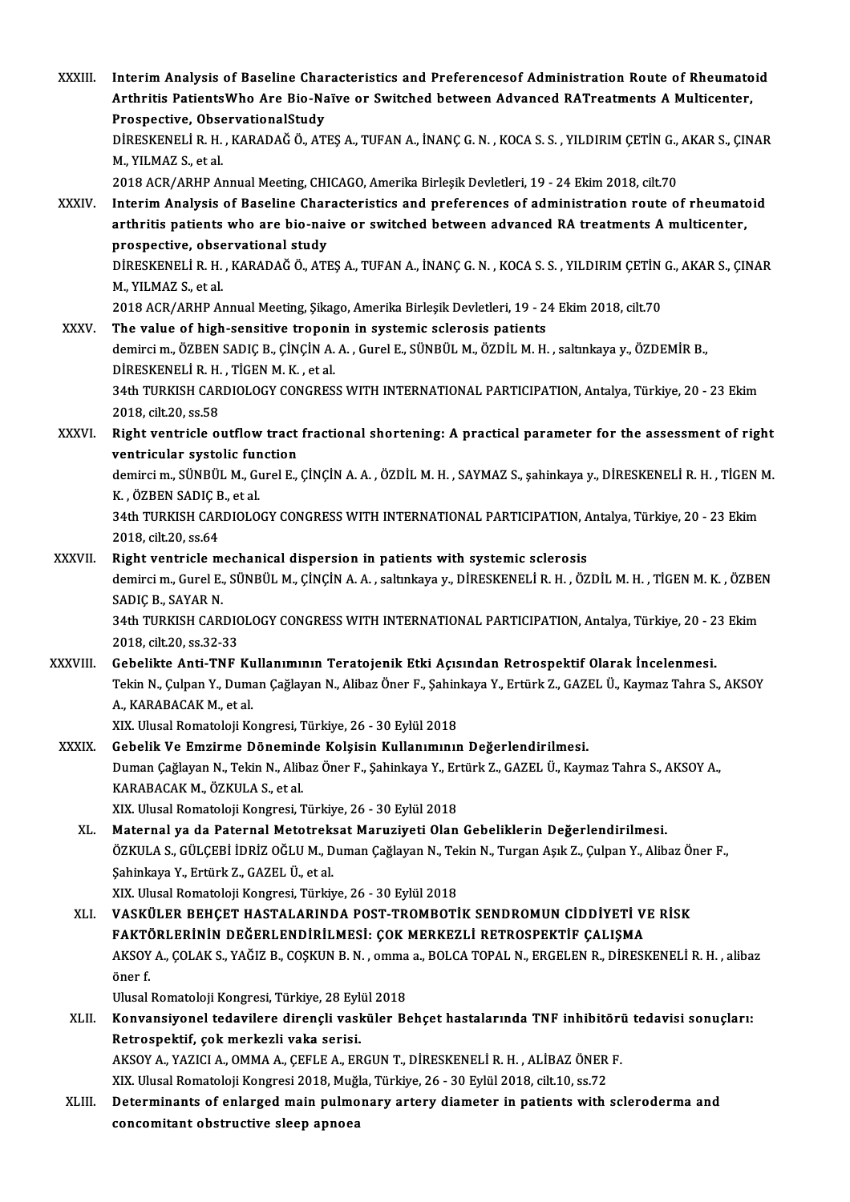XXXIII. **Interim Analysis of Baseline Characteristics and Preferencesof Administration Route of Rheumatoid Arthritis PatientsWho Are Bio-Naïve or Switched between Advanced RATreatments A Multicenter, Prospective, ObservationalStudy**
DİRESKENELİ R. H. , KARADAĞ Ö., ATEŞ A., TUFAN A., İNANÇ G. N. , KOCA S. S. , YILDIRIM ÇETİN G., AKAR S., ÇINAR M., YILMAZ S., et al.
2018 ACR/ARHP Annual Meeting, CHICAGO, Amerika Birleşik Devletleri, 19 - 24 Ekim 2018, cilt.70

XXXIV. **Interim Analysis of Baseline Characteristics and preferences of administration route of rheumatoid arthritis patients who are bio-naive or switched between advanced RA treatments A multicenter, prospective, observational study**
DİRESKENELİ R. H. , KARADAĞ Ö., ATEŞ A., TUFAN A., İNANÇ G. N. , KOCA S. S. , YILDIRIM ÇETİN G., AKAR S., ÇINAR M., YILMAZ S., et al.
2018 ACR/ARHP Annual Meeting, Şikago, Amerika Birleşik Devletleri, 19 - 24 Ekim 2018, cilt.70

XXXV. **The value of high-sensitive troponin in systemic sclerosis patients**
demirci m., ÖZBEN SADIÇ B., ÇİNÇİN A. A. , Gurel E., SÜNBÜL M., ÖZDİL M. H. , saltınkaya y., ÖZDEMİR B., DİRESKENELİ R. H. , TİGEN M. K. , et al.
34th TURKISH CARDIOLOGY CONGRESS WITH INTERNATIONAL PARTICIPATION, Antalya, Türkiye, 20 - 23 Ekim 2018, cilt.20, ss.58

XXXVI. **Right ventricle outflow tract fractional shortening: A practical parameter for the assessment of right ventricular systolic function**
demirci m., SÜNBÜL M., Gurel E., ÇİNÇİN A. A. , ÖZDİL M. H. , SAYMAZ S., şahinkaya y., DİRESKENELİ R. H. , TİGEN M. K. , ÖZBEN SADIÇ B., et al.
34th TURKISH CARDIOLOGY CONGRESS WITH INTERNATIONAL PARTICIPATION, Antalya, Türkiye, 20 - 23 Ekim 2018, cilt.20, ss.64

XXXVII. **Right ventricle mechanical dispersion in patients with systemic sclerosis**
demirci m., Gurel E., SÜNBÜL M., ÇİNÇİN A. A. , saltınkaya y., DİRESKENELİ R. H. , ÖZDİL M. H. , TİGEN M. K. , ÖZBEN SADIÇ B., SAYAR N.
34th TURKISH CARDIOLOGY CONGRESS WITH INTERNATIONAL PARTICIPATION, Antalya, Türkiye, 20 - 23 Ekim 2018, cilt.20, ss.32-33

XXXVIII. **Gebelikte Anti-TNF Kullanımının Teratojenik Etki Açısından Retrospektif Olarak İncelenmesi.**
Tekin N., Çulpan Y., Duman Çağlayan N., Alibaz Öner F., Şahinkaya Y., Ertürk Z., GAZEL Ü., Kaymaz Tahra S., AKSOY A., KARABACAK M., et al.
XIX. Ulusal Romatoloji Kongresi, Türkiye, 26 - 30 Eylül 2018

XXXIX. **Gebelik Ve Emzirme Döneminde Kolşisin Kullanımının Değerlendirilmesi.**
Duman Çağlayan N., Tekin N., Alibaz Öner F., Şahinkaya Y., Ertürk Z., GAZEL Ü., Kaymaz Tahra S., AKSOY A., KARABACAK M., ÖZKULA S., et al.
XIX. Ulusal Romatoloji Kongresi, Türkiye, 26 - 30 Eylül 2018

XL. **Maternal ya da Paternal Metotreksat Maruziyeti Olan Gebeliklerin Değerlendirilmesi.**
ÖZKULA S., GÜLÇEBİ İDRİZ OĞLU M., Duman Çağlayan N., Tekin N., Turgan Aşık Z., Çulpan Y., Alibaz Öner F., Şahinkaya Y., Ertürk Z., GAZEL Ü., et al.
XIX. Ulusal Romatoloji Kongresi, Türkiye, 26 - 30 Eylül 2018

XLI. **VASKÜLER BEHÇET HASTALARINDA POST-TROMBOTİK SENDROMUN CİDDİYETİ VE RİSK FAKTÖRLERİNİN DEĞERLENDİRİLMESİ: ÇOK MERKEZLİ RETROSPEKTİF ÇALIŞMA**
AKSOY A., ÇOLAK S., YAĞIZ B., COŞKUN B. N. , omma a., BOLCA TOPAL N., ERGELEN R., DİRESKENELİ R. H. , alibaz öner f.
Ulusal Romatoloji Kongresi, Türkiye, 28 Eylül 2018

XLII. **Konvansiyonel tedavilere dirençli vasküler Behçet hastalarında TNF inhibitörü tedavisi sonuçları: Retrospektif, çok merkezli vaka serisi.**
AKSOY A., YAZICI A., OMMA A., ÇEFLE A., ERGUN T., DİRESKENELİ R. H. , ALİBAZ ÖNER F.
XIX. Ulusal Romatoloji Kongresi 2018, Muğla, Türkiye, 26 - 30 Eylül 2018, cilt.10, ss.72

XLIII. **Determinants of enlarged main pulmonary artery diameter in patients with scleroderma and concomitant obstructive sleep apnoea**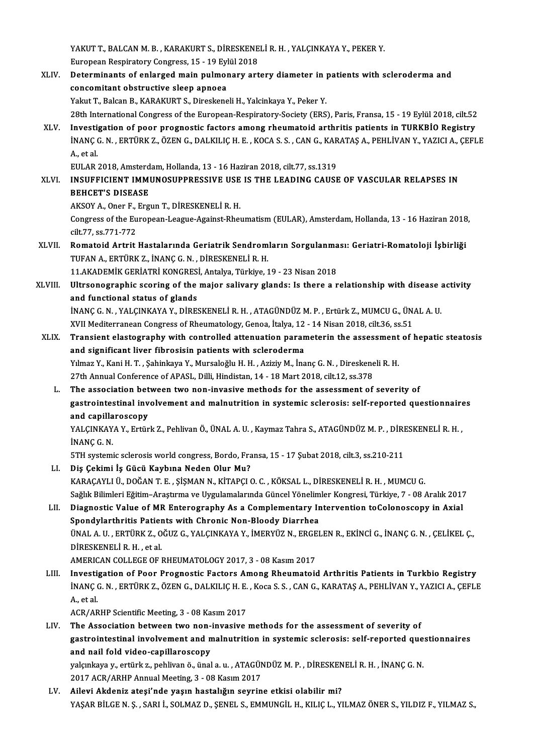YAKUT T., BALCAN M. B. , KARAKURT S., DİRESKENELİ R. H. , YALÇINKAYA Y., PEKER Y.
European Respiratory Congress, 15 - 19 Eylül 2018

XLIV. **Determinants of enlarged main pulmonary artery diameter in patients with scleroderma and concomitant obstructive sleep apnoea**
Yakut T., Balcan B., KARAKURT S., Direskeneli H., Yalcinkaya Y., Peker Y.
28th International Congress of the European-Respiratory-Society (ERS), Paris, Fransa, 15 - 19 Eylül 2018, cilt.52

XLV. **Investigation of poor prognostic factors among rheumatoid arthritis patients in TURKBİO Registry**
İNANÇ G. N. , ERTÜRK Z., ÖZEN G., DALKILIÇ H. E. , KOCA S. S. , CAN G., KARATAŞ A., PEHLİVAN Y., YAZICI A., ÇEFLE A., et al.
EULAR 2018, Amsterdam, Hollanda, 13 - 16 Haziran 2018, cilt.77, ss.1319

XLVI. **INSUFFICIENT IMMUNOSUPPRESSIVE USE IS THE LEADING CAUSE OF VASCULAR RELAPSES IN BEHCET'S DISEASE**
AKSOY A., Oner F., Ergun T., DİRESKENELİ R. H.
Congress of the European-League-Against-Rheumatism (EULAR), Amsterdam, Hollanda, 13 - 16 Haziran 2018, cilt.77, ss.771-772

XLVII. **Romatoid Artrit Hastalarında Geriatrik Sendromların Sorgulanması: Geriatri-Romatoloji İşbirliği**
TUFAN A., ERTÜRK Z., İNANÇ G. N. , DİRESKENELİ R. H.
11.AKADEMİK GERİATRİ KONGRESİ, Antalya, Türkiye, 19 - 23 Nisan 2018

XLVIII. **Ultrsonographic scoring of the major salivary glands: Is there a relationship with disease activity and functional status of glands**
İNANÇ G. N. , YALÇINKAYA Y., DİRESKENELİ R. H. , ATAGÜNDÜZ M. P. , Ertürk Z., MUMCU G., ÜNAL A. U.
XVII Mediterranean Congress of Rheumatology, Genoa, İtalya, 12 - 14 Nisan 2018, cilt.36, ss.51

XLIX. **Transient elastography with controlled attenuation parameterin the assessment of hepatic steatosis and significant liver fibrosisin patients with scleroderma**
Yılmaz Y., Kani H. T. , Şahinkaya Y., Mursaloğlu H. H. , Aziziy M., İnanç G. N. , Direskeneli R. H.
27th Annual Conference of APASL, Dilli, Hindistan, 14 - 18 Mart 2018, cilt.12, ss.378

L. **The association between two non-invasive methods for the assessment of severity of gastrointestinal involvement and malnutrition in systemic sclerosis: self-reported questionnaires and capillaroscopy**
YALÇINKAYA Y., Ertürk Z., Pehlivan Ö., ÜNAL A. U. , Kaymaz Tahra S., ATAGÜNDÜZ M. P. , DİRESKENELİ R. H. , İNANÇ G. N.
5TH systemic sclerosis world congress, Bordo, Fransa, 15 - 17 Şubat 2018, cilt.3, ss.210-211

LI. **Diş Çekimi İş Gücü Kaybına Neden Olur Mu?**
KARAÇAYLI Ü., DOĞAN T. E. , ŞİŞMAN N., KİTAPÇI O. C. , KÖKSAL L., DİRESKENELİ R. H. , MUMCU G.
Sağlık Bilimleri Eğitim–Araştırma ve Uygulamalarında Güncel Yönelimler Kongresi, Türkiye, 7 - 08 Aralık 2017

LII. **Diagnostic Value of MR Enterography As a Complementary Intervention toColonoscopy in Axial Spondylarthritis Patients with Chronic Non-Bloody Diarrhea**
ÜNAL A. U. , ERTÜRK Z., OĞUZ G., YALÇINKAYA Y., İMERYÜZ N., ERGELEN R., EKİNCİ G., İNANÇ G. N. , ÇELİKEL Ç., DİRESKENELİ R. H. , et al.
AMERICAN COLLEGE OF RHEUMATOLOGY 2017, 3 - 08 Kasım 2017

LIII. **Investigation of Poor Prognostic Factors Among Rheumatoid Arthritis Patients in Turkbio Registry**
İNANÇ G. N. , ERTÜRK Z., ÖZEN G., DALKILIÇ H. E. , Koca S. S. , CAN G., KARATAŞ A., PEHLİVAN Y., YAZICI A., ÇEFLE A., et al.
ACR/ARHP Scientific Meeting, 3 - 08 Kasım 2017

LIV. **The Association between two non-invasive methods for the assessment of severity of gastrointestinal involvement and malnutrition in systemic sclerosis: self-reported questionnaires and nail fold video-capillaroscopy**
yalçınkaya y., ertürk z., pehlivan ö., ünal a. u. , ATAGÜNDÜZ M. P. , DİRESKENELİ R. H. , İNANÇ G. N.
2017 ACR/ARHP Annual Meeting, 3 - 08 Kasım 2017

LV. **Ailevi Akdeniz ateşi'nde yaşın hastalığın seyrine etkisi olabilir mi?**
YAŞAR BİLGE N. Ş. , SARI İ., SOLMAZ D., ŞENEL S., EMMUNGİL H., KILIÇ L., YILMAZ ÖNER S., YILDIZ F., YILMAZ S.,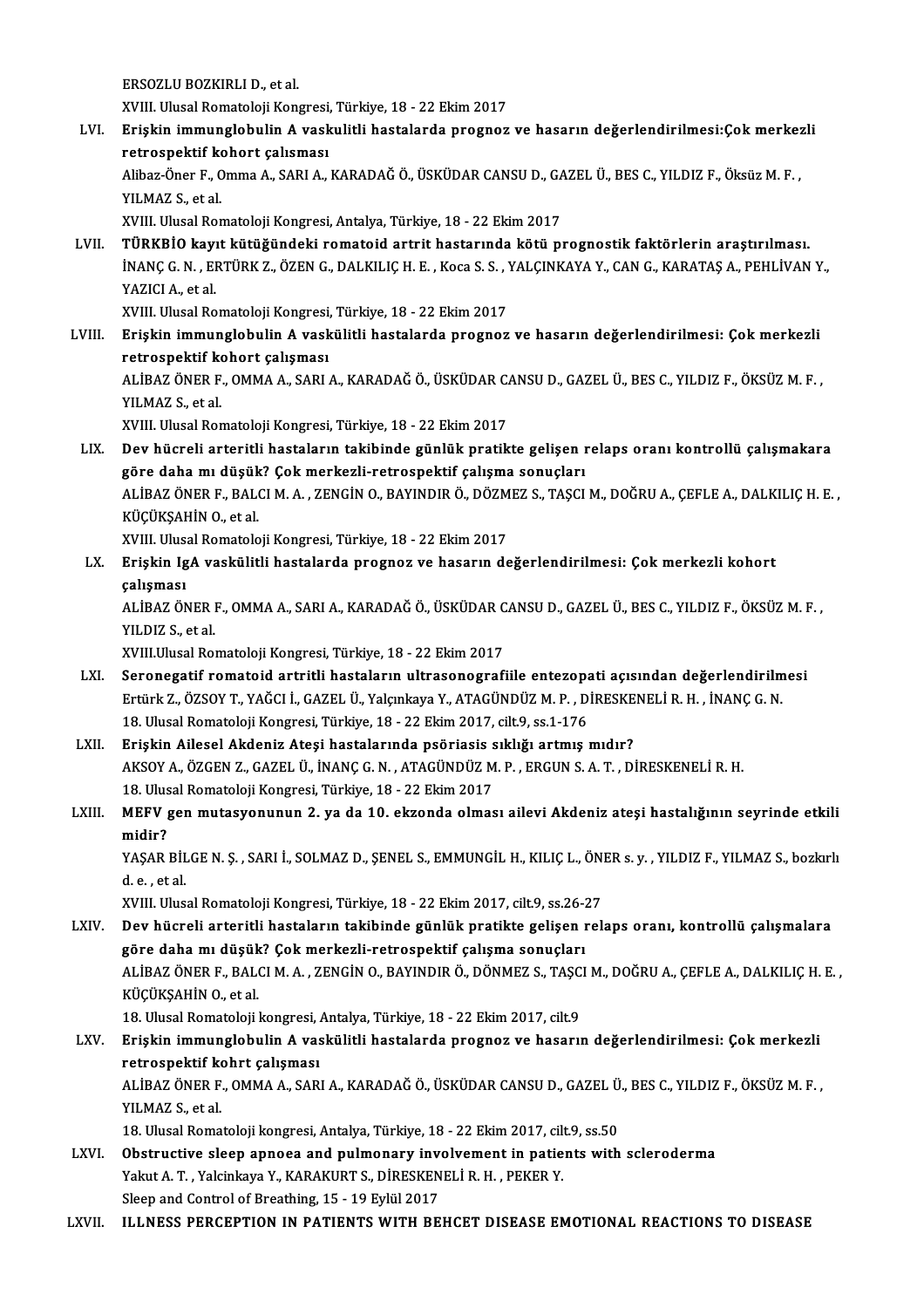ERSOZLU BOZKIRLI D., et al.
XVIII. Ulusal Romatoloji Kongresi, Türkiye, 18 - 22 Ekim 2017

LVI. **Erişkin immunglobulin A vaskulitli hastalarda prognoz ve hasarın değerlendirilmesi:Çok merkezli retrospektif kohort çalışması**
Alibaz-Öner F., Omma A., SARI A., KARADAĞ Ö., ÜSKÜDAR CANSU D., GAZEL Ü., BES C., YILDIZ F., Öksüz M. F., YILMAZ S., et al.
XVIII. Ulusal Romatoloji Kongresi, Antalya, Türkiye, 18 - 22 Ekim 2017

LVII. **TÜRKBİO kayıt kütüğündeki romatoid artrit hastarında kötü prognostik faktörlerin araştırılması.**
İNANÇ G. N., ERTÜRK Z., ÖZEN G., DALKILIÇ H. E., Koca S. S., YALÇINKAYA Y., CAN G., KARATAŞ A., PEHLİVAN Y., YAZICI A., et al.
XVIII. Ulusal Romatoloji Kongresi, Türkiye, 18 - 22 Ekim 2017

LVIII. **Erişkin immunglobulin A vaskülitli hastalarda prognoz ve hasarın değerlendirilmesi: Çok merkezli retrospektif kohort çalışması**
ALİBAZ ÖNER F., OMMA A., SARI A., KARADAĞ Ö., ÜSKÜDAR CANSU D., GAZEL Ü., BES C., YILDIZ F., ÖKSÜZ M. F., YILMAZ S., et al.
XVIII. Ulusal Romatoloji Kongresi, Türkiye, 18 - 22 Ekim 2017

LIX. **Dev hücreli arteritli hastaların takibinde günlük pratikte gelişen relaps oranı kontrollü çalışmakara göre daha mı düşük? Çok merkezli-retrospektif çalışma sonuçları**
ALİBAZ ÖNER F., BALCI M. A., ZENGİN O., BAYINDIR Ö., DÖZMEZ S., TAŞCI M., DOĞRU A., ÇEFLE A., DALKILIÇ H. E., KÜÇÜKŞAHİN O., et al.
XVIII. Ulusal Romatoloji Kongresi, Türkiye, 18 - 22 Ekim 2017

LX. **Erişkin IgA vaskülitli hastalarda prognoz ve hasarın değerlendirilmesi: Çok merkezli kohort çalışması**
ALİBAZ ÖNER F., OMMA A., SARI A., KARADAĞ Ö., ÜSKÜDAR CANSU D., GAZEL Ü., BES C., YILDIZ F., ÖKSÜZ M. F., YILDIZ S., et al.
XVIII.Ulusal Romatoloji Kongresi, Türkiye, 18 - 22 Ekim 2017

LXI. **Seronegatif romatoid artritli hastaların ultrasonografiile entezopati açısından değerlendirilmesi**
Ertürk Z., ÖZSOY T., YAĞCI İ., GAZEL Ü., Yalçınkaya Y., ATAGÜNDÜZ M. P., DİRESKENELİ R. H., İNANÇ G. N.
18. Ulusal Romatoloji Kongresi, Türkiye, 18 - 22 Ekim 2017, cilt.9, ss.1-176

LXII. **Erişkin Ailesel Akdeniz Ateşi hastalarında psöriasis sıklığı artmış mıdır?**
AKSOY A., ÖZGEN Z., GAZEL Ü., İNANÇ G. N., ATAGÜNDÜZ M. P., ERGUN S. A. T., DİRESKENELİ R. H.
18. Ulusal Romatoloji Kongresi, Türkiye, 18 - 22 Ekim 2017

LXIII. **MEFV gen mutasyonunun 2. ya da 10. ekzonda olması ailevi Akdeniz ateşi hastalığının seyrinde etkili midir?**
YAŞAR BİLGE N. Ş., SARI İ., SOLMAZ D., ŞENEL S., EMMUNGİL H., KILIÇ L., ÖNER s. y., YILDIZ F., YILMAZ S., bozkırlı d. e., et al.
XVIII. Ulusal Romatoloji Kongresi, Türkiye, 18 - 22 Ekim 2017, cilt.9, ss.26-27

LXIV. **Dev hücreli arteritli hastaların takibinde günlük pratikte gelişen relaps oranı, kontrollü çalışmalara göre daha mı düşük? Çok merkezli-retrospektif çalışma sonuçları**
ALİBAZ ÖNER F., BALCI M. A., ZENGİN O., BAYINDIR Ö., DÖNMEZ S., TAŞCI M., DOĞRU A., ÇEFLE A., DALKILIÇ H. E., KÜÇÜKŞAHİN O., et al.
18. Ulusal Romatoloji kongresi, Antalya, Türkiye, 18 - 22 Ekim 2017, cilt.9

LXV. **Erişkin immunglobulin A vaskülitli hastalarda prognoz ve hasarın değerlendirilmesi: Çok merkezli retrospektif kohrt çalışması**
ALİBAZ ÖNER F., OMMA A., SARI A., KARADAĞ Ö., ÜSKÜDAR CANSU D., GAZEL Ü., BES C., YILDIZ F., ÖKSÜZ M. F., YILMAZ S., et al.
18. Ulusal Romatoloji kongresi, Antalya, Türkiye, 18 - 22 Ekim 2017, cilt.9, ss.50

LXVI. **Obstructive sleep apnoea and pulmonary involvement in patients with scleroderma**
Yakut A. T., Yalcinkaya Y., KARAKURT S., DİRESKENELİ R. H., PEKER Y.
Sleep and Control of Breathing, 15 - 19 Eylül 2017

LXVII. **ILLNESS PERCEPTION IN PATIENTS WITH BEHCET DISEASE EMOTIONAL REACTIONS TO DISEASE**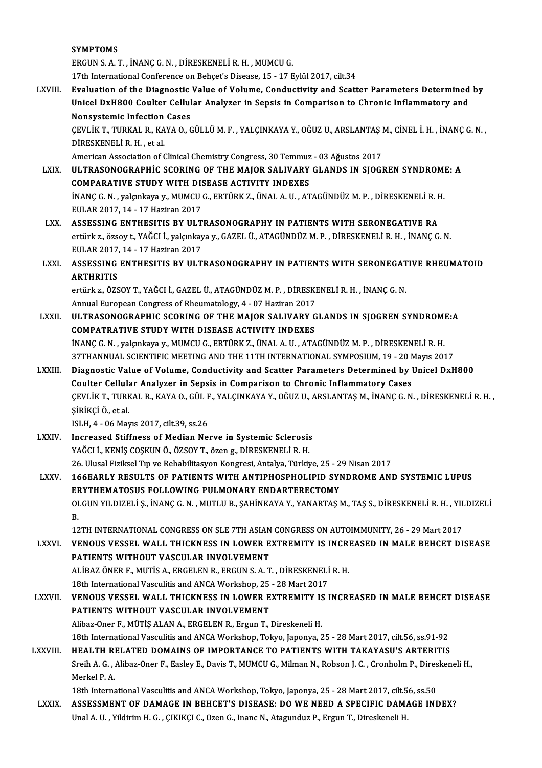**SYMPTOMS**

ERGUN S. A. T. , İNANÇ G. N. , DİRESKENELİ R. H. , MUMCU G.

17th International Conference on Behçet's Disease, 15 - 17 Eylül 2017, cilt.34

LXVIII. **Evaluation of the Diagnostic Value of Volume, Conductivity and Scatter Parameters Determined by Unicel DxH800 Coulter Cellular Analyzer in Sepsis in Comparison to Chronic Inflammatory and Nonsystemic Infection Cases**

ÇEVLİK T., TURKAL R., KAYA O., GÜLLÜ M. F. , YALÇINKAYA Y., OĞUZ U., ARSLANTAŞ M., CİNEL İ. H. , İNANÇ G. N. , DİRESKENELİ R. H. , et al.

American Association of Clinical Chemistry Congress, 30 Temmuz - 03 Ağustos 2017

LXIX. **ULTRASONOGRAPHİC SCORING OF THE MAJOR SALIVARY GLANDS IN SJOGREN SYNDROME: A COMPARATIVE STUDY WITH DISEASE ACTIVITY INDEXES**

İNANÇ G. N. , yalçınkaya y., MUMCU G., ERTÜRK Z., ÜNAL A. U. , ATAGÜNDÜZ M. P. , DİRESKENELİ R. H.

EULAR 2017, 14 - 17 Haziran 2017

LXX. **ASSESSING ENTHESITIS BY ULTRASONOGRAPHY IN PATIENTS WITH SERONEGATIVE RA**

ertürk z., özsoy t., YAĞCI İ., yalçınkaya y., GAZEL Ü., ATAGÜNDÜZ M. P. , DİRESKENELİ R. H. , İNANÇ G. N.

EULAR 2017, 14 - 17 Haziran 2017

LXXI. **ASSESSING ENTHESITIS BY ULTRASONOGRAPHY IN PATIENTS WITH SERONEGATIVE RHEUMATOID ARTHRITIS**

ertürk z., ÖZSOY T., YAĞCI İ., GAZEL Ü., ATAGÜNDÜZ M. P. , DİRESKENELİ R. H. , İNANÇ G. N.

Annual European Congress of Rheumatology, 4 - 07 Haziran 2017

LXXII. **ULTRASONOGRAPHIC SCORING OF THE MAJOR SALIVARY GLANDS IN SJOGREN SYNDROME:A COMPATRATIVE STUDY WITH DISEASE ACTIVITY INDEXES**

İNANÇ G. N. , yalçınkaya y., MUMCU G., ERTÜRK Z., ÜNAL A. U. , ATAGÜNDÜZ M. P. , DİRESKENELİ R. H.

37THANNUAL SCIENTIFIC MEETING AND THE 11TH INTERNATIONAL SYMPOSIUM, 19 - 20 Mayıs 2017

LXXIII. **Diagnostic Value of Volume, Conductivity and Scatter Parameters Determined by Unicel DxH800 Coulter Cellular Analyzer in Sepsis in Comparison to Chronic Inflammatory Cases**

ÇEVLİK T., TURKAL R., KAYA O., GÜL F., YALÇINKAYA Y., OĞUZ U., ARSLANTAŞ M., İNANÇ G. N. , DİRESKENELİ R. H. , ŞİRİKÇİ Ö., et al.

ISLH, 4 - 06 Mayıs 2017, cilt.39, ss.26

LXXIV. **Increased Stiffness of Median Nerve in Systemic Sclerosis**

YAĞCI İ., KENİŞ COŞKUN Ö., ÖZSOY T., özen g., DİRESKENELİ R. H.

26. Ulusal Fiziksel Tıp ve Rehabilitasyon Kongresi, Antalya, Türkiye, 25 - 29 Nisan 2017

LXXV. **166EARLY RESULTS OF PATIENTS WITH ANTIPHOSPHOLIPID SYNDROME AND SYSTEMIC LUPUS ERYTHEMATOSUS FOLLOWING PULMONARY ENDARTERECTOMY**

OLGUN YILDIZELİ Ş., İNANÇ G. N. , MUTLU B., ŞAHİNKAYA Y., YANARTAŞ M., TAŞ S., DİRESKENELİ R. H. , YILDIZELİ B.

12TH INTERNATIONAL CONGRESS ON SLE 7TH ASIAN CONGRESS ON AUTOIMMUNITY, 26 - 29 Mart 2017

LXXVI. **VENOUS VESSEL WALL THICKNESS IN LOWER EXTREMITY IS INCREASED IN MALE BEHCET DISEASE PATIENTS WITHOUT VASCULAR INVOLVEMENT**

ALİBAZ ÖNER F., MUTİS A., ERGELEN R., ERGUN S. A. T. , DİRESKENELİ R. H.

18th International Vasculitis and ANCA Workshop, 25 - 28 Mart 2017

LXXVII. **VENOUS VESSEL WALL THICKNESS IN LOWER EXTREMITY IS INCREASED IN MALE BEHCET DISEASE PATIENTS WITHOUT VASCULAR INVOLVEMENT**

Alibaz-Oner F., MÜTİŞ ALAN A., ERGELEN R., Ergun T., Direskeneli H.

18th International Vasculitis and ANCA Workshop, Tokyo, Japonya, 25 - 28 Mart 2017, cilt.56, ss.91-92

LXXVIII. **HEALTH RELATED DOMAINS OF IMPORTANCE TO PATIENTS WITH TAKAYASU'S ARTERITIS**

Sreih A. G. , Alibaz-Oner F., Easley E., Davis T., MUMCU G., Milman N., Robson J. C. , Cronholm P., Direskeneli H., Merkel P. A.

18th International Vasculitis and ANCA Workshop, Tokyo, Japonya, 25 - 28 Mart 2017, cilt.56, ss.50

LXXIX. **ASSESSMENT OF DAMAGE IN BEHCET'S DISEASE: DO WE NEED A SPECIFIC DAMAGE INDEX?**

Unal A. U. , Yildirim H. G. , ÇIKIKÇI C., Ozen G., Inanc N., Atagunduz P., Ergun T., Direskeneli H.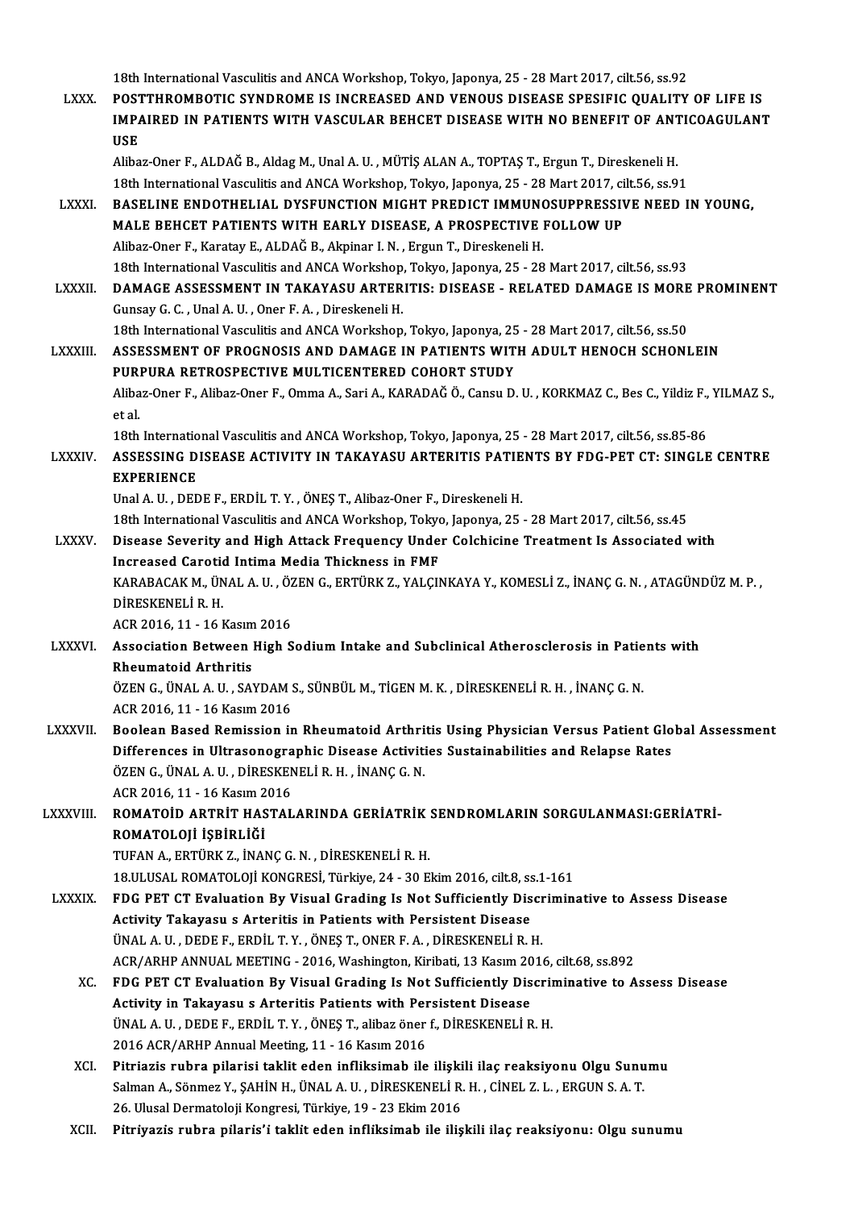18th International Vasculitis and ANCA Workshop, Tokyo, Japonya, 25 - 28 Mart 2017, cilt.56, ss.92

LXXX. **POSTTHROMBOTIC SYNDROME IS INCREASED AND VENOUS DISEASE SPESIFIC QUALITY OF LIFE IS IMPAIRED IN PATIENTS WITH VASCULAR BEHCET DISEASE WITH NO BENEFIT OF ANTICOAGULANT USE**
Alibaz-Oner F., ALDAĞ B., Aldag M., Unal A. U. , MÜTİŞ ALAN A., TOPTAŞ T., Ergun T., Direskeneli H.
18th International Vasculitis and ANCA Workshop, Tokyo, Japonya, 25 - 28 Mart 2017, cilt.56, ss.91

LXXXI. **BASELINE ENDOTHELIAL DYSFUNCTION MIGHT PREDICT IMMUNOSUPPRESSIVE NEED IN YOUNG, MALE BEHCET PATIENTS WITH EARLY DISEASE, A PROSPECTIVE FOLLOW UP**
Alibaz-Oner F., Karatay E., ALDAĞ B., Akpinar I. N. , Ergun T., Direskeneli H.
18th International Vasculitis and ANCA Workshop, Tokyo, Japonya, 25 - 28 Mart 2017, cilt.56, ss.93

LXXXII. **DAMAGE ASSESSMENT IN TAKAYASU ARTERITIS: DISEASE - RELATED DAMAGE IS MORE PROMINENT**
Gunsay G. C. , Unal A. U. , Oner F. A. , Direskeneli H.
18th International Vasculitis and ANCA Workshop, Tokyo, Japonya, 25 - 28 Mart 2017, cilt.56, ss.50

LXXXIII. **ASSESSMENT OF PROGNOSIS AND DAMAGE IN PATIENTS WITH ADULT HENOCH SCHONLEIN PURPURA RETROSPECTIVE MULTICENTERED COHORT STUDY**
Alibaz-Oner F., Alibaz-Oner F., Omma A., Sari A., KARADAĞ Ö., Cansu D. U. , KORKMAZ C., Bes C., Yildiz F., YILMAZ S., et al.
18th International Vasculitis and ANCA Workshop, Tokyo, Japonya, 25 - 28 Mart 2017, cilt.56, ss.85-86

LXXXIV. **ASSESSING DISEASE ACTIVITY IN TAKAYASU ARTERITIS PATIENTS BY FDG-PET CT: SINGLE CENTRE EXPERIENCE**
Unal A. U. , DEDE F., ERDİL T. Y. , ÖNEŞ T., Alibaz-Oner F., Direskeneli H.
18th International Vasculitis and ANCA Workshop, Tokyo, Japonya, 25 - 28 Mart 2017, cilt.56, ss.45

LXXXV. **Disease Severity and High Attack Frequency Under Colchicine Treatment Is Associated with Increased Carotid Intima Media Thickness in FMF**
KARABACAK M., ÜNAL A. U. , ÖZEN G., ERTÜRK Z., YALÇINKAYA Y., KOMESLİ Z., İNANÇ G. N. , ATAGÜNDÜZ M. P. , DİRESKENELİ R. H.
ACR 2016, 11 - 16 Kasım 2016

LXXXVI. **Association Between High Sodium Intake and Subclinical Atherosclerosis in Patients with Rheumatoid Arthritis**
ÖZEN G., ÜNAL A. U. , SAYDAM S., SÜNBÜL M., TİGEN M. K. , DİRESKENELİ R. H. , İNANÇ G. N.
ACR 2016, 11 - 16 Kasım 2016

LXXXVII. **Boolean Based Remission in Rheumatoid Arthritis Using Physician Versus Patient Global Assessment Differences in Ultrasonographic Disease Activities Sustainabilities and Relapse Rates**
ÖZEN G., ÜNAL A. U. , DİRESKENELİ R. H. , İNANÇ G. N.
ACR 2016, 11 - 16 Kasım 2016

LXXXVIII. **ROMATOİD ARTRİT HASTALARINDA GERİATRİK SENDROMLARIN SORGULANMASI:GERİATRİ-ROMATOLOJİ İŞBİRLİĞİ**
TUFAN A., ERTÜRK Z., İNANÇ G. N. , DİRESKENELİ R. H.
18.ULUSAL ROMATOLOJİ KONGRESİ, Türkiye, 24 - 30 Ekim 2016, cilt.8, ss.1-161

LXXXIX. **FDG PET CT Evaluation By Visual Grading Is Not Sufficiently Discriminative to Assess Disease Activity Takayasu s Arteritis in Patients with Persistent Disease**
ÜNAL A. U. , DEDE F., ERDİL T. Y. , ÖNEŞ T., ONER F. A. , DİRESKENELİ R. H.
ACR/ARHP ANNUAL MEETING - 2016, Washington, Kiribati, 13 Kasım 2016, cilt.68, ss.892

XC. **FDG PET CT Evaluation By Visual Grading Is Not Sufficiently Discriminative to Assess Disease Activity in Takayasu s Arteritis Patients with Persistent Disease**
ÜNAL A. U. , DEDE F., ERDİL T. Y. , ÖNEŞ T., alibaz öner f., DİRESKENELİ R. H.
2016 ACR/ARHP Annual Meeting, 11 - 16 Kasım 2016

XCI. **Pitriazis rubra pilarisi taklit eden infliksimab ile ilişkili ilaç reaksiyonu Olgu Sunumu**
Salman A., Sönmez Y., ŞAHİN H., ÜNAL A. U. , DİRESKENELİ R. H. , CİNEL Z. L. , ERGUN S. A. T.
26. Ulusal Dermatoloji Kongresi, Türkiye, 19 - 23 Ekim 2016

XCII. **Pitriyazis rubra pilaris'i taklit eden infliksimab ile ilişkili ilaç reaksiyonu: Olgu sunumu**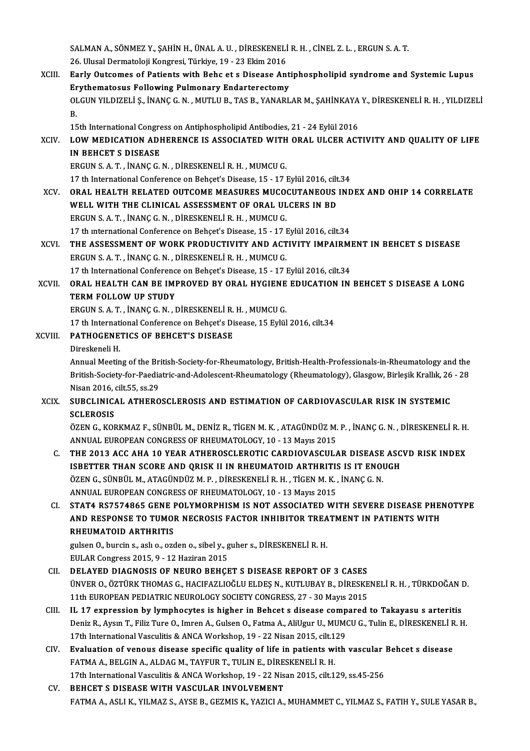SALMAN A., SÖNMEZ Y., ŞAHİN H., ÜNAL A. U. , DİRESKENELİ R. H. , CİNEL Z. L. , ERGUN S. A. T.
26. Ulusal Dermatoloji Kongresi, Türkiye, 19 - 23 Ekim 2016

XCIII. **Early Outcomes of Patients with Behc et s Disease Antiphospholipid syndrome and Systemic Lupus Erythematosus Following Pulmonary Endarterectomy**
OLGUN YILDIZELİ Ş., İNANÇ G. N. , MUTLU B., TAS B., YANARLAR M., ŞAHİNKAYA Y., DİRESKENELİ R. H. , YILDIZELİ B.
15th International Congress on Antiphospholipid Antibodies, 21 - 24 Eylül 2016

XCIV. **LOW MEDICATION ADHERENCE IS ASSOCIATED WITH ORAL ULCER ACTIVITY AND QUALITY OF LIFE IN BEHCET S DISEASE**
ERGUN S. A. T. , İNANÇ G. N. , DİRESKENELİ R. H. , MUMCU G.
17 th International Conference on Behçet's Disease, 15 - 17 Eylül 2016, cilt.34

XCV. **ORAL HEALTH RELATED OUTCOME MEASURES MUCOCUTANEOUS INDEX AND OHIP 14 CORRELATE WELL WITH THE CLINICAL ASSESSMENT OF ORAL ULCERS IN BD**
ERGUN S. A. T. , İNANÇ G. N. , DİRESKENELİ R. H. , MUMCU G.
17 th ınternational Conference on Behçet's Disease, 15 - 17 Eylül 2016, cilt.34

XCVI. **THE ASSESSMENT OF WORK PRODUCTIVITY AND ACTIVITY IMPAIRMENT IN BEHCET S DISEASE**
ERGUN S. A. T. , İNANÇ G. N. , DİRESKENELİ R. H. , MUMCU G.
17 th International Conference on Behçet's Disease, 15 - 17 Eylül 2016, cilt.34

XCVII. **ORAL HEALTH CAN BE IMPROVED BY ORAL HYGIENE EDUCATION IN BEHCET S DISEASE A LONG TERM FOLLOW UP STUDY**
ERGUN S. A. T. , İNANÇ G. N. , DİRESKENELİ R. H. , MUMCU G.
17 th International Conference on Behçet's Disease, 15 Eylül 2016, cilt.34

XCVIII. **PATHOGENETICS OF BEHCET'S DISEASE**
Direskeneli H.
Annual Meeting of the British-Society-for-Rheumatology, British-Health-Professionals-in-Rheumatology and the British-Society-for-Paediatric-and-Adolescent-Rheumatology (Rheumatology), Glasgow, Birleşik Krallık, 26 - 28 Nisan 2016, cilt.55, ss.29

XCIX. **SUBCLINICAL ATHEROSCLEROSIS AND ESTIMATION OF CARDIOVASCULAR RISK IN SYSTEMIC SCLEROSIS**
ÖZEN G., KORKMAZ F., SÜNBÜL M., DENİZ R., TİGEN M. K. , ATAGÜNDÜZ M. P. , İNANÇ G. N. , DİRESKENELİ R. H.
ANNUAL EUROPEAN CONGRESS OF RHEUMATOLOGY, 10 - 13 Mayıs 2015

C. **THE 2013 ACC AHA 10 YEAR ATHEROSCLEROTIC CARDIOVASCULAR DISEASE ASCVD RISK INDEX ISBETTER THAN SCORE AND QRISK II IN RHEUMATOID ARTHRITIS IS IT ENOUGH**
ÖZEN G., SÜNBÜL M., ATAGÜNDÜZ M. P. , DİRESKENELİ R. H. , TİGEN M. K. , İNANÇ G. N.
ANNUAL EUROPEAN CONGRESS OF RHEUMATOLOGY, 10 - 13 Mayıs 2015

CI. **STAT4 RS7574865 GENE POLYMORPHISM IS NOT ASSOCIATED WITH SEVERE DISEASE PHENOTYPE AND RESPONSE TO TUMOR NECROSIS FACTOR INHIBITOR TREATMENT IN PATIENTS WITH RHEUMATOID ARTHRITIS**
gulsen O., burcin s., aslı o., ozden o., sibel y., guher s., DİRESKENELİ R. H.
EULAR Congress 2015, 9 - 12 Haziran 2015

CII. **DELAYED DIAGNOSIS OF NEURO BEHÇET S DISEASE REPORT OF 3 CASES**
ÜNVER O., ÖZTÜRK THOMAS G., HACIFAZLIOĞLU ELDEŞ N., KUTLUBAY B., DİRESKENELİ R. H. , TÜRKDOĞAN D.
11th EUROPEAN PEDIATRIC NEUROLOGY SOCIETY CONGRESS, 27 - 30 Mayıs 2015

CIII. **IL 17 expression by lymphocytes is higher in Behcet s disease compared to Takayasu s arteritis**
Deniz R., Aysın T., Filiz Ture O., Imren A., Gulsen O., Fatma A., AliUgur U., MUMCU G., Tulin E., DİRESKENELİ R. H.
17th International Vasculitis & ANCA Workshop, 19 - 22 Nisan 2015, cilt.129

CIV. **Evaluation of venous disease specific quality of life in patients with vascular Behcet s disease**
FATMA A., BELGIN A., ALDAG M., TAYFUR T., TULIN E., DİRESKENELİ R. H.
17th International Vasculitis & ANCA Workshop, 19 - 22 Nisan 2015, cilt.129, ss.45-256

CV. **BEHCET S DISEASE WITH VASCULAR INVOLVEMENT**
FATMA A., ASLI K., YILMAZ S., AYSE B., GEZMIS K., YAZICI A., MUHAMMET C., YILMAZ S., FATIH Y., SULE YASAR B.,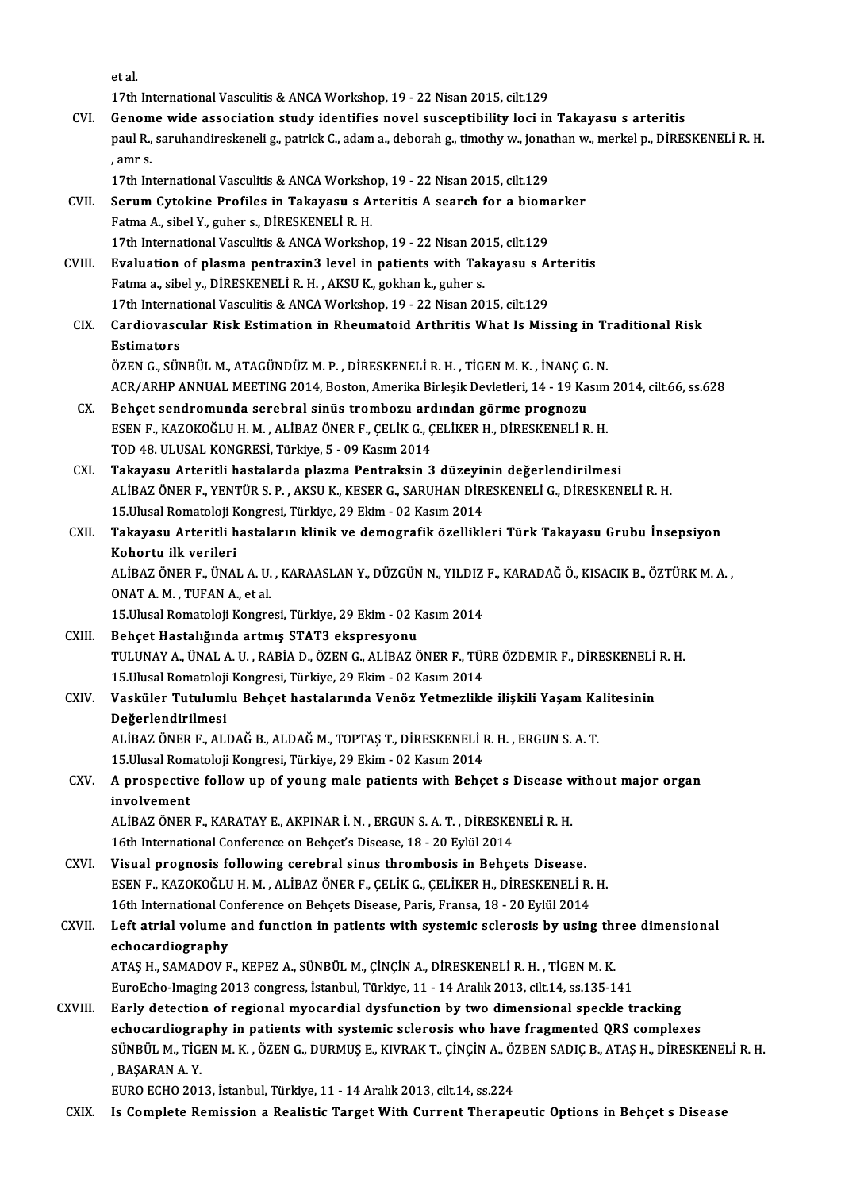et al.

17th International Vasculitis & ANCA Workshop, 19 - 22 Nisan 2015, cilt.129

CVI. **Genome wide association study identifies novel susceptibility loci in Takayasu s arteritis**
paul R., saruhandireskeneli g., patrick C., adam a., deborah g., timothy w., jonathan w., merkel p., DİRESKENELİ R. H. , amr s.
17th International Vasculitis & ANCA Workshop, 19 - 22 Nisan 2015, cilt.129

CVII. **Serum Cytokine Profiles in Takayasu s Arteritis A search for a biomarker**
Fatma A., sibel Y., guher s., DİRESKENELİ R. H.
17th International Vasculitis & ANCA Workshop, 19 - 22 Nisan 2015, cilt.129

CVIII. **Evaluation of plasma pentraxin3 level in patients with Takayasu s Arteritis**
Fatma a., sibel y., DİRESKENELİ R. H. , AKSU K., gokhan k., guher s.
17th International Vasculitis & ANCA Workshop, 19 - 22 Nisan 2015, cilt.129

CIX. **Cardiovascular Risk Estimation in Rheumatoid Arthritis What Is Missing in Traditional Risk Estimators**
ÖZEN G., SÜNBÜL M., ATAGÜNDÜZ M. P. , DİRESKENELİ R. H. , TİGEN M. K. , İNANÇ G. N.
ACR/ARHP ANNUAL MEETING 2014, Boston, Amerika Birleşik Devletleri, 14 - 19 Kasım 2014, cilt.66, ss.628

CX. **Behçet sendromunda serebral sinüs trombozu ardından görme prognozu**
ESEN F., KAZOKOĞLU H. M. , ALİBAZ ÖNER F., ÇELİK G., ÇELİKER H., DİRESKENELİ R. H.
TOD 48. ULUSAL KONGRESİ, Türkiye, 5 - 09 Kasım 2014

CXI. **Takayasu Arteritli hastalarda plazma Pentraksin 3 düzeyinin değerlendirilmesi**
ALİBAZ ÖNER F., YENTÜR S. P. , AKSU K., KESER G., SARUHAN DİRESKENELİ G., DİRESKENELİ R. H.
15.Ulusal Romatoloji Kongresi, Türkiye, 29 Ekim - 02 Kasım 2014

CXII. **Takayasu Arteritli hastaların klinik ve demografik özellikleri Türk Takayasu Grubu İnsepsiyon Kohortu ilk verileri**
ALİBAZ ÖNER F., ÜNAL A. U. , KARAASLAN Y., DÜZGÜN N., YILDIZ F., KARADAĞ Ö., KISACIK B., ÖZTÜRK M. A. , ONAT A. M. , TUFAN A., et al.
15.Ulusal Romatoloji Kongresi, Türkiye, 29 Ekim - 02 Kasım 2014

CXIII. **Behçet Hastalığında artmış STAT3 ekspresyonu**
TULUNAY A., ÜNAL A. U. , RABİA D., ÖZEN G., ALİBAZ ÖNER F., TÜRE ÖZDEMIR F., DİRESKENELİ R. H.
15.Ulusal Romatoloji Kongresi, Türkiye, 29 Ekim - 02 Kasım 2014

CXIV. **Vasküler Tutulumlu Behçet hastalarında Venöz Yetmezlikle ilişkili Yaşam Kalitesinin Değerlendirilmesi**
ALİBAZ ÖNER F., ALDAĞ B., ALDAĞ M., TOPTAŞ T., DİRESKENELİ R. H. , ERGUN S. A. T.
15.Ulusal Romatoloji Kongresi, Türkiye, 29 Ekim - 02 Kasım 2014

CXV. **A prospective follow up of young male patients with Behçet s Disease without major organ involvement**
ALİBAZ ÖNER F., KARATAY E., AKPINAR İ. N. , ERGUN S. A. T. , DİRESKENELİ R. H.
16th International Conference on Behçet's Disease, 18 - 20 Eylül 2014

CXVI. **Visual prognosis following cerebral sinus thrombosis in Behçets Disease.**
ESEN F., KAZOKOĞLU H. M. , ALİBAZ ÖNER F., ÇELİK G., ÇELİKER H., DİRESKENELİ R. H.
16th International Conference on Behçets Disease, Paris, Fransa, 18 - 20 Eylül 2014

CXVII. **Left atrial volume and function in patients with systemic sclerosis by using three dimensional echocardiography**
ATAŞ H., SAMADOV F., KEPEZ A., SÜNBÜL M., ÇİNÇİN A., DİRESKENELİ R. H. , TİGEN M. K.
EuroEcho-Imaging 2013 congress, İstanbul, Türkiye, 11 - 14 Aralık 2013, cilt.14, ss.135-141

CXVIII. **Early detection of regional myocardial dysfunction by two dimensional speckle tracking echocardiography in patients with systemic sclerosis who have fragmented QRS complexes**
SÜNBÜL M., TİGEN M. K. , ÖZEN G., DURMUŞ E., KIVRAK T., ÇİNÇİN A., ÖZBEN SADIÇ B., ATAŞ H., DİRESKENELİ R. H. , BAŞARAN A. Y.
EURO ECHO 2013, İstanbul, Türkiye, 11 - 14 Aralık 2013, cilt.14, ss.224

CXIX. **Is Complete Remission a Realistic Target With Current Therapeutic Options in Behçet s Disease**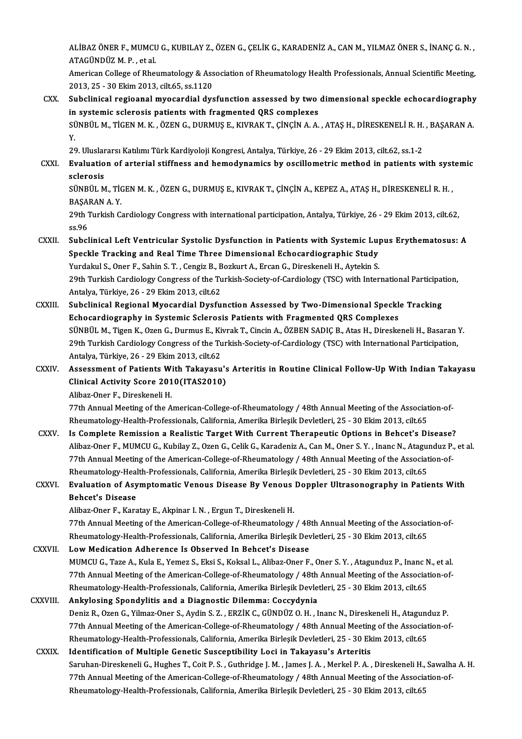ALİBAZ ÖNER F., MUMCU G., KUBILAY Z., ÖZEN G., ÇELİK G., KARADENİZ A., CAN M., YILMAZ ÖNER S., İNANÇ G. N., ATAGÜNDÜZ M. P., et al.
American College of Rheumatology & Association of Rheumatology Health Professionals, Annual Scientific Meeting, 2013, 25 - 30 Ekim 2013, cilt.65, ss.1120

CXX. **Subclinical regioanal myocardial dysfunction assessed by two dimensional speckle echocardiography in systemic sclerosis patients with fragmented QRS complexes**
SÜNBÜL M., TİGEN M. K., ÖZEN G., DURMUŞ E., KIVRAK T., ÇİNÇİN A. A., ATAŞ H., DİRESKENELİ R. H., BAŞARAN A. Y.
29. Uluslararsı Katılımı Türk Kardiyoloji Kongresi, Antalya, Türkiye, 26 - 29 Ekim 2013, cilt.62, ss.1-2

CXXI. **Evaluation of arterial stiffness and hemodynamics by oscillometric method in patients with systemic sclerosis**
SÜNBÜL M., TİGEN M. K., ÖZEN G., DURMUŞ E., KIVRAK T., ÇİNÇİN A., KEPEZ A., ATAŞ H., DİRESKENELİ R. H., BAŞARAN A. Y.
29th Turkish Cardiology Congress with international participation, Antalya, Türkiye, 26 - 29 Ekim 2013, cilt.62, ss.96

CXXII. **Subclinical Left Ventricular Systolic Dysfunction in Patients with Systemic Lupus Erythematosus: A Speckle Tracking and Real Time Three Dimensional Echocardiographic Study**
Yurdakul S., Oner F., Sahin S. T., Cengiz B., Bozkurt A., Ercan G., Direskeneli H., Aytekin S.
29th Turkish Cardiology Congress of the Turkish-Society-of-Cardiology (TSC) with International Participation, Antalya, Türkiye, 26 - 29 Ekim 2013, cilt.62

CXXIII. **Subclinical Regional Myocardial Dysfunction Assessed by Two-Dimensional Speckle Tracking Echocardiography in Systemic Sclerosis Patients with Fragmented QRS Complexes**
SÜNBÜL M., Tigen K., Ozen G., Durmus E., Kivrak T., Cincin A., ÖZBEN SADIÇ B., Atas H., Direskeneli H., Basaran Y.
29th Turkish Cardiology Congress of the Turkish-Society-of-Cardiology (TSC) with International Participation, Antalya, Türkiye, 26 - 29 Ekim 2013, cilt.62

CXXIV. **Assessment of Patients With Takayasu's Arteritis in Routine Clinical Follow-Up With Indian Takayasu Clinical Activity Score 2010(ITAS2010)**
Alibaz-Oner F., Direskeneli H.
77th Annual Meeting of the American-College-of-Rheumatology / 48th Annual Meeting of the Association-of-Rheumatology-Health-Professionals, California, Amerika Birleşik Devletleri, 25 - 30 Ekim 2013, cilt.65

CXXV. **Is Complete Remission a Realistic Target With Current Therapeutic Options in Behcet's Disease?**
Alibaz-Oner F., MUMCU G., Kubilay Z., Ozen G., Celik G., Karadeniz A., Can M., Oner S. Y., Inanc N., Atagunduz P., et al.
77th Annual Meeting of the American-College-of-Rheumatology / 48th Annual Meeting of the Association-of-Rheumatology-Health-Professionals, California, Amerika Birleşik Devletleri, 25 - 30 Ekim 2013, cilt.65

CXXVI. **Evaluation of Asymptomatic Venous Disease By Venous Doppler Ultrasonography in Patients With Behcet's Disease**
Alibaz-Oner F., Karatay E., Akpinar I. N., Ergun T., Direskeneli H.
77th Annual Meeting of the American-College-of-Rheumatology / 48th Annual Meeting of the Association-of-Rheumatology-Health-Professionals, California, Amerika Birleşik Devletleri, 25 - 30 Ekim 2013, cilt.65

CXXVII. **Low Medication Adherence Is Observed In Behcet's Disease**
MUMCU G., Taze A., Kula E., Yemez S., Eksi S., Koksal L., Alibaz-Oner F., Oner S. Y., Atagunduz P., Inanc N., et al.
77th Annual Meeting of the American-College-of-Rheumatology / 48th Annual Meeting of the Association-of-Rheumatology-Health-Professionals, California, Amerika Birleşik Devletleri, 25 - 30 Ekim 2013, cilt.65

CXXVIII. **Ankylosing Spondylitis and a Diagnostic Dilemma: Coccydynia**
Deniz R., Ozen G., Yilmaz-Oner S., Aydin S. Z., ERZİK C., GÜNDÜZ O. H., Inanc N., Direskeneli H., Atagunduz P.
77th Annual Meeting of the American-College-of-Rheumatology / 48th Annual Meeting of the Association-of-Rheumatology-Health-Professionals, California, Amerika Birleşik Devletleri, 25 - 30 Ekim 2013, cilt.65

CXXIX. **Identification of Multiple Genetic Susceptibility Loci in Takayasu's Arteritis**
Saruhan-Direskeneli G., Hughes T., Coit P. S., Guthridge J. M., James J. A., Merkel P. A., Direskeneli H., Sawalha A. H.
77th Annual Meeting of the American-College-of-Rheumatology / 48th Annual Meeting of the Association-of-Rheumatology-Health-Professionals, California, Amerika Birleşik Devletleri, 25 - 30 Ekim 2013, cilt.65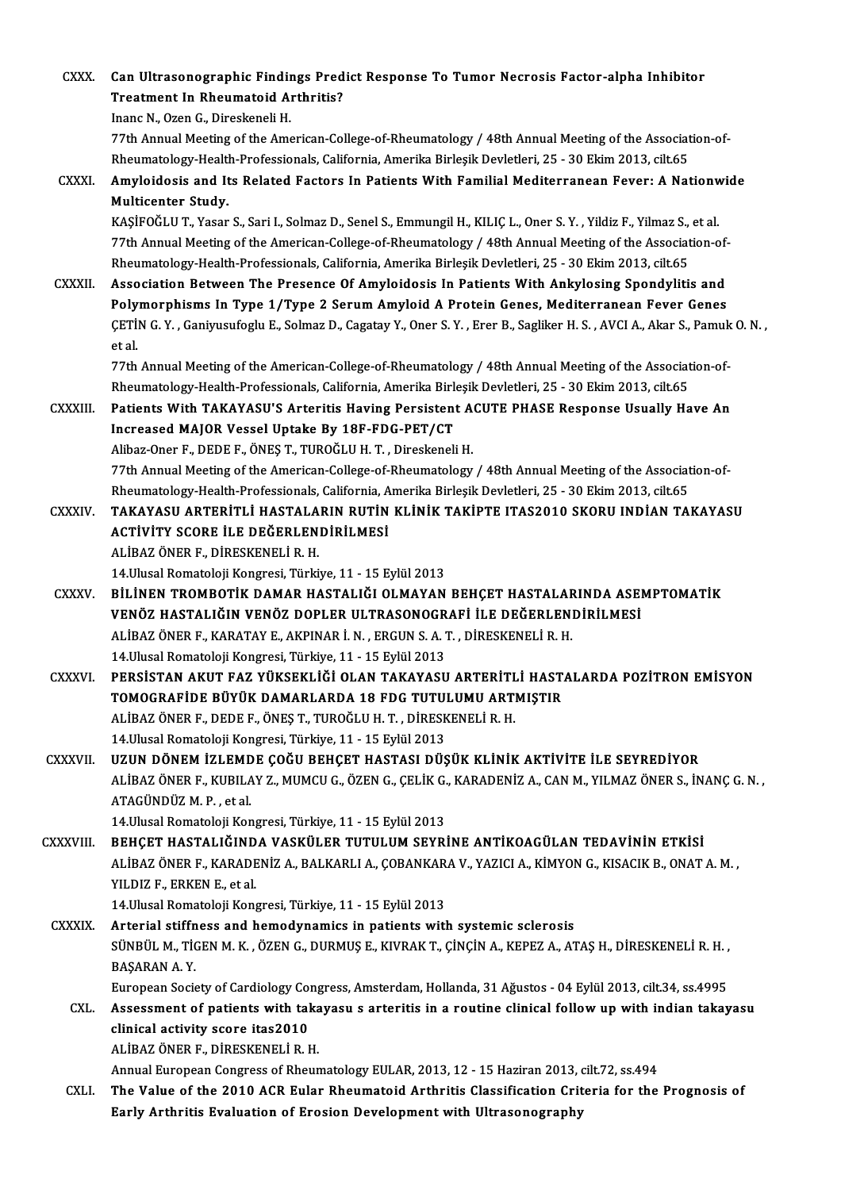CXXX. **Can Ultrasonographic Findings Predict Response To Tumor Necrosis Factor-alpha Inhibitor Treatment In Rheumatoid Arthritis?**
Inanc N., Ozen G., Direskeneli H.
77th Annual Meeting of the American-College-of-Rheumatology / 48th Annual Meeting of the Association-of-Rheumatology-Health-Professionals, California, Amerika Birleşik Devletleri, 25 - 30 Ekim 2013, cilt.65

CXXXI. **Amyloidosis and Its Related Factors In Patients With Familial Mediterranean Fever: A Nationwide Multicenter Study.**
KAŞİFOĞLU T., Yasar S., Sari I., Solmaz D., Senel S., Emmungil H., KILIÇ L., Oner S. Y. , Yildiz F., Yilmaz S., et al.
77th Annual Meeting of the American-College-of-Rheumatology / 48th Annual Meeting of the Association-of-Rheumatology-Health-Professionals, California, Amerika Birleşik Devletleri, 25 - 30 Ekim 2013, cilt.65

CXXXII. **Association Between The Presence Of Amyloidosis In Patients With Ankylosing Spondylitis and Polymorphisms In Type 1/Type 2 Serum Amyloid A Protein Genes, Mediterranean Fever Genes**
ÇETİN G. Y. , Ganiyusufoglu E., Solmaz D., Cagatay Y., Oner S. Y. , Erer B., Sagliker H. S. , AVCI A., Akar S., Pamuk O. N. , et al.
77th Annual Meeting of the American-College-of-Rheumatology / 48th Annual Meeting of the Association-of-Rheumatology-Health-Professionals, California, Amerika Birleşik Devletleri, 25 - 30 Ekim 2013, cilt.65

CXXXIII. **Patients With TAKAYASU'S Arteritis Having Persistent ACUTE PHASE Response Usually Have An Increased MAJOR Vessel Uptake By 18F-FDG-PET/CT**
Alibaz-Oner F., DEDE F., ÖNEŞ T., TUROĞLU H. T. , Direskeneli H.
77th Annual Meeting of the American-College-of-Rheumatology / 48th Annual Meeting of the Association-of-Rheumatology-Health-Professionals, California, Amerika Birleşik Devletleri, 25 - 30 Ekim 2013, cilt.65

CXXXIV. **TAKAYASU ARTERİTLİ HASTALARIN RUTİN KLİNİK TAKİPTE ITAS2010 SKORU INDİAN TAKAYASU ACTİVİTY SCORE İLE DEĞERLENDİRİLMESİ**
ALİBAZ ÖNER F., DİRESKENELİ R. H.
14.Ulusal Romatoloji Kongresi, Türkiye, 11 - 15 Eylül 2013

CXXXV. **BİLİNEN TROMBOTİK DAMAR HASTALIĞI OLMAYAN BEHÇET HASTALARINDA ASEMPTOMATİK VENÖZ HASTALIĞIN VENÖZ DOPLER ULTRASONOGRAFİ İLE DEĞERLENDİRİLMESİ**
ALİBAZ ÖNER F., KARATAY E., AKPINAR İ. N. , ERGUN S. A. T. , DİRESKENELİ R. H.
14.Ulusal Romatoloji Kongresi, Türkiye, 11 - 15 Eylül 2013

CXXXVI. **PERSİSTAN AKUT FAZ YÜKSEKLİĞİ OLAN TAKAYASU ARTERİTLİ HASTALARDA POZİTRON EMİSYON TOMOGRAFİDE BÜYÜK DAMARLARDA 18 FDG TUTULUMU ARTMIŞTIR**
ALİBAZ ÖNER F., DEDE F., ÖNEŞ T., TUROĞLU H. T. , DİRESKENELİ R. H.
14.Ulusal Romatoloji Kongresi, Türkiye, 11 - 15 Eylül 2013

CXXXVII. **UZUN DÖNEM İZLEMDE ÇOĞU BEHÇET HASTASI DÜŞÜK KLİNİK AKTİVİTE İLE SEYREDİYOR**
ALİBAZ ÖNER F., KUBILAY Z., MUMCU G., ÖZEN G., ÇELİK G., KARADENİZ A., CAN M., YILMAZ ÖNER S., İNANÇ G. N. , ATAGÜNDÜZ M. P. , et al.
14.Ulusal Romatoloji Kongresi, Türkiye, 11 - 15 Eylül 2013

CXXXVIII. **BEHÇET HASTALIĞINDA VASKÜLER TUTULUM SEYRİNE ANTİKOAGÜLAN TEDAVİNİN ETKİSİ**
ALİBAZ ÖNER F., KARADENİZ A., BALKARLI A., ÇOBANKARA V., YAZICI A., KİMYON G., KISACIK B., ONAT A. M. , YILDIZ F., ERKEN E., et al.
14.Ulusal Romatoloji Kongresi, Türkiye, 11 - 15 Eylül 2013

CXXXIX. **Arterial stiffness and hemodynamics in patients with systemic sclerosis**
SÜNBÜL M., TİGEN M. K. , ÖZEN G., DURMUŞ E., KIVRAK T., ÇİNÇİN A., KEPEZ A., ATAŞ H., DİRESKENELİ R. H. , BAŞARAN A. Y.
European Society of Cardiology Congress, Amsterdam, Hollanda, 31 Ağustos - 04 Eylül 2013, cilt.34, ss.4995

CXL. **Assessment of patients with takayasu s arteritis in a routine clinical follow up with indian takayasu clinical activity score itas2010**
ALİBAZ ÖNER F., DİRESKENELİ R. H.
Annual European Congress of Rheumatology EULAR, 2013, 12 - 15 Haziran 2013, cilt.72, ss.494

CXLI. **The Value of the 2010 ACR Eular Rheumatoid Arthritis Classification Criteria for the Prognosis of Early Arthritis Evaluation of Erosion Development with Ultrasonography**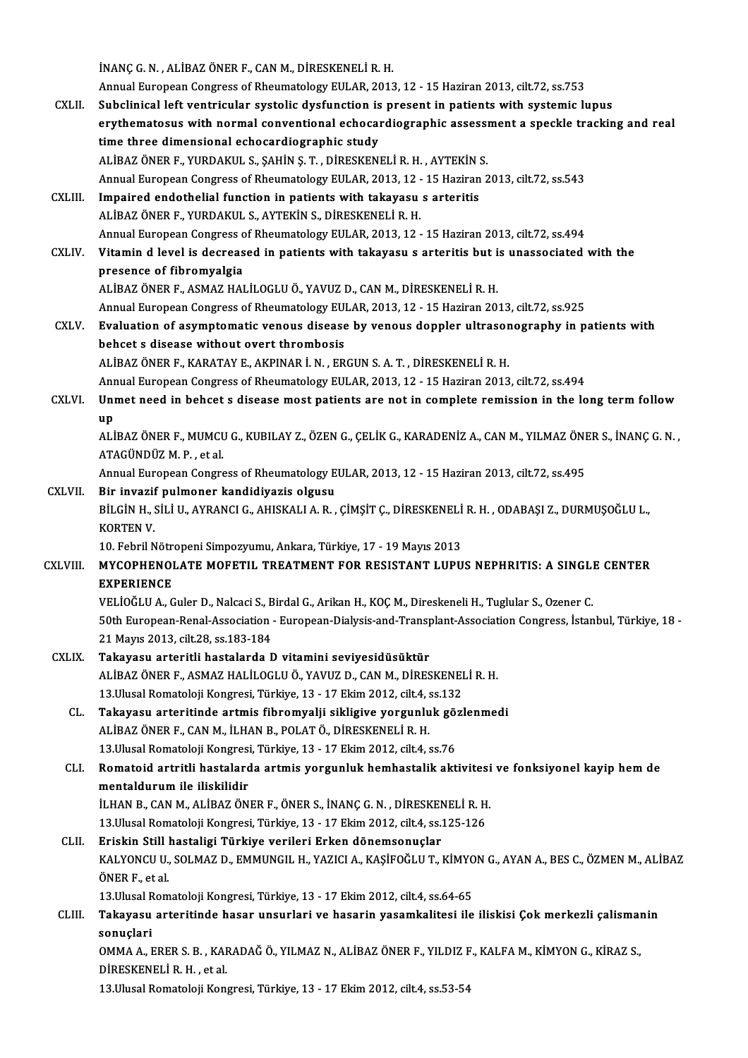İNANÇ G. N. , ALİBAZ ÖNER F., CAN M., DİRESKENELİ R. H.
Annual European Congress of Rheumatology EULAR, 2013, 12 - 15 Haziran 2013, cilt.72, ss.753

CXLII. **Subclinical left ventricular systolic dysfunction is present in patients with systemic lupus erythematosus with normal conventional echocardiographic assessment a speckle tracking and real time three dimensional echocardiographic study**
ALİBAZ ÖNER F., YURDAKUL S., ŞAHİN Ş. T. , DİRESKENELİ R. H. , AYTEKİN S.
Annual European Congress of Rheumatology EULAR, 2013, 12 - 15 Haziran 2013, cilt.72, ss.543

CXLIII. **Impaired endothelial function in patients with takayasu s arteritis**
ALİBAZ ÖNER F., YURDAKUL S., AYTEKİN S., DİRESKENELİ R. H.
Annual European Congress of Rheumatology EULAR, 2013, 12 - 15 Haziran 2013, cilt.72, ss.494

CXLIV. **Vitamin d level is decreased in patients with takayasu s arteritis but is unassociated with the presence of fibromyalgia**
ALİBAZ ÖNER F., ASMAZ HALİLOGLU Ö., YAVUZ D., CAN M., DİRESKENELİ R. H.
Annual European Congress of Rheumatology EULAR, 2013, 12 - 15 Haziran 2013, cilt.72, ss.925

CXLV. **Evaluation of asymptomatic venous disease by venous doppler ultrasonography in patients with behcet s disease without overt thrombosis**
ALİBAZ ÖNER F., KARATAY E., AKPINAR İ. N. , ERGUN S. A. T. , DİRESKENELİ R. H.
Annual European Congress of Rheumatology EULAR, 2013, 12 - 15 Haziran 2013, cilt.72, ss.494

CXLVI. **Unmet need in behcet s disease most patients are not in complete remission in the long term follow up**
ALİBAZ ÖNER F., MUMCU G., KUBILAY Z., ÖZEN G., ÇELİK G., KARADENİZ A., CAN M., YILMAZ ÖNER S., İNANÇ G. N. , ATAGÜNDÜZ M. P. , et al.
Annual European Congress of Rheumatology EULAR, 2013, 12 - 15 Haziran 2013, cilt.72, ss.495

CXLVII. **Bir invazif pulmoner kandidiyazis olgusu**
BİLGİN H., SİLİ U., AYRANCI G., AHISKALI A. R. , ÇİMŞİT Ç., DİRESKENELİ R. H. , ODABAŞI Z., DURMUŞOĞLU L., KORTEN V.
10. Febril Nötropeni Simpozyumu, Ankara, Türkiye, 17 - 19 Mayıs 2013

CXLVIII. **MYCOPHENOLATE MOFETIL TREATMENT FOR RESISTANT LUPUS NEPHRITIS: A SINGLE CENTER EXPERIENCE**
VELİOĞLU A., Guler D., Nalcaci S., Birdal G., Arikan H., KOÇ M., Direskeneli H., Tuglular S., Ozener C.
50th European-Renal-Association - European-Dialysis-and-Transplant-Association Congress, İstanbul, Türkiye, 18 - 21 Mayıs 2013, cilt.28, ss.183-184

CXLIX. **Takayasu arteritli hastalarda D vitamini seviyesidüsüktür**
ALİBAZ ÖNER F., ASMAZ HALİLOGLU Ö., YAVUZ D., CAN M., DİRESKENELİ R. H.
13.Ulusal Romatoloji Kongresi, Türkiye, 13 - 17 Ekim 2012, cilt.4, ss.132

CL. **Takayasu arteritinde artmis fibromyalji sikligive yorgunluk gözlenmedi**
ALİBAZ ÖNER F., CAN M., İLHAN B., POLAT Ö., DİRESKENELİ R. H.
13.Ulusal Romatoloji Kongresi, Türkiye, 13 - 17 Ekim 2012, cilt.4, ss.76

CLI. **Romatoid artritli hastalarda artmis yorgunluk hemhastalik aktivitesi ve fonksiyonel kayip hem de mentaldurum ile iliskilidir**
İLHAN B., CAN M., ALİBAZ ÖNER F., ÖNER S., İNANÇ G. N. , DİRESKENELİ R. H.
13.Ulusal Romatoloji Kongresi, Türkiye, 13 - 17 Ekim 2012, cilt.4, ss.125-126

CLII. **Eriskin Still hastaligi Türkiye verileri Erken dönemsonuçlar**
KALYONCU U., SOLMAZ D., EMMUNGIL H., YAZICI A., KAŞİFOĞLU T., KİMYON G., AYAN A., BES C., ÖZMEN M., ALİBAZ ÖNER F., et al.
13.Ulusal Romatoloji Kongresi, Türkiye, 13 - 17 Ekim 2012, cilt.4, ss.64-65

CLIII. **Takayasu arteritinde hasar unsurlari ve hasarin yasamkalitesi ile iliskisi Çok merkezli çalismanin sonuçlari**
OMMA A., ERER S. B. , KARADAĞ Ö., YILMAZ N., ALİBAZ ÖNER F., YILDIZ F., KALFA M., KİMYON G., KİRAZ S., DİRESKENELİ R. H. , et al.
13.Ulusal Romatoloji Kongresi, Türkiye, 13 - 17 Ekim 2012, cilt.4, ss.53-54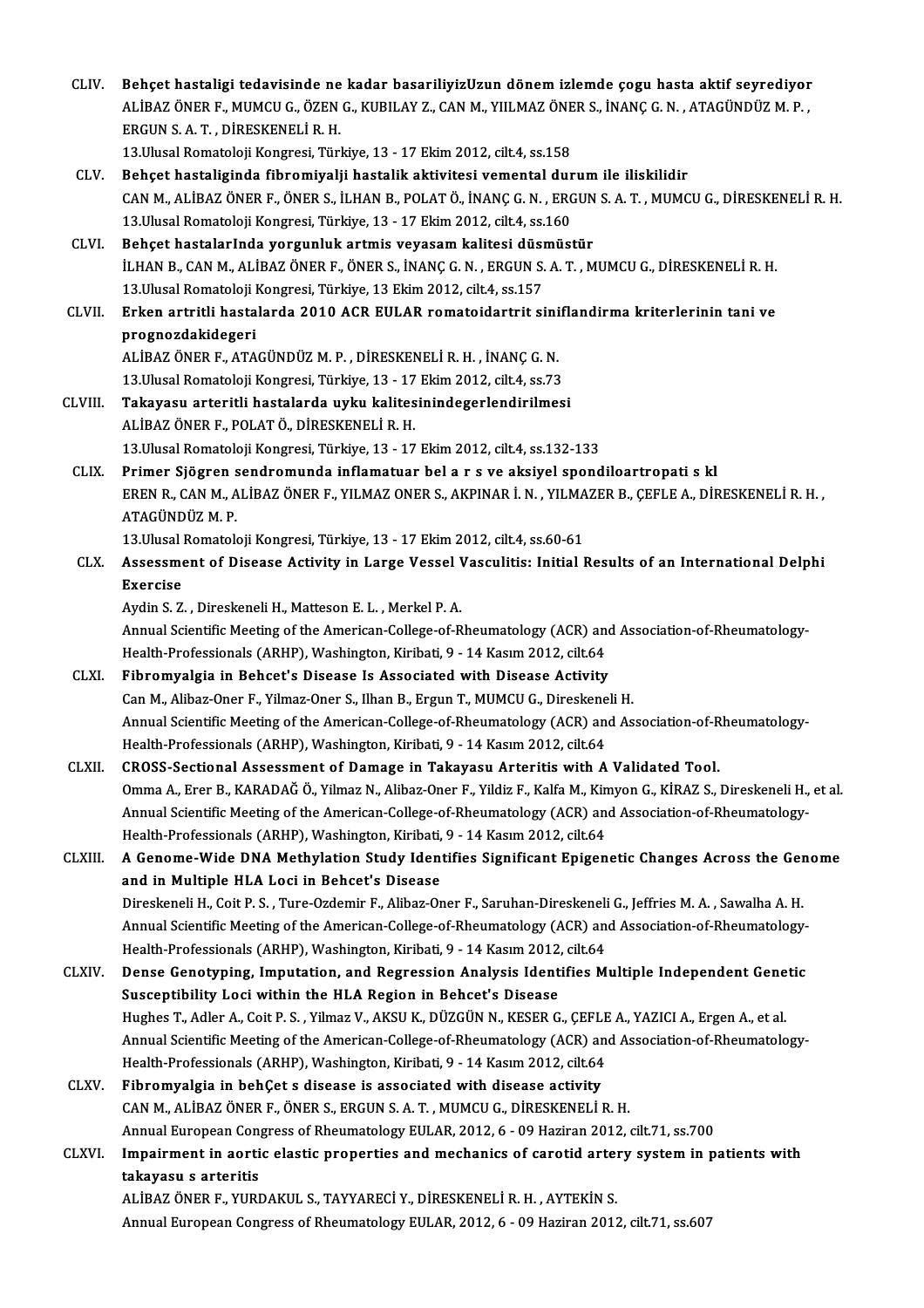CLIV. **Behçet hastaligi tedavisinde ne kadar basariliyizUzun dönem izlemde çogu hasta aktif seyrediyor**
ALİBAZ ÖNER F., MUMCU G., ÖZEN G., KUBILAY Z., CAN M., YIILMAZ ÖNER S., İNANÇ G. N. , ATAGÜNDÜZ M. P. , ERGUN S. A. T. , DİRESKENELİ R. H.
13.Ulusal Romatoloji Kongresi, Türkiye, 13 - 17 Ekim 2012, cilt.4, ss.158

CLV. **Behçet hastaliginda fibromiyalji hastalik aktivitesi vemental durum ile iliskilidir**
CAN M., ALİBAZ ÖNER F., ÖNER S., İLHAN B., POLAT Ö., İNANÇ G. N. , ERGUN S. A. T. , MUMCU G., DİRESKENELİ R. H.
13.Ulusal Romatoloji Kongresi, Türkiye, 13 - 17 Ekim 2012, cilt.4, ss.160

CLVI. **Behçet hastalarInda yorgunluk artmis veyasam kalitesi düsmüstür**
İLHAN B., CAN M., ALİBAZ ÖNER F., ÖNER S., İNANÇ G. N. , ERGUN S. A. T. , MUMCU G., DİRESKENELİ R. H.
13.Ulusal Romatoloji Kongresi, Türkiye, 13 Ekim 2012, cilt.4, ss.157

CLVII. **Erken artritli hastalarda 2010 ACR EULAR romatoidartrit siniflandirma kriterlerinin tani ve prognozdakidegeri**
ALİBAZ ÖNER F., ATAGÜNDÜZ M. P. , DİRESKENELİ R. H. , İNANÇ G. N.
13.Ulusal Romatoloji Kongresi, Türkiye, 13 - 17 Ekim 2012, cilt.4, ss.73

CLVIII. **Takayasu arteritli hastalarda uyku kalitesinindegerlendirilmesi**
ALİBAZ ÖNER F., POLAT Ö., DİRESKENELİ R. H.
13.Ulusal Romatoloji Kongresi, Türkiye, 13 - 17 Ekim 2012, cilt.4, ss.132-133

CLIX. **Primer Sjögren sendromunda inflamatuar bel a r s ve aksiyel spondiloartropati s kl**
EREN R., CAN M., ALİBAZ ÖNER F., YILMAZ ONER S., AKPINAR İ. N. , YILMAZER B., ÇEFLE A., DİRESKENELİ R. H. , ATAGÜNDÜZ M. P.
13.Ulusal Romatoloji Kongresi, Türkiye, 13 - 17 Ekim 2012, cilt.4, ss.60-61

CLX. **Assessment of Disease Activity in Large Vessel Vasculitis: Initial Results of an International Delphi Exercise**
Aydin S. Z. , Direskeneli H., Matteson E. L. , Merkel P. A.
Annual Scientific Meeting of the American-College-of-Rheumatology (ACR) and Association-of-Rheumatology-Health-Professionals (ARHP), Washington, Kiribati, 9 - 14 Kasım 2012, cilt.64

CLXI. **Fibromyalgia in Behcet's Disease Is Associated with Disease Activity**
Can M., Alibaz-Oner F., Yilmaz-Oner S., Ilhan B., Ergun T., MUMCU G., Direskeneli H.
Annual Scientific Meeting of the American-College-of-Rheumatology (ACR) and Association-of-Rheumatology-Health-Professionals (ARHP), Washington, Kiribati, 9 - 14 Kasım 2012, cilt.64

CLXII. **CROSS-Sectional Assessment of Damage in Takayasu Arteritis with A Validated Tool.**
Omma A., Erer B., KARADAĞ Ö., Yilmaz N., Alibaz-Oner F., Yildiz F., Kalfa M., Kimyon G., KİRAZ S., Direskeneli H., et al.
Annual Scientific Meeting of the American-College-of-Rheumatology (ACR) and Association-of-Rheumatology-Health-Professionals (ARHP), Washington, Kiribati, 9 - 14 Kasım 2012, cilt.64

CLXIII. **A Genome-Wide DNA Methylation Study Identifies Significant Epigenetic Changes Across the Genome and in Multiple HLA Loci in Behcet's Disease**
Direskeneli H., Coit P. S. , Ture-Ozdemir F., Alibaz-Oner F., Saruhan-Direskeneli G., Jeffries M. A. , Sawalha A. H.
Annual Scientific Meeting of the American-College-of-Rheumatology (ACR) and Association-of-Rheumatology-Health-Professionals (ARHP), Washington, Kiribati, 9 - 14 Kasım 2012, cilt.64

CLXIV. **Dense Genotyping, Imputation, and Regression Analysis Identifies Multiple Independent Genetic Susceptibility Loci within the HLA Region in Behcet's Disease**
Hughes T., Adler A., Coit P. S. , Yilmaz V., AKSU K., DÜZGÜN N., KESER G., ÇEFLE A., YAZICI A., Ergen A., et al.
Annual Scientific Meeting of the American-College-of-Rheumatology (ACR) and Association-of-Rheumatology-Health-Professionals (ARHP), Washington, Kiribati, 9 - 14 Kasım 2012, cilt.64

CLXV. **Fibromyalgia in behÇet s disease is associated with disease activity**
CAN M., ALİBAZ ÖNER F., ÖNER S., ERGUN S. A. T. , MUMCU G., DİRESKENELİ R. H.
Annual European Congress of Rheumatology EULAR, 2012, 6 - 09 Haziran 2012, cilt.71, ss.700

CLXVI. **Impairment in aortic elastic properties and mechanics of carotid artery system in patients with takayasu s arteritis**
ALİBAZ ÖNER F., YURDAKUL S., TAYYARECİ Y., DİRESKENELİ R. H. , AYTEKİN S.
Annual European Congress of Rheumatology EULAR, 2012, 6 - 09 Haziran 2012, cilt.71, ss.607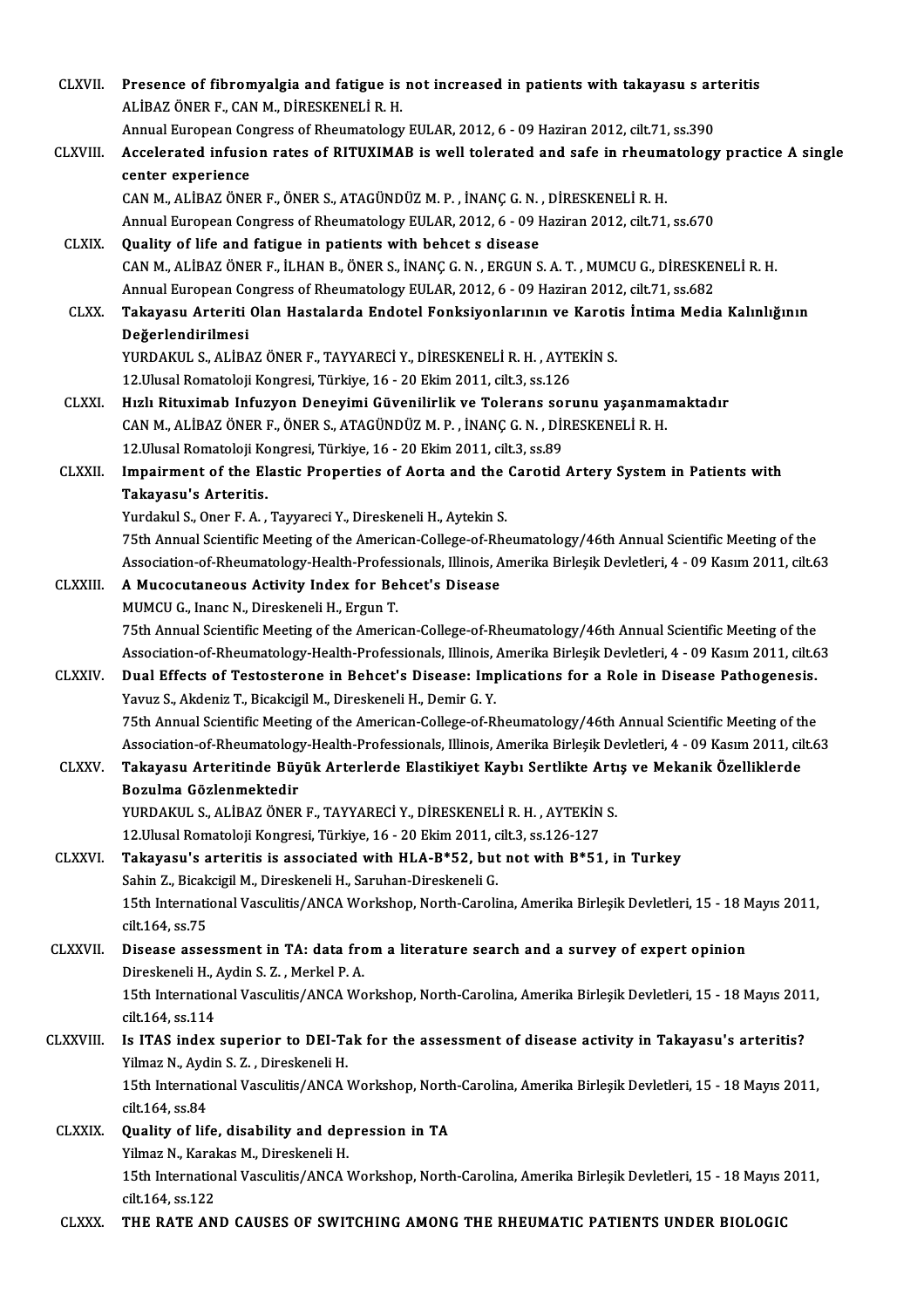CLXVII. **Presence of fibromyalgia and fatigue is not increased in patients with takayasu s arteritis**
ALİBAZ ÖNER F., CAN M., DİRESKENELİ R. H.
Annual European Congress of Rheumatology EULAR, 2012, 6 - 09 Haziran 2012, cilt.71, ss.390

CLXVIII. **Accelerated infusion rates of RITUXIMAB is well tolerated and safe in rheumatology practice A single center experience**
CAN M., ALİBAZ ÖNER F., ÖNER S., ATAGÜNDÜZ M. P. , İNANÇ G. N. , DİRESKENELİ R. H.
Annual European Congress of Rheumatology EULAR, 2012, 6 - 09 Haziran 2012, cilt.71, ss.670

CLXIX. **Quality of life and fatigue in patients with behcet s disease**
CAN M., ALİBAZ ÖNER F., İLHAN B., ÖNER S., İNANÇ G. N. , ERGUN S. A. T. , MUMCU G., DİRESKENELİ R. H.
Annual European Congress of Rheumatology EULAR, 2012, 6 - 09 Haziran 2012, cilt.71, ss.682

CLXX. **Takayasu Arteriti Olan Hastalarda Endotel Fonksiyonlarının ve Karotis İntima Media Kalınlığının Değerlendirilmesi**
YURDAKUL S., ALİBAZ ÖNER F., TAYYARECİ Y., DİRESKENELİ R. H. , AYTEKİN S.
12.Ulusal Romatoloji Kongresi, Türkiye, 16 - 20 Ekim 2011, cilt.3, ss.126

CLXXI. **Hızlı Rituximab Infuzyon Deneyimi Güvenilirlik ve Tolerans sorunu yaşanmamaktadır**
CAN M., ALİBAZ ÖNER F., ÖNER S., ATAGÜNDÜZ M. P. , İNANÇ G. N. , DİRESKENELİ R. H.
12.Ulusal Romatoloji Kongresi, Türkiye, 16 - 20 Ekim 2011, cilt.3, ss.89

CLXXII. **Impairment of the Elastic Properties of Aorta and the Carotid Artery System in Patients with Takayasu's Arteritis.**
Yurdakul S., Oner F. A. , Tayyareci Y., Direskeneli H., Aytekin S.
75th Annual Scientific Meeting of the American-College-of-Rheumatology/46th Annual Scientific Meeting of the Association-of-Rheumatology-Health-Professionals, Illinois, Amerika Birleşik Devletleri, 4 - 09 Kasım 2011, cilt.63

CLXXIII. **A Mucocutaneous Activity Index for Behcet's Disease**
MUMCU G., Inanc N., Direskeneli H., Ergun T.
75th Annual Scientific Meeting of the American-College-of-Rheumatology/46th Annual Scientific Meeting of the Association-of-Rheumatology-Health-Professionals, Illinois, Amerika Birleşik Devletleri, 4 - 09 Kasım 2011, cilt.63

CLXXIV. **Dual Effects of Testosterone in Behcet's Disease: Implications for a Role in Disease Pathogenesis.**
Yavuz S., Akdeniz T., Bicakcigil M., Direskeneli H., Demir G. Y.
75th Annual Scientific Meeting of the American-College-of-Rheumatology/46th Annual Scientific Meeting of the Association-of-Rheumatology-Health-Professionals, Illinois, Amerika Birleşik Devletleri, 4 - 09 Kasım 2011, cilt.63

CLXXV. **Takayasu Arteritinde Büyük Arterlerde Elastikiyet Kaybı Sertlikte Artış ve Mekanik Özelliklerde Bozulma Gözlenmektedir**
YURDAKUL S., ALİBAZ ÖNER F., TAYYARECİ Y., DİRESKENELİ R. H. , AYTEKİN S.
12.Ulusal Romatoloji Kongresi, Türkiye, 16 - 20 Ekim 2011, cilt.3, ss.126-127

CLXXVI. **Takayasu's arteritis is associated with HLA-B*52, but not with B*51, in Turkey**
Sahin Z., Bicakcigil M., Direskeneli H., Saruhan-Direskeneli G.
15th International Vasculitis/ANCA Workshop, North-Carolina, Amerika Birleşik Devletleri, 15 - 18 Mayıs 2011, cilt.164, ss.75

CLXXVII. **Disease assessment in TA: data from a literature search and a survey of expert opinion**
Direskeneli H., Aydin S. Z. , Merkel P. A.
15th International Vasculitis/ANCA Workshop, North-Carolina, Amerika Birleşik Devletleri, 15 - 18 Mayıs 2011, cilt.164, ss.114

CLXXVIII. **Is ITAS index superior to DEI-Tak for the assessment of disease activity in Takayasu's arteritis?**
Yilmaz N., Aydin S. Z. , Direskeneli H.
15th International Vasculitis/ANCA Workshop, North-Carolina, Amerika Birleşik Devletleri, 15 - 18 Mayıs 2011, cilt.164, ss.84

CLXXIX. **Quality of life, disability and depression in TA**
Yilmaz N., Karakas M., Direskeneli H.
15th International Vasculitis/ANCA Workshop, North-Carolina, Amerika Birleşik Devletleri, 15 - 18 Mayıs 2011, cilt.164, ss.122

CLXXX. **THE RATE AND CAUSES OF SWITCHING AMONG THE RHEUMATIC PATIENTS UNDER BIOLOGIC**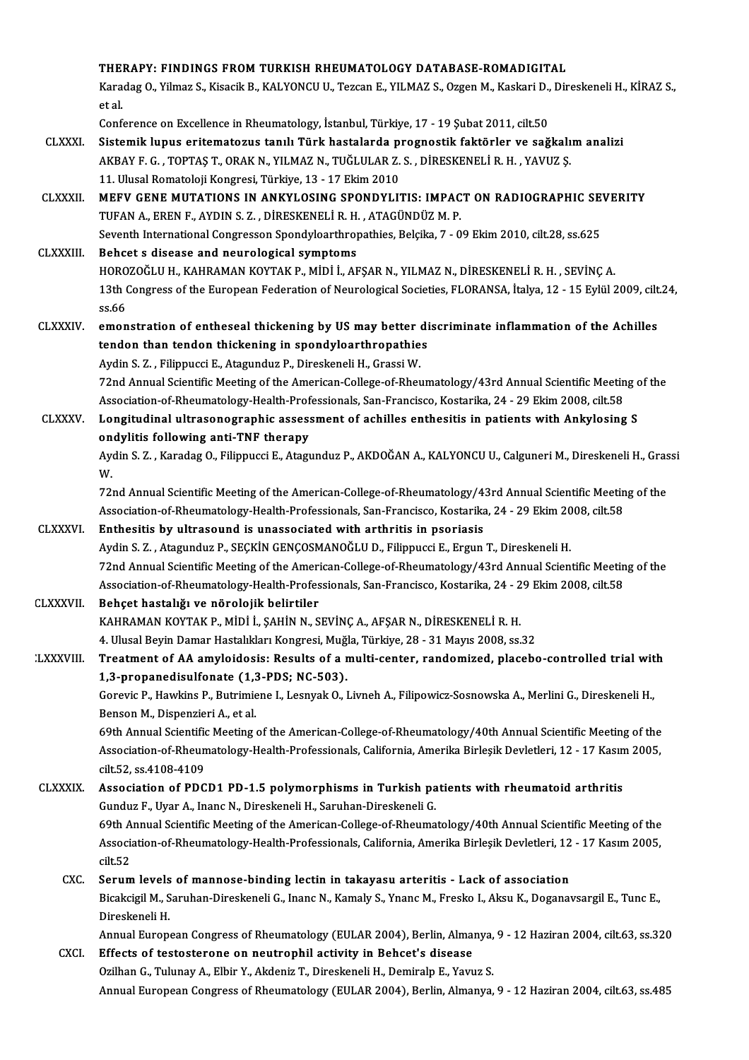THERAPY: FINDINGS FROM TURKISH RHEUMATOLOGY DATABASE-ROMADIGITAL
Karadag O., Yilmaz S., Kisacik B., KALYONCU U., Tezcan E., YILMAZ S., Ozgen M., Kaskari D., Direskeneli H., KİRAZ S., et al.
Conference on Excellence in Rheumatology, İstanbul, Türkiye, 17 - 19 Şubat 2011, cilt.50

CLXXXI. **Sistemik lupus eritematozus tanılı Türk hastalarda prognostik faktörler ve sağkalım analizi**
AKBAY F. G. , TOPTAŞ T., ORAK N., YILMAZ N., TUĞLULAR Z. S. , DİRESKENELİ R. H. , YAVUZ Ş.
11. Ulusal Romatoloji Kongresi, Türkiye, 13 - 17 Ekim 2010

CLXXXII. **MEFV GENE MUTATIONS IN ANKYLOSING SPONDYLITIS: IMPACT ON RADIOGRAPHIC SEVERITY**
TUFAN A., EREN F., AYDIN S. Z. , DİRESKENELİ R. H. , ATAGÜNDÜZ M. P.
Seventh International Congresson Spondyloarthropathies, Belçika, 7 - 09 Ekim 2010, cilt.28, ss.625

CLXXXIII. **Behcet s disease and neurological symptoms**
HOROZOĞLU H., KAHRAMAN KOYTAK P., MİDİ İ., AFŞAR N., YILMAZ N., DİRESKENELİ R. H. , SEVİNÇ A.
13th Congress of the European Federation of Neurological Societies, FLORANSA, İtalya, 12 - 15 Eylül 2009, cilt.24, ss.66

CLXXXIV. **emonstration of entheseal thickening by US may better discriminate inflammation of the Achilles tendon than tendon thickening in spondyloarthropathies**
Aydin S. Z. , Filippucci E., Atagunduz P., Direskeneli H., Grassi W.
72nd Annual Scientific Meeting of the American-College-of-Rheumatology/43rd Annual Scientific Meeting of the Association-of-Rheumatology-Health-Professionals, San-Francisco, Kostarika, 24 - 29 Ekim 2008, cilt.58

CLXXXV. **Longitudinal ultrasonographic assessment of achilles enthesitis in patients with Ankylosing S ondylitis following anti-TNF therapy**
Aydin S. Z. , Karadag O., Filippucci E., Atagunduz P., AKDOĞAN A., KALYONCU U., Calguneri M., Direskeneli H., Grassi W.
72nd Annual Scientific Meeting of the American-College-of-Rheumatology/43rd Annual Scientific Meeting of the Association-of-Rheumatology-Health-Professionals, San-Francisco, Kostarika, 24 - 29 Ekim 2008, cilt.58

CLXXXVI. **Enthesitis by ultrasound is unassociated with arthritis in psoriasis**
Aydin S. Z. , Atagunduz P., SEÇKİN GENÇOSMANOĞLU D., Filippucci E., Ergun T., Direskeneli H.
72nd Annual Scientific Meeting of the American-College-of-Rheumatology/43rd Annual Scientific Meeting of the Association-of-Rheumatology-Health-Professionals, San-Francisco, Kostarika, 24 - 29 Ekim 2008, cilt.58

CLXXXVII. **Behçet hastalığı ve nörolojik belirtiler**
KAHRAMAN KOYTAK P., MİDİ İ., ŞAHİN N., SEVİNÇ A., AFŞAR N., DİRESKENELİ R. H.
4. Ulusal Beyin Damar Hastalıkları Kongresi, Muğla, Türkiye, 28 - 31 Mayıs 2008, ss.32

CLXXXVIII. **Treatment of AA amyloidosis: Results of a multi-center, randomized, placebo-controlled trial with 1,3-propanedisulfonate (1,3-PDS; NC-503).**
Gorevic P., Hawkins P., Butrimiene I., Lesnyak O., Livneh A., Filipowicz-Sosnowska A., Merlini G., Direskeneli H., Benson M., Dispenzieri A., et al.
69th Annual Scientific Meeting of the American-College-of-Rheumatology/40th Annual Scientific Meeting of the Association-of-Rheumatology-Health-Professionals, California, Amerika Birleşik Devletleri, 12 - 17 Kasım 2005, cilt.52, ss.4108-4109

CLXXXIX. **Association of PDCD1 PD-1.5 polymorphisms in Turkish patients with rheumatoid arthritis**
Gunduz F., Uyar A., Inanc N., Direskeneli H., Saruhan-Direskeneli G.
69th Annual Scientific Meeting of the American-College-of-Rheumatology/40th Annual Scientific Meeting of the Association-of-Rheumatology-Health-Professionals, California, Amerika Birleşik Devletleri, 12 - 17 Kasım 2005, cilt.52

CXC. **Serum levels of mannose-binding lectin in takayasu arteritis - Lack of association**
Bicakcigil M., Saruhan-Direskeneli G., Inanc N., Kamaly S., Ynanc M., Fresko I., Aksu K., Doganavsargil E., Tunc E., Direskeneli H.
Annual European Congress of Rheumatology (EULAR 2004), Berlin, Almanya, 9 - 12 Haziran 2004, cilt.63, ss.320

CXCI. **Effects of testosterone on neutrophil activity in Behcet's disease**
Ozilhan G., Tulunay A., Elbir Y., Akdeniz T., Direskeneli H., Demiralp E., Yavuz S.
Annual European Congress of Rheumatology (EULAR 2004), Berlin, Almanya, 9 - 12 Haziran 2004, cilt.63, ss.485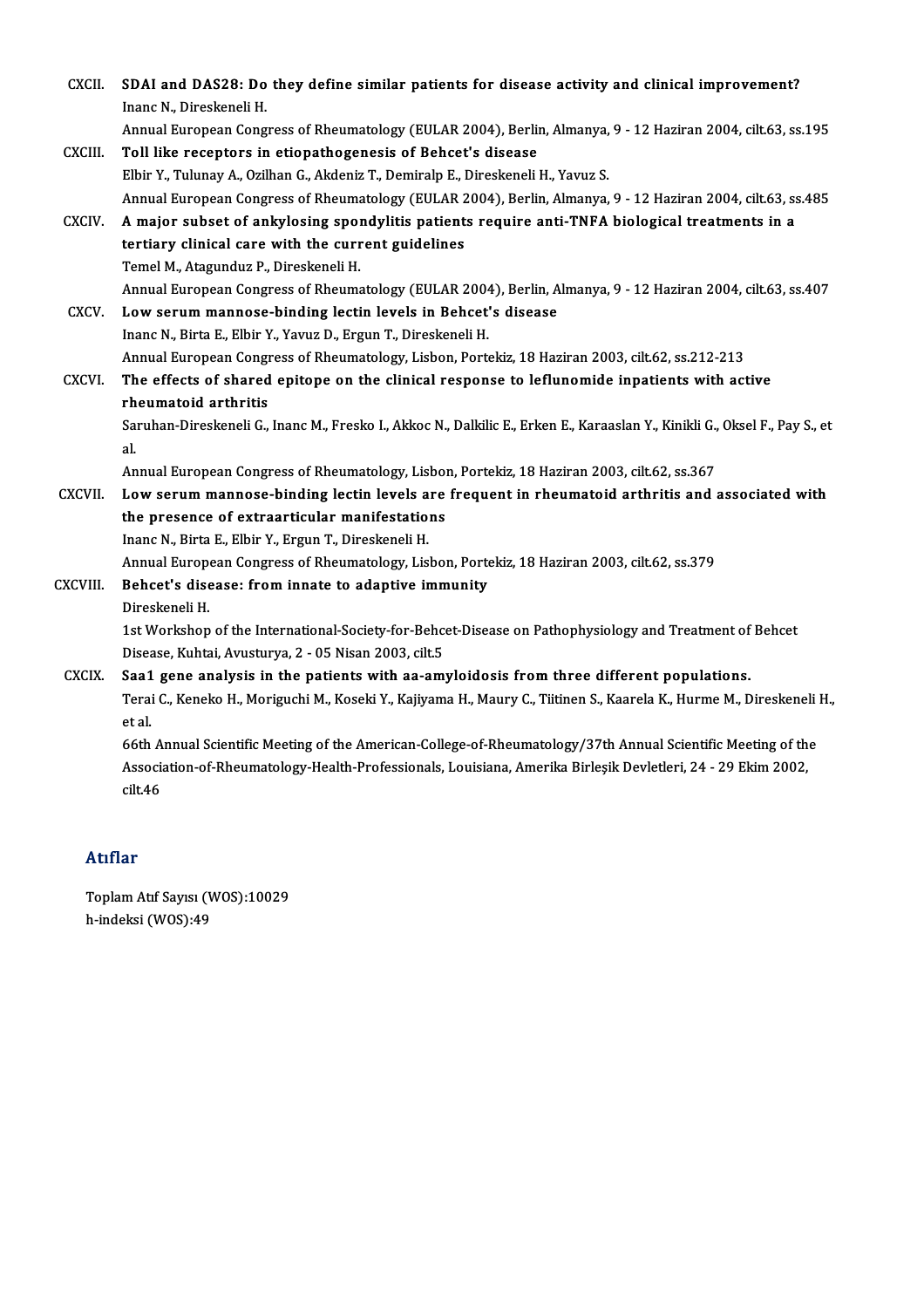CXCII. **SDAI and DAS28: Do they define similar patients for disease activity and clinical improvement?**
Inanc N., Direskeneli H.
Annual European Congress of Rheumatology (EULAR 2004), Berlin, Almanya, 9 - 12 Haziran 2004, cilt.63, ss.195

CXCIII. **Toll like receptors in etiopathogenesis of Behcet's disease**
Elbir Y., Tulunay A., Ozilhan G., Akdeniz T., Demiralp E., Direskeneli H., Yavuz S.
Annual European Congress of Rheumatology (EULAR 2004), Berlin, Almanya, 9 - 12 Haziran 2004, cilt.63, ss.485

CXCIV. **A major subset of ankylosing spondylitis patients require anti-TNFA biological treatments in a tertiary clinical care with the current guidelines**
Temel M., Atagunduz P., Direskeneli H.
Annual European Congress of Rheumatology (EULAR 2004), Berlin, Almanya, 9 - 12 Haziran 2004, cilt.63, ss.407

CXCV. **Low serum mannose-binding lectin levels in Behcet's disease**
Inanc N., Birta E., Elbir Y., Yavuz D., Ergun T., Direskeneli H.
Annual European Congress of Rheumatology, Lisbon, Portekiz, 18 Haziran 2003, cilt.62, ss.212-213

CXCVI. **The effects of shared epitope on the clinical response to leflunomide inpatients with active rheumatoid arthritis**
Saruhan-Direskeneli G., Inanc M., Fresko I., Akkoc N., Dalkilic E., Erken E., Karaaslan Y., Kinikli G., Oksel F., Pay S., et al.
Annual European Congress of Rheumatology, Lisbon, Portekiz, 18 Haziran 2003, cilt.62, ss.367

CXCVII. **Low serum mannose-binding lectin levels are frequent in rheumatoid arthritis and associated with the presence of extraarticular manifestations**
Inanc N., Birta E., Elbir Y., Ergun T., Direskeneli H.
Annual European Congress of Rheumatology, Lisbon, Portekiz, 18 Haziran 2003, cilt.62, ss.379

CXCVIII. **Behcet's disease: from innate to adaptive immunity**
Direskeneli H.
1st Workshop of the International-Society-for-Behcet-Disease on Pathophysiology and Treatment of Behcet Disease, Kuhtai, Avusturya, 2 - 05 Nisan 2003, cilt.5

CXCIX. **Saa1 gene analysis in the patients with aa-amyloidosis from three different populations.**
Terai C., Keneko H., Moriguchi M., Koseki Y., Kajiyama H., Maury C., Tiitinen S., Kaarela K., Hurme M., Direskeneli H., et al.
66th Annual Scientific Meeting of the American-College-of-Rheumatology/37th Annual Scientific Meeting of the Association-of-Rheumatology-Health-Professionals, Louisiana, Amerika Birleşik Devletleri, 24 - 29 Ekim 2002, cilt.46

## Atıflar

Toplam Atıf Sayısı (WOS):10029
h-indeksi (WOS):49